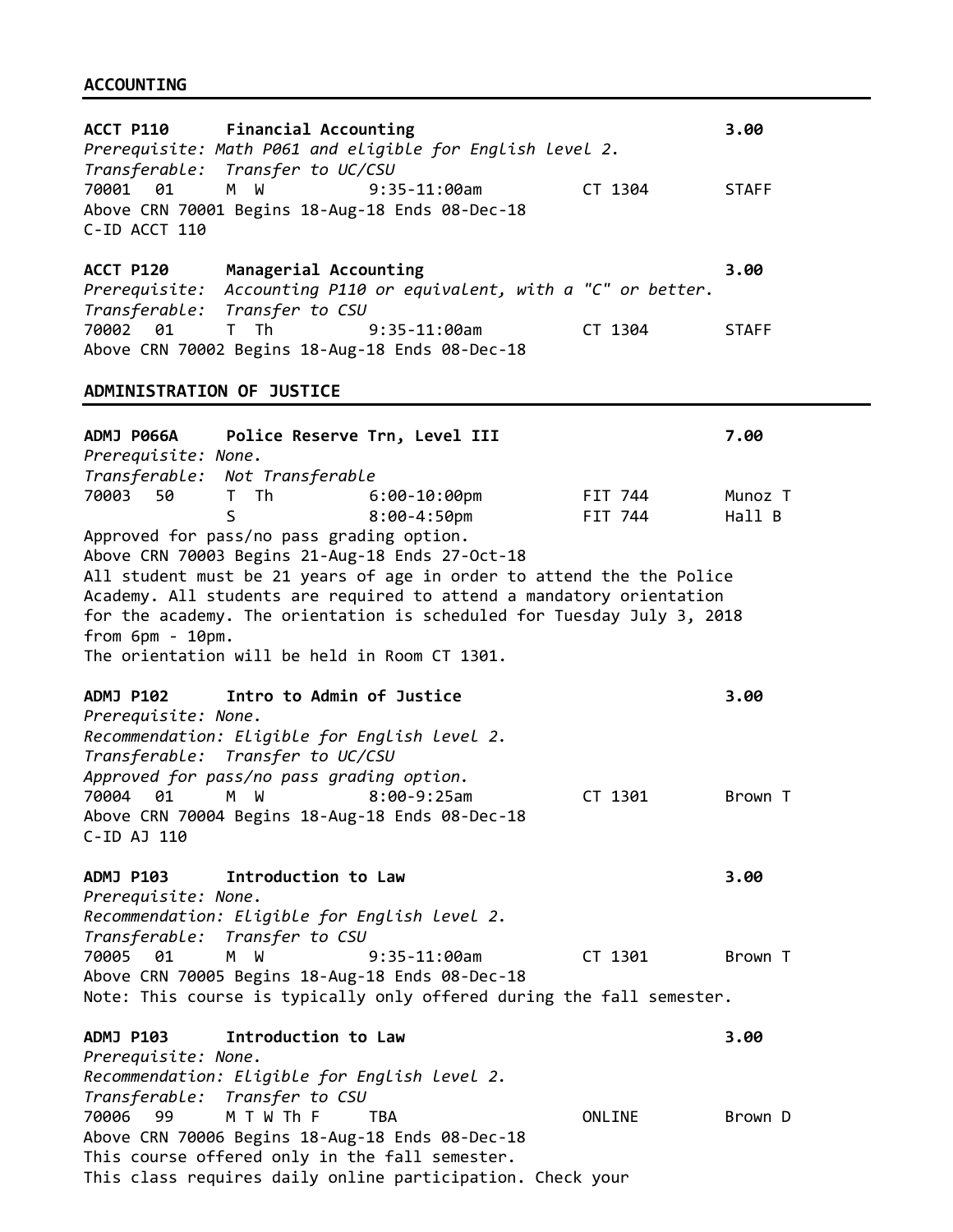## ACCOUNTING

**ACCT P110 Financial Accounting 3.00**

*Prerequisite: Math P061 and eligible for English level 2.*
*Transferable: Transfer to UC/CSU*

| CRN | Sec | Days | Time | Room | Instructor |
|---|---|---|---|---|---|
| 70001 | 01 | M W | 9:35-11:00am | CT 1304 | STAFF |

Above CRN 70001 Begins 18-Aug-18 Ends 08-Dec-18
C-ID ACCT 110

**ACCT P120 Managerial Accounting 3.00**

*Prerequisite: Accounting P110 or equivalent, with a "C" or better.*
*Transferable: Transfer to CSU*

| CRN | Sec | Days | Time | Room | Instructor |
|---|---|---|---|---|---|
| 70002 | 01 | T Th | 9:35-11:00am | CT 1304 | STAFF |

Above CRN 70002 Begins 18-Aug-18 Ends 08-Dec-18

## ADMINISTRATION OF JUSTICE

**ADMJ P066A Police Reserve Trn, Level III 7.00**

*Prerequisite: None.*
*Transferable: Not Transferable*

| CRN | Sec | Days | Time | Room | Instructor |
|---|---|---|---|---|---|
| 70003 | 50 | T Th | 6:00-10:00pm | FIT 744 | Munoz T |
| | | S | 8:00-4:50pm | FIT 744 | Hall B |

Approved for pass/no pass grading option.
Above CRN 70003 Begins 21-Aug-18 Ends 27-Oct-18
All student must be 21 years of age in order to attend the the Police Academy. All students are required to attend a mandatory orientation for the academy. The orientation is scheduled for Tuesday July 3, 2018 from 6pm - 10pm.
The orientation will be held in Room CT 1301.

**ADMJ P102 Intro to Admin of Justice 3.00**

*Prerequisite: None.*
*Recommendation: Eligible for English level 2.*
*Transferable: Transfer to UC/CSU*
*Approved for pass/no pass grading option.*

| CRN | Sec | Days | Time | Room | Instructor |
|---|---|---|---|---|---|
| 70004 | 01 | M W | 8:00-9:25am | CT 1301 | Brown T |

Above CRN 70004 Begins 18-Aug-18 Ends 08-Dec-18
C-ID AJ 110

**ADMJ P103 Introduction to Law 3.00**

*Prerequisite: None.*
*Recommendation: Eligible for English level 2.*
*Transferable: Transfer to CSU*

| CRN | Sec | Days | Time | Room | Instructor |
|---|---|---|---|---|---|
| 70005 | 01 | M W | 9:35-11:00am | CT 1301 | Brown T |

Above CRN 70005 Begins 18-Aug-18 Ends 08-Dec-18
Note: This course is typically only offered during the fall semester.

**ADMJ P103 Introduction to Law 3.00**

*Prerequisite: None.*
*Recommendation: Eligible for English level 2.*
*Transferable: Transfer to CSU*

| CRN | Sec | Days | Time | Room | Instructor |
|---|---|---|---|---|---|
| 70006 | 99 | M T W Th F | TBA | ONLINE | Brown D |

Above CRN 70006 Begins 18-Aug-18 Ends 08-Dec-18
This course offered only in the fall semester.
This class requires daily online participation. Check your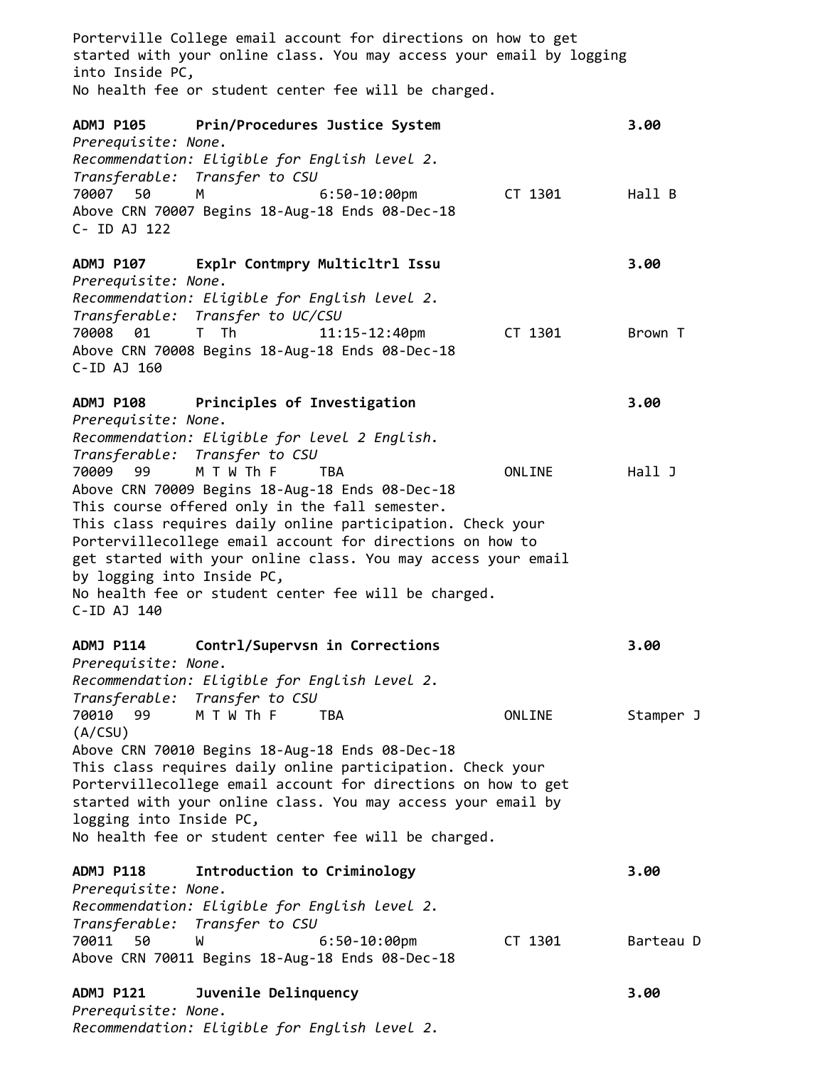Porterville College email account for directions on how to get started with your online class. You may access your email by logging into Inside PC,
No health fee or student center fee will be charged.

**ADMJ P105 Prin/Procedures Justice System 3.00**
*Prerequisite: None.*
*Recommendation: Eligible for English level 2.*
*Transferable: Transfer to CSU*

| CRN | Sec | Days | Time | Room | Instructor |
|---|---|---|---|---|---|
| 70007 | 50 | M | 6:50-10:00pm | CT 1301 | Hall B |

Above CRN 70007 Begins 18-Aug-18 Ends 08-Dec-18
C- ID AJ 122

**ADMJ P107 Explr Contmpry Multicltrl Issu 3.00**
*Prerequisite: None.*
*Recommendation: Eligible for English level 2.*
*Transferable: Transfer to UC/CSU*

| CRN | Sec | Days | Time | Room | Instructor |
|---|---|---|---|---|---|
| 70008 | 01 | T Th | 11:15-12:40pm | CT 1301 | Brown T |

Above CRN 70008 Begins 18-Aug-18 Ends 08-Dec-18
C-ID AJ 160

**ADMJ P108 Principles of Investigation 3.00**
*Prerequisite: None.*
*Recommendation: Eligible for level 2 English.*
*Transferable: Transfer to CSU*

| CRN | Sec | Days | Time | Room | Instructor |
|---|---|---|---|---|---|
| 70009 | 99 | M T W Th F | TBA | ONLINE | Hall J |

Above CRN 70009 Begins 18-Aug-18 Ends 08-Dec-18
This course offered only in the fall semester.
This class requires daily online participation. Check your Portervillecollege email account for directions on how to get started with your online class. You may access your email by logging into Inside PC,
No health fee or student center fee will be charged.
C-ID AJ 140

**ADMJ P114 Contrl/Supervsn in Corrections 3.00**
*Prerequisite: None.*
*Recommendation: Eligible for English Level 2.*
*Transferable: Transfer to CSU*

| CRN | Sec | Days | Time | Room | Instructor |
|---|---|---|---|---|---|
| 70010 | 99 | M T W Th F | TBA | ONLINE | Stamper J |

(A/CSU)
Above CRN 70010 Begins 18-Aug-18 Ends 08-Dec-18
This class requires daily online participation. Check your Portervillecollege email account for directions on how to get started with your online class. You may access your email by logging into Inside PC,
No health fee or student center fee will be charged.

**ADMJ P118 Introduction to Criminology 3.00**
*Prerequisite: None.*
*Recommendation: Eligible for English level 2.*
*Transferable: Transfer to CSU*

| CRN | Sec | Days | Time | Room | Instructor |
|---|---|---|---|---|---|
| 70011 | 50 | W | 6:50-10:00pm | CT 1301 | Barteau D |

Above CRN 70011 Begins 18-Aug-18 Ends 08-Dec-18

**ADMJ P121 Juvenile Delinquency 3.00**
*Prerequisite: None.*
*Recommendation: Eligible for English level 2.*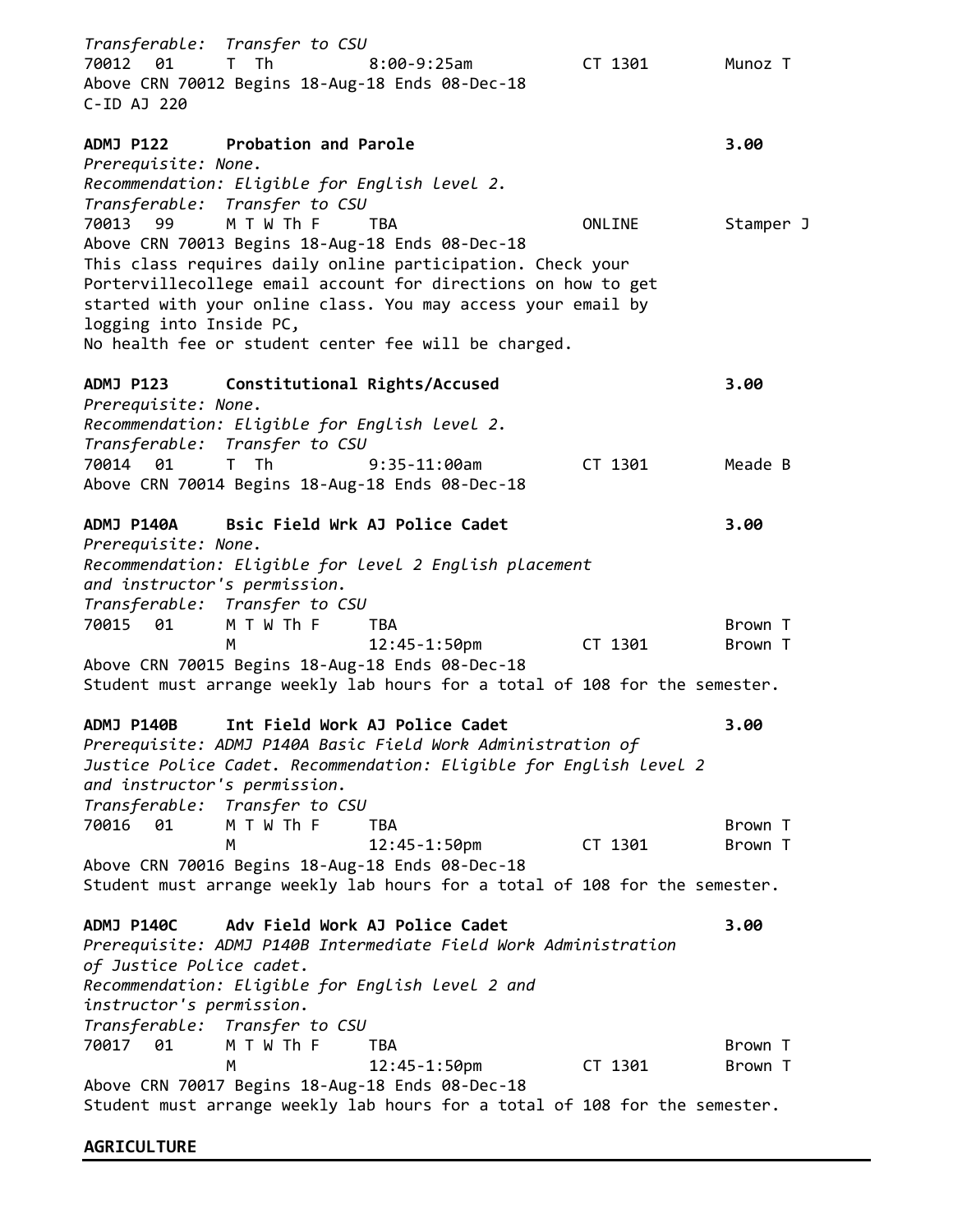*Transferable: Transfer to CSU*

| | | | | | |
|---|---|---|---|---|---|
| 70012 | 01 | T Th | 8:00-9:25am | CT 1301 | Munoz T |

Above CRN 70012 Begins 18-Aug-18 Ends 08-Dec-18
C-ID AJ 220

**ADMJ P122 Probation and Parole** **3.00**

*Prerequisite: None.*
*Recommendation: Eligible for English level 2.*
*Transferable: Transfer to CSU*

| | | | | | |
|---|---|---|---|---|---|
| 70013 | 99 | M T W Th F | TBA | ONLINE | Stamper J |

Above CRN 70013 Begins 18-Aug-18 Ends 08-Dec-18
This class requires daily online participation. Check your Portervillecollege email account for directions on how to get started with your online class. You may access your email by logging into Inside PC,
No health fee or student center fee will be charged.

**ADMJ P123 Constitutional Rights/Accused** **3.00**

*Prerequisite: None.*
*Recommendation: Eligible for English level 2.*
*Transferable: Transfer to CSU*

| | | | | | |
|---|---|---|---|---|---|
| 70014 | 01 | T Th | 9:35-11:00am | CT 1301 | Meade B |

Above CRN 70014 Begins 18-Aug-18 Ends 08-Dec-18

**ADMJ P140A Bsic Field Wrk AJ Police Cadet** **3.00**

*Prerequisite: None.*
*Recommendation: Eligible for level 2 English placement and instructor's permission.*
*Transferable: Transfer to CSU*

| | | | | | |
|---|---|---|---|---|---|
| 70015 | 01 | M T W Th F | TBA | | Brown T |
| | | M | 12:45-1:50pm | CT 1301 | Brown T |

Above CRN 70015 Begins 18-Aug-18 Ends 08-Dec-18
Student must arrange weekly lab hours for a total of 108 for the semester.

**ADMJ P140B Int Field Work AJ Police Cadet** **3.00**

*Prerequisite: ADMJ P140A Basic Field Work Administration of Justice Police Cadet. Recommendation: Eligible for English level 2 and instructor's permission.*
*Transferable: Transfer to CSU*

| | | | | | |
|---|---|---|---|---|---|
| 70016 | 01 | M T W Th F | TBA | | Brown T |
| | | M | 12:45-1:50pm | CT 1301 | Brown T |

Above CRN 70016 Begins 18-Aug-18 Ends 08-Dec-18
Student must arrange weekly lab hours for a total of 108 for the semester.

**ADMJ P140C Adv Field Work AJ Police Cadet** **3.00**

*Prerequisite: ADMJ P140B Intermediate Field Work Administration of Justice Police cadet.*
*Recommendation: Eligible for English level 2 and instructor's permission.*
*Transferable: Transfer to CSU*

| | | | | | |
|---|---|---|---|---|---|
| 70017 | 01 | M T W Th F | TBA | | Brown T |
| | | M | 12:45-1:50pm | CT 1301 | Brown T |

Above CRN 70017 Begins 18-Aug-18 Ends 08-Dec-18
Student must arrange weekly lab hours for a total of 108 for the semester.

## AGRICULTURE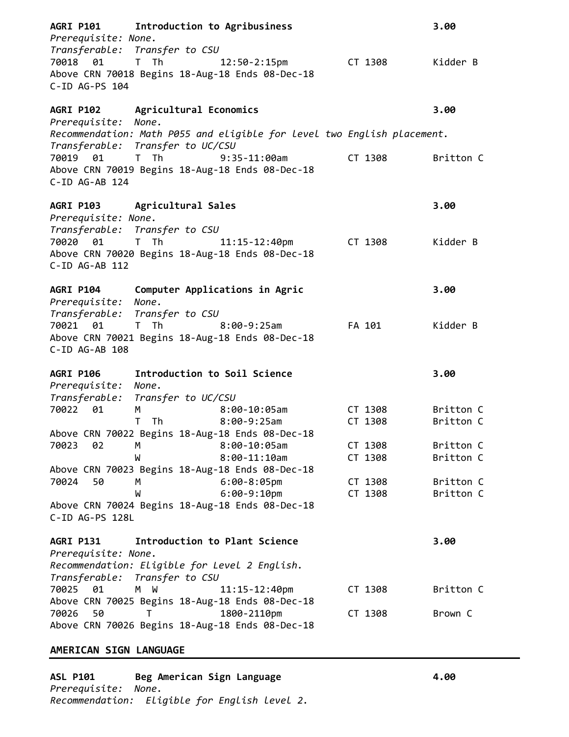**AGRI P101 Introduction to Agribusiness 3.00**
*Prerequisite: None.*
*Transferable: Transfer to CSU*

| CRN | Sec | Days | Time | Room | Instructor |
|---|---|---|---|---|---|
| 70018 | 01 | T Th | 12:50-2:15pm | CT 1308 | Kidder B |

Above CRN 70018 Begins 18-Aug-18 Ends 08-Dec-18
C-ID AG-PS 104

**AGRI P102 Agricultural Economics 3.00**
*Prerequisite: None.*
*Recommendation: Math P055 and eligible for level two English placement.*
*Transferable: Transfer to UC/CSU*

| CRN | Sec | Days | Time | Room | Instructor |
|---|---|---|---|---|---|
| 70019 | 01 | T Th | 9:35-11:00am | CT 1308 | Britton C |

Above CRN 70019 Begins 18-Aug-18 Ends 08-Dec-18
C-ID AG-AB 124

**AGRI P103 Agricultural Sales 3.00**
*Prerequisite: None.*
*Transferable: Transfer to CSU*

| CRN | Sec | Days | Time | Room | Instructor |
|---|---|---|---|---|---|
| 70020 | 01 | T Th | 11:15-12:40pm | CT 1308 | Kidder B |

Above CRN 70020 Begins 18-Aug-18 Ends 08-Dec-18
C-ID AG-AB 112

**AGRI P104 Computer Applications in Agric 3.00**
*Prerequisite: None.*
*Transferable: Transfer to CSU*

| CRN | Sec | Days | Time | Room | Instructor |
|---|---|---|---|---|---|
| 70021 | 01 | T Th | 8:00-9:25am | FA 101 | Kidder B |

Above CRN 70021 Begins 18-Aug-18 Ends 08-Dec-18
C-ID AG-AB 108

**AGRI P106 Introduction to Soil Science 3.00**
*Prerequisite: None.*
*Transferable: Transfer to UC/CSU*

| CRN | Sec | Days | Time | Room | Instructor |
|---|---|---|---|---|---|
| 70022 | 01 | M | 8:00-10:05am | CT 1308 | Britton C |
| | | T Th | 8:00-9:25am | CT 1308 | Britton C |

Above CRN 70022 Begins 18-Aug-18 Ends 08-Dec-18

| CRN | Sec | Days | Time | Room | Instructor |
|---|---|---|---|---|---|
| 70023 | 02 | M | 8:00-10:05am | CT 1308 | Britton C |
| | | W | 8:00-11:10am | CT 1308 | Britton C |

Above CRN 70023 Begins 18-Aug-18 Ends 08-Dec-18

| CRN | Sec | Days | Time | Room | Instructor |
|---|---|---|---|---|---|
| 70024 | 50 | M | 6:00-8:05pm | CT 1308 | Britton C |
| | | W | 6:00-9:10pm | CT 1308 | Britton C |

Above CRN 70024 Begins 18-Aug-18 Ends 08-Dec-18
C-ID AG-PS 128L

**AGRI P131 Introduction to Plant Science 3.00**
*Prerequisite: None.*
*Recommendation: Eligible for Level 2 English.*
*Transferable: Transfer to CSU*

| CRN | Sec | Days | Time | Room | Instructor |
|---|---|---|---|---|---|
| 70025 | 01 | M W | 11:15-12:40pm | CT 1308 | Britton C |

Above CRN 70025 Begins 18-Aug-18 Ends 08-Dec-18

| CRN | Sec | Days | Time | Room | Instructor |
|---|---|---|---|---|---|
| 70026 | 50 | T | 1800-2110pm | CT 1308 | Brown C |

Above CRN 70026 Begins 18-Aug-18 Ends 08-Dec-18

## AMERICAN SIGN LANGUAGE

**ASL P101 Beg American Sign Language 4.00**
*Prerequisite: None.*
*Recommendation: Eligible for English level 2.*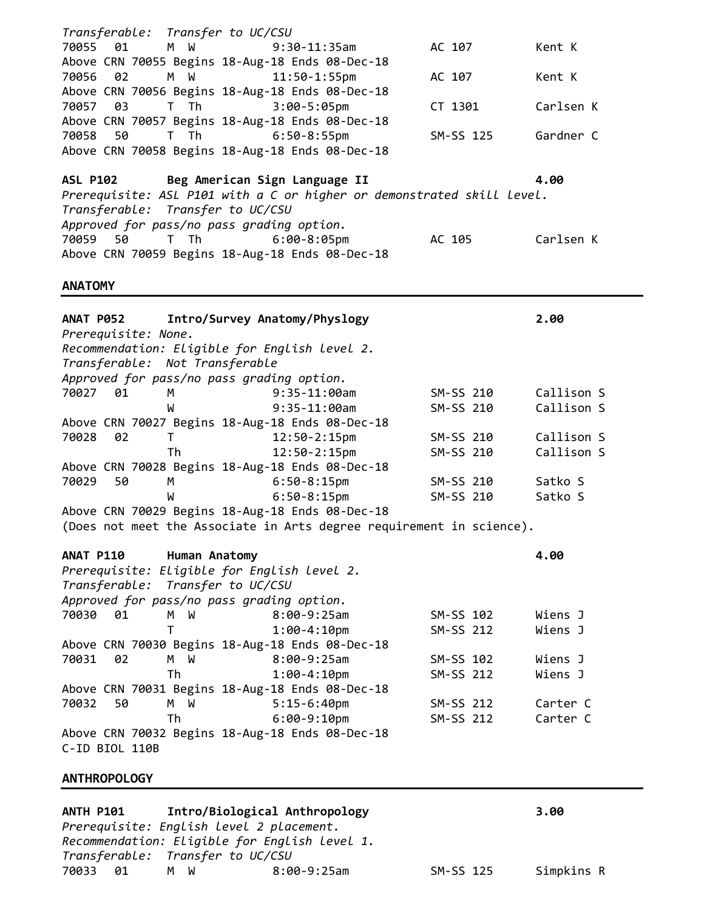*Transferable: Transfer to UC/CSU*

| CRN | Sec | Days | Time | Room | Instructor |
|---|---|---|---|---|---|
| 70055 | 01 | M W | 9:30-11:35am | AC 107 | Kent K |

Above CRN 70055 Begins 18-Aug-18 Ends 08-Dec-18

| CRN | Sec | Days | Time | Room | Instructor |
|---|---|---|---|---|---|
| 70056 | 02 | M W | 11:50-1:55pm | AC 107 | Kent K |

Above CRN 70056 Begins 18-Aug-18 Ends 08-Dec-18

| CRN | Sec | Days | Time | Room | Instructor |
|---|---|---|---|---|---|
| 70057 | 03 | T Th | 3:00-5:05pm | CT 1301 | Carlsen K |

Above CRN 70057 Begins 18-Aug-18 Ends 08-Dec-18

| CRN | Sec | Days | Time | Room | Instructor |
|---|---|---|---|---|---|
| 70058 | 50 | T Th | 6:50-8:55pm | SM-SS 125 | Gardner C |

Above CRN 70058 Begins 18-Aug-18 Ends 08-Dec-18

**ASL P102 Beg American Sign Language II 4.00**

*Prerequisite: ASL P101 with a C or higher or demonstrated skill level.*
*Transferable: Transfer to UC/CSU*
*Approved for pass/no pass grading option.*

| CRN | Sec | Days | Time | Room | Instructor |
|---|---|---|---|---|---|
| 70059 | 50 | T Th | 6:00-8:05pm | AC 105 | Carlsen K |

Above CRN 70059 Begins 18-Aug-18 Ends 08-Dec-18

## ANATOMY

**ANAT P052 Intro/Survey Anatomy/Physlogy 2.00**

*Prerequisite: None.*
*Recommendation: Eligible for English level 2.*
*Transferable: Not Transferable*
*Approved for pass/no pass grading option.*

| CRN | Sec | Days | Time | Room | Instructor |
|---|---|---|---|---|---|
| 70027 | 01 | M | 9:35-11:00am | SM-SS 210 | Callison S |
| | | W | 9:35-11:00am | SM-SS 210 | Callison S |

Above CRN 70027 Begins 18-Aug-18 Ends 08-Dec-18

| CRN | Sec | Days | Time | Room | Instructor |
|---|---|---|---|---|---|
| 70028 | 02 | T | 12:50-2:15pm | SM-SS 210 | Callison S |
| | | Th | 12:50-2:15pm | SM-SS 210 | Callison S |

Above CRN 70028 Begins 18-Aug-18 Ends 08-Dec-18

| CRN | Sec | Days | Time | Room | Instructor |
|---|---|---|---|---|---|
| 70029 | 50 | M | 6:50-8:15pm | SM-SS 210 | Satko S |
| | | W | 6:50-8:15pm | SM-SS 210 | Satko S |

Above CRN 70029 Begins 18-Aug-18 Ends 08-Dec-18
(Does not meet the Associate in Arts degree requirement in science).

**ANAT P110 Human Anatomy 4.00**

*Prerequisite: Eligible for English level 2.*
*Transferable: Transfer to UC/CSU*
*Approved for pass/no pass grading option.*

| CRN | Sec | Days | Time | Room | Instructor |
|---|---|---|---|---|---|
| 70030 | 01 | M W | 8:00-9:25am | SM-SS 102 | Wiens J |
| | | T | 1:00-4:10pm | SM-SS 212 | Wiens J |

Above CRN 70030 Begins 18-Aug-18 Ends 08-Dec-18

| CRN | Sec | Days | Time | Room | Instructor |
|---|---|---|---|---|---|
| 70031 | 02 | M W | 8:00-9:25am | SM-SS 102 | Wiens J |
| | | Th | 1:00-4:10pm | SM-SS 212 | Wiens J |

Above CRN 70031 Begins 18-Aug-18 Ends 08-Dec-18

| CRN | Sec | Days | Time | Room | Instructor |
|---|---|---|---|---|---|
| 70032 | 50 | M W | 5:15-6:40pm | SM-SS 212 | Carter C |
| | | Th | 6:00-9:10pm | SM-SS 212 | Carter C |

Above CRN 70032 Begins 18-Aug-18 Ends 08-Dec-18
C-ID BIOL 110B

## ANTHROPOLOGY

**ANTH P101 Intro/Biological Anthropology 3.00**

*Prerequisite: English level 2 placement.*
*Recommendation: Eligible for English level 1.*
*Transferable: Transfer to UC/CSU*

| CRN | Sec | Days | Time | Room | Instructor |
|---|---|---|---|---|---|
| 70033 | 01 | M W | 8:00-9:25am | SM-SS 125 | Simpkins R |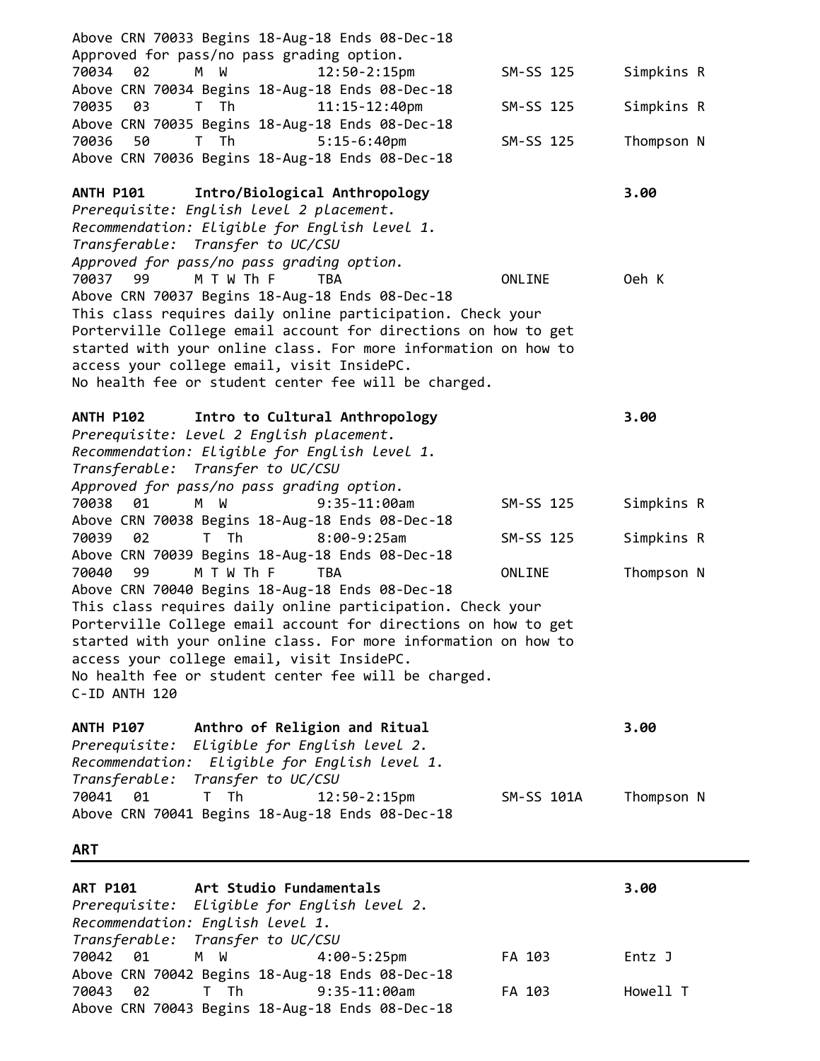Above CRN 70033 Begins 18-Aug-18 Ends 08-Dec-18
Approved for pass/no pass grading option.

```
70034   02      M  W            12:50-2:15pm            SM-SS 125       Simpkins R
```
Above CRN 70034 Begins 18-Aug-18 Ends 08-Dec-18

```
70035   03      T  Th           11:15-12:40pm           SM-SS 125       Simpkins R
```
Above CRN 70035 Begins 18-Aug-18 Ends 08-Dec-18

```
70036   50      T  Th           5:15-6:40pm             SM-SS 125       Thompson N
```
Above CRN 70036 Begins 18-Aug-18 Ends 08-Dec-18

**ANTH P101 Intro/Biological Anthropology 3.00**

*Prerequisite: English level 2 placement.*
*Recommendation: Eligible for English level 1.*
*Transferable: Transfer to UC/CSU*
*Approved for pass/no pass grading option.*

```
70037   99      M T W Th F      TBA                     ONLINE          Oeh K
```
Above CRN 70037 Begins 18-Aug-18 Ends 08-Dec-18
This class requires daily online participation. Check your Porterville College email account for directions on how to get started with your online class. For more information on how to access your college email, visit InsidePC.
No health fee or student center fee will be charged.

**ANTH P102 Intro to Cultural Anthropology 3.00**

*Prerequisite: Level 2 English placement.*
*Recommendation: Eligible for English level 1.*
*Transferable: Transfer to UC/CSU*
*Approved for pass/no pass grading option.*

```
70038   01      M  W            9:35-11:00am            SM-SS 125       Simpkins R
```
Above CRN 70038 Begins 18-Aug-18 Ends 08-Dec-18

```
70039   02      T  Th           8:00-9:25am             SM-SS 125       Simpkins R
```
Above CRN 70039 Begins 18-Aug-18 Ends 08-Dec-18

```
70040   99      M T W Th F      TBA                     ONLINE          Thompson N
```
Above CRN 70040 Begins 18-Aug-18 Ends 08-Dec-18
This class requires daily online participation. Check your Porterville College email account for directions on how to get started with your online class. For more information on how to access your college email, visit InsidePC.
No health fee or student center fee will be charged.
C-ID ANTH 120

**ANTH P107 Anthro of Religion and Ritual 3.00**

*Prerequisite: Eligible for English level 2.*
*Recommendation: Eligible for English level 1.*
*Transferable: Transfer to UC/CSU*

```
70041   01      T  Th           12:50-2:15pm            SM-SS 101A      Thompson N
```
Above CRN 70041 Begins 18-Aug-18 Ends 08-Dec-18

## ART

**ART P101 Art Studio Fundamentals 3.00**

*Prerequisite: Eligible for English level 2.*
*Recommendation: English level 1.*
*Transferable: Transfer to UC/CSU*

```
70042   01      M  W            4:00-5:25pm             FA 103          Entz J
```
Above CRN 70042 Begins 18-Aug-18 Ends 08-Dec-18

```
70043   02      T  Th           9:35-11:00am            FA 103          Howell T
```
Above CRN 70043 Begins 18-Aug-18 Ends 08-Dec-18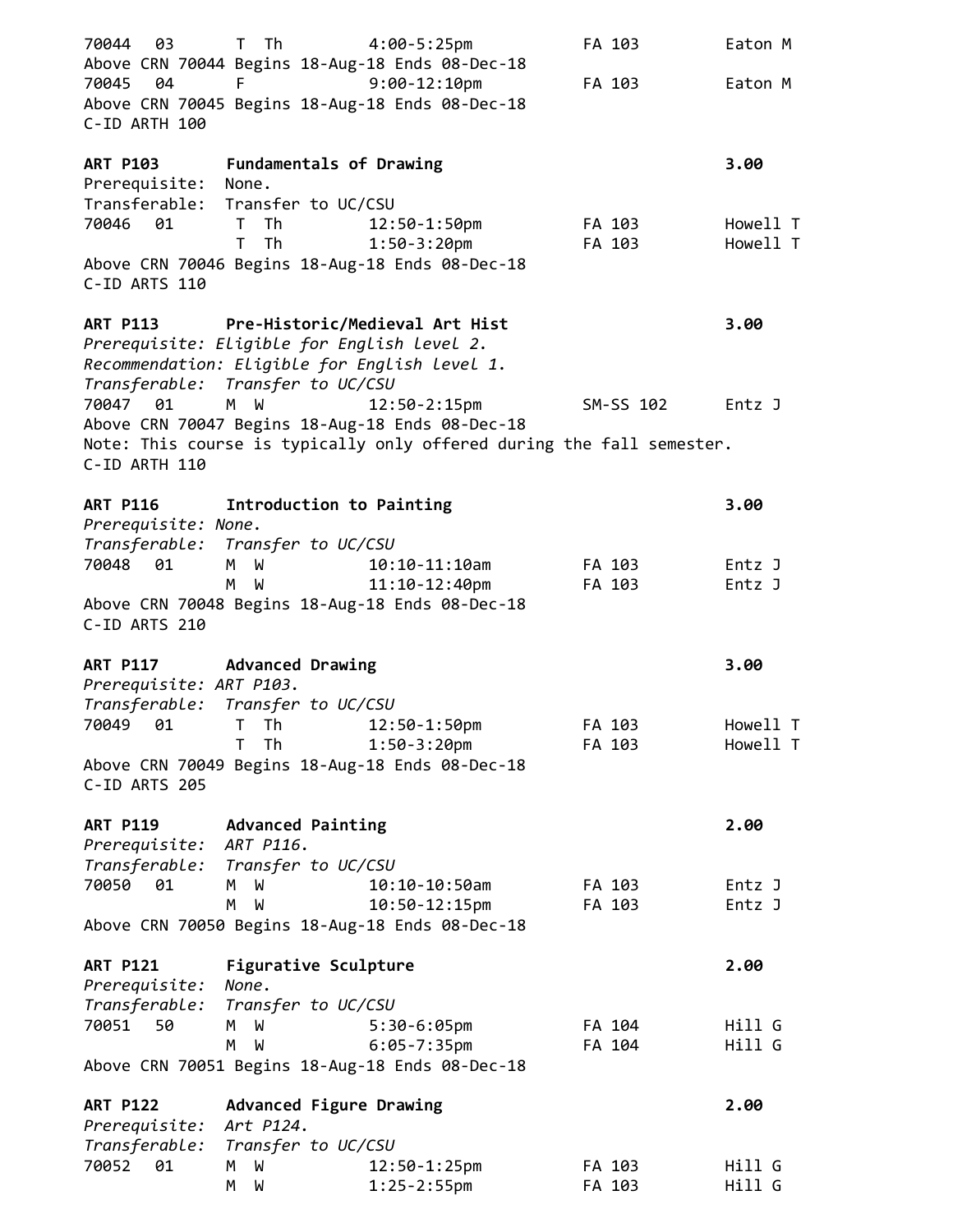70044 03 T Th 4:00-5:25pm FA 103 Eaton M
Above CRN 70044 Begins 18-Aug-18 Ends 08-Dec-18
70045 04 F 9:00-12:10pm FA 103 Eaton M
Above CRN 70045 Begins 18-Aug-18 Ends 08-Dec-18
C-ID ARTH 100

**ART P103 Fundamentals of Drawing** **3.00**
Prerequisite: None.
Transferable: Transfer to UC/CSU

| CRN | Sec | Days | Time | Room | Instructor |
|---|---|---|---|---|---|
| 70046 | 01 | T Th | 12:50-1:50pm | FA 103 | Howell T |
| | | T Th | 1:50-3:20pm | FA 103 | Howell T |

Above CRN 70046 Begins 18-Aug-18 Ends 08-Dec-18
C-ID ARTS 110

**ART P113 Pre-Historic/Medieval Art Hist** **3.00**
*Prerequisite: Eligible for English level 2.*
*Recommendation: Eligible for English level 1.*
*Transferable: Transfer to UC/CSU*

| CRN | Sec | Days | Time | Room | Instructor |
|---|---|---|---|---|---|
| 70047 | 01 | M W | 12:50-2:15pm | SM-SS 102 | Entz J |

Above CRN 70047 Begins 18-Aug-18 Ends 08-Dec-18
Note: This course is typically only offered during the fall semester.
C-ID ARTH 110

**ART P116 Introduction to Painting** **3.00**
*Prerequisite: None.*
*Transferable: Transfer to UC/CSU*

| CRN | Sec | Days | Time | Room | Instructor |
|---|---|---|---|---|---|
| 70048 | 01 | M W | 10:10-11:10am | FA 103 | Entz J |
| | | M W | 11:10-12:40pm | FA 103 | Entz J |

Above CRN 70048 Begins 18-Aug-18 Ends 08-Dec-18
C-ID ARTS 210

**ART P117 Advanced Drawing** **3.00**
*Prerequisite: ART P103.*
*Transferable: Transfer to UC/CSU*

| CRN | Sec | Days | Time | Room | Instructor |
|---|---|---|---|---|---|
| 70049 | 01 | T Th | 12:50-1:50pm | FA 103 | Howell T |
| | | T Th | 1:50-3:20pm | FA 103 | Howell T |

Above CRN 70049 Begins 18-Aug-18 Ends 08-Dec-18
C-ID ARTS 205

**ART P119 Advanced Painting** **2.00**
*Prerequisite: ART P116.*
*Transferable: Transfer to UC/CSU*

| CRN | Sec | Days | Time | Room | Instructor |
|---|---|---|---|---|---|
| 70050 | 01 | M W | 10:10-10:50am | FA 103 | Entz J |
| | | M W | 10:50-12:15pm | FA 103 | Entz J |

Above CRN 70050 Begins 18-Aug-18 Ends 08-Dec-18

**ART P121 Figurative Sculpture** **2.00**
*Prerequisite: None.*
*Transferable: Transfer to UC/CSU*

| CRN | Sec | Days | Time | Room | Instructor |
|---|---|---|---|---|---|
| 70051 | 50 | M W | 5:30-6:05pm | FA 104 | Hill G |
| | | M W | 6:05-7:35pm | FA 104 | Hill G |

Above CRN 70051 Begins 18-Aug-18 Ends 08-Dec-18

**ART P122 Advanced Figure Drawing** **2.00**
*Prerequisite: Art P124.*
*Transferable: Transfer to UC/CSU*

| CRN | Sec | Days | Time | Room | Instructor |
|---|---|---|---|---|---|
| 70052 | 01 | M W | 12:50-1:25pm | FA 103 | Hill G |
| | | M W | 1:25-2:55pm | FA 103 | Hill G |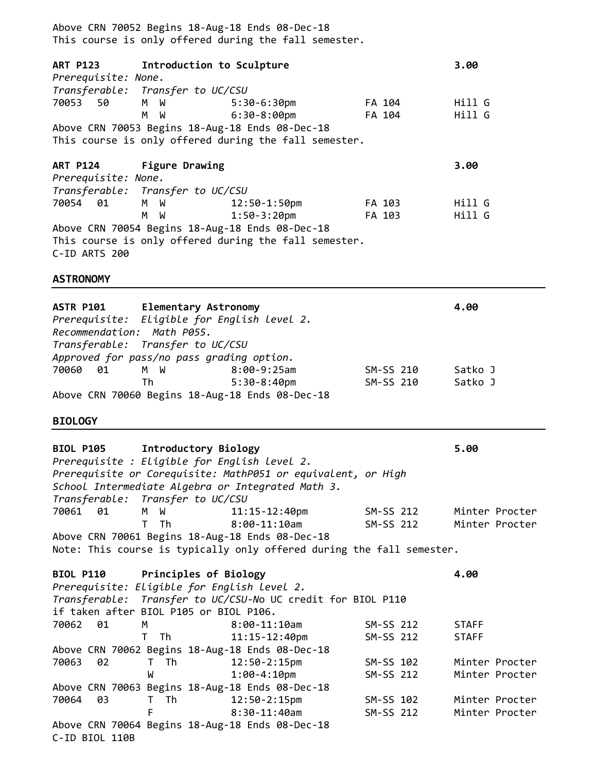Above CRN 70052 Begins 18-Aug-18 Ends 08-Dec-18
This course is only offered during the fall semester.

**ART P123 Introduction to Sculpture 3.00**

*Prerequisite: None.*
*Transferable: Transfer to UC/CSU*

| CRN | Sec | Days | Time | Room | Instructor |
|---|---|---|---|---|---|
| 70053 | 50 | M W | 5:30-6:30pm | FA 104 | Hill G |
| | | M W | 6:30-8:00pm | FA 104 | Hill G |

Above CRN 70053 Begins 18-Aug-18 Ends 08-Dec-18
This course is only offered during the fall semester.

**ART P124 Figure Drawing 3.00**

*Prerequisite: None.*
*Transferable: Transfer to UC/CSU*

| CRN | Sec | Days | Time | Room | Instructor |
|---|---|---|---|---|---|
| 70054 | 01 | M W | 12:50-1:50pm | FA 103 | Hill G |
| | | M W | 1:50-3:20pm | FA 103 | Hill G |

Above CRN 70054 Begins 18-Aug-18 Ends 08-Dec-18
This course is only offered during the fall semester.
C-ID ARTS 200

## ASTRONOMY

**ASTR P101 Elementary Astronomy 4.00**

*Prerequisite: Eligible for English level 2.*
*Recommendation: Math P055.*
*Transferable: Transfer to UC/CSU*
*Approved for pass/no pass grading option.*

| CRN | Sec | Days | Time | Room | Instructor |
|---|---|---|---|---|---|
| 70060 | 01 | M W | 8:00-9:25am | SM-SS 210 | Satko J |
| | | Th | 5:30-8:40pm | SM-SS 210 | Satko J |

Above CRN 70060 Begins 18-Aug-18 Ends 08-Dec-18

## BIOLOGY

**BIOL P105 Introductory Biology 5.00**

*Prerequisite : Eligible for English level 2.*
*Prerequisite or Corequisite: MathP051 or equivalent, or High School Intermediate Algebra or Integrated Math 3.*
*Transferable: Transfer to UC/CSU*

| CRN | Sec | Days | Time | Room | Instructor |
|---|---|---|---|---|---|
| 70061 | 01 | M W | 11:15-12:40pm | SM-SS 212 | Minter Procter |
| | | T Th | 8:00-11:10am | SM-SS 212 | Minter Procter |

Above CRN 70061 Begins 18-Aug-18 Ends 08-Dec-18
Note: This course is typically only offered during the fall semester.

**BIOL P110 Principles of Biology 4.00**

*Prerequisite: Eligible for English level 2.*
*Transferable: Transfer to UC/CSU-No UC credit for BIOL P110 if taken after BIOL P105 or BIOL P106.*

| CRN | Sec | Days | Time | Room | Instructor |
|---|---|---|---|---|---|
| 70062 | 01 | M | 8:00-11:10am | SM-SS 212 | STAFF |
| | | T Th | 11:15-12:40pm | SM-SS 212 | STAFF |

Above CRN 70062 Begins 18-Aug-18 Ends 08-Dec-18

| CRN | Sec | Days | Time | Room | Instructor |
|---|---|---|---|---|---|
| 70063 | 02 | T Th | 12:50-2:15pm | SM-SS 102 | Minter Procter |
| | | W | 1:00-4:10pm | SM-SS 212 | Minter Procter |

Above CRN 70063 Begins 18-Aug-18 Ends 08-Dec-18

| CRN | Sec | Days | Time | Room | Instructor |
|---|---|---|---|---|---|
| 70064 | 03 | T Th | 12:50-2:15pm | SM-SS 102 | Minter Procter |
| | | F | 8:30-11:40am | SM-SS 212 | Minter Procter |

Above CRN 70064 Begins 18-Aug-18 Ends 08-Dec-18
C-ID BIOL 110B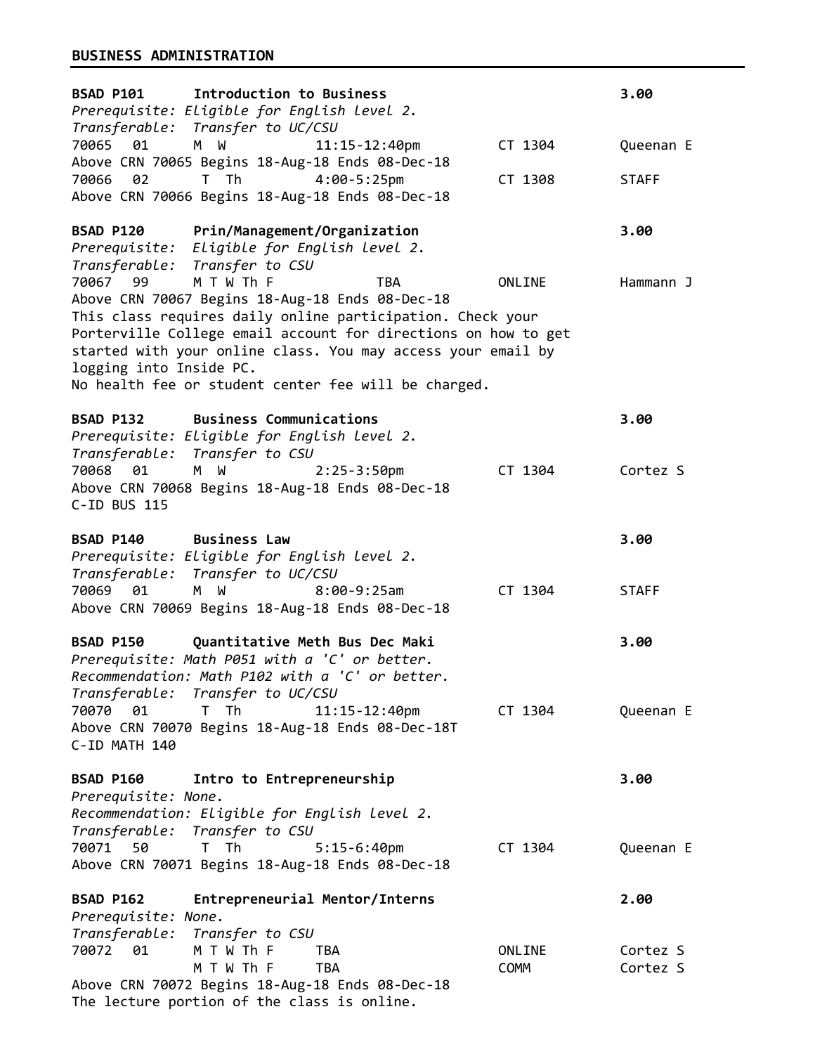## BUSINESS ADMINISTRATION

**BSAD P101 Introduction to Business** **3.00**
*Prerequisite: Eligible for English level 2.*
*Transferable: Transfer to UC/CSU*

| CRN | Sec | Days | Time | Room | Instructor |
|---|---|---|---|---|---|
| 70065 | 01 | M W | 11:15-12:40pm | CT 1304 | Queenan E |

Above CRN 70065 Begins 18-Aug-18 Ends 08-Dec-18

| CRN | Sec | Days | Time | Room | Instructor |
|---|---|---|---|---|---|
| 70066 | 02 | T Th | 4:00-5:25pm | CT 1308 | STAFF |

Above CRN 70066 Begins 18-Aug-18 Ends 08-Dec-18

**BSAD P120 Prin/Management/Organization** **3.00**
*Prerequisite: Eligible for English level 2.*
*Transferable: Transfer to CSU*

| CRN | Sec | Days | Time | Room | Instructor |
|---|---|---|---|---|---|
| 70067 | 99 | M T W Th F | TBA | ONLINE | Hammann J |

Above CRN 70067 Begins 18-Aug-18 Ends 08-Dec-18
This class requires daily online participation. Check your Porterville College email account for directions on how to get started with your online class. You may access your email by logging into Inside PC.
No health fee or student center fee will be charged.

**BSAD P132 Business Communications** **3.00**
*Prerequisite: Eligible for English level 2.*
*Transferable: Transfer to CSU*

| CRN | Sec | Days | Time | Room | Instructor |
|---|---|---|---|---|---|
| 70068 | 01 | M W | 2:25-3:50pm | CT 1304 | Cortez S |

Above CRN 70068 Begins 18-Aug-18 Ends 08-Dec-18
C-ID BUS 115

**BSAD P140 Business Law** **3.00**
*Prerequisite: Eligible for English level 2.*
*Transferable: Transfer to UC/CSU*

| CRN | Sec | Days | Time | Room | Instructor |
|---|---|---|---|---|---|
| 70069 | 01 | M W | 8:00-9:25am | CT 1304 | STAFF |

Above CRN 70069 Begins 18-Aug-18 Ends 08-Dec-18

**BSAD P150 Quantitative Meth Bus Dec Maki** **3.00**
*Prerequisite: Math P051 with a 'C' or better.*
*Recommendation: Math P102 with a 'C' or better.*
*Transferable: Transfer to UC/CSU*

| CRN | Sec | Days | Time | Room | Instructor |
|---|---|---|---|---|---|
| 70070 | 01 | T Th | 11:15-12:40pm | CT 1304 | Queenan E |

Above CRN 70070 Begins 18-Aug-18 Ends 08-Dec-18T
C-ID MATH 140

**BSAD P160 Intro to Entrepreneurship** **3.00**
*Prerequisite: None.*
*Recommendation: Eligible for English level 2.*
*Transferable: Transfer to CSU*

| CRN | Sec | Days | Time | Room | Instructor |
|---|---|---|---|---|---|
| 70071 | 50 | T Th | 5:15-6:40pm | CT 1304 | Queenan E |

Above CRN 70071 Begins 18-Aug-18 Ends 08-Dec-18

**BSAD P162 Entrepreneurial Mentor/Interns** **2.00**
*Prerequisite: None.*
*Transferable: Transfer to CSU*

| CRN | Sec | Days | Time | Room | Instructor |
|---|---|---|---|---|---|
| 70072 | 01 | M T W Th F | TBA | ONLINE | Cortez S |
| | | M T W Th F | TBA | COMM | Cortez S |

Above CRN 70072 Begins 18-Aug-18 Ends 08-Dec-18
The lecture portion of the class is online.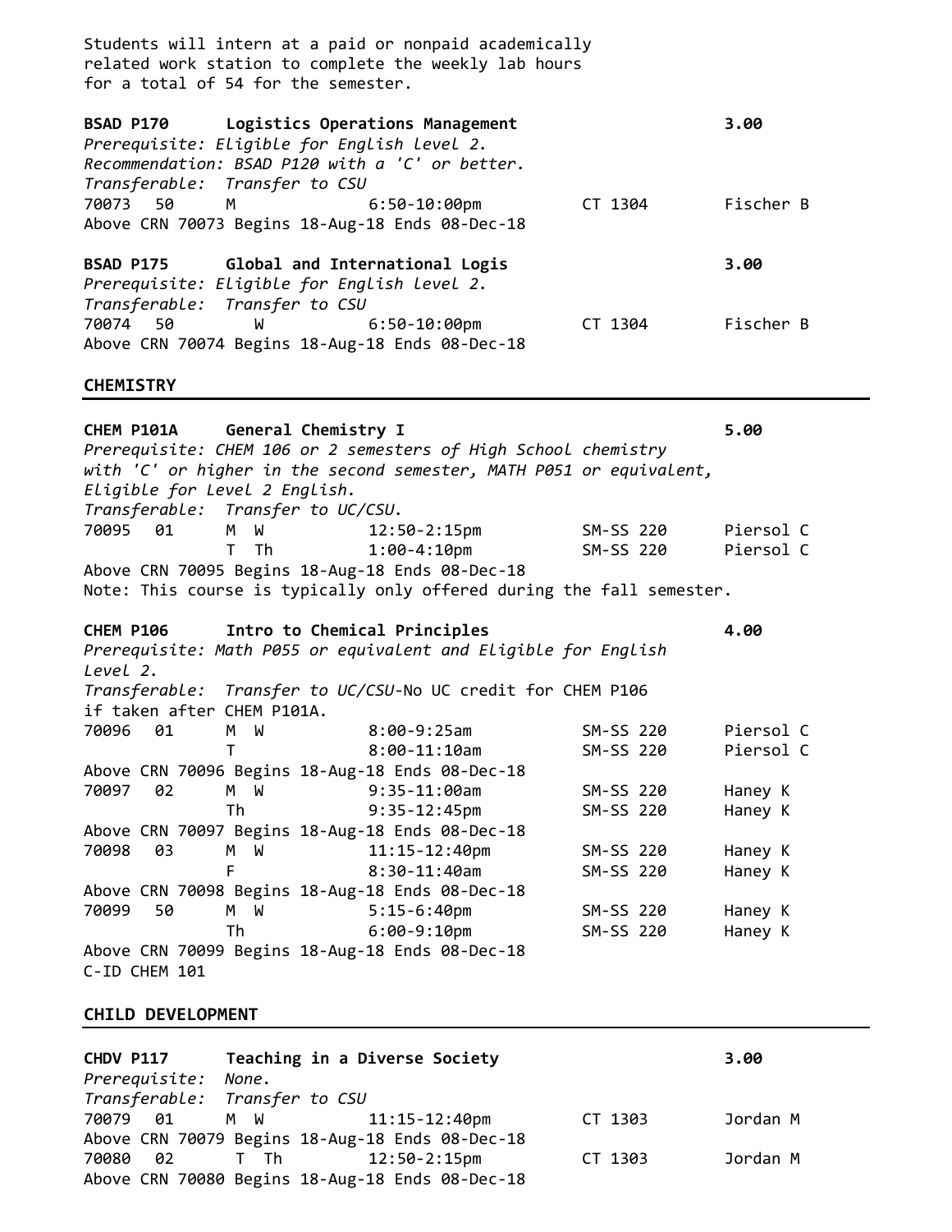Students will intern at a paid or nonpaid academically related work station to complete the weekly lab hours for a total of 54 for the semester.

**BSAD P170 Logistics Operations Management** **3.00**

*Prerequisite: Eligible for English level 2.*
*Recommendation: BSAD P120 with a 'C' or better.*
*Transferable: Transfer to CSU*

| CRN | Sec | Days | Time | Room | Instructor |
|---|---|---|---|---|---|
| 70073 | 50 | M | 6:50-10:00pm | CT 1304 | Fischer B |

Above CRN 70073 Begins 18-Aug-18 Ends 08-Dec-18

**BSAD P175 Global and International Logis** **3.00**

*Prerequisite: Eligible for English level 2.*
*Transferable: Transfer to CSU*

| CRN | Sec | Days | Time | Room | Instructor |
|---|---|---|---|---|---|
| 70074 | 50 | W | 6:50-10:00pm | CT 1304 | Fischer B |

Above CRN 70074 Begins 18-Aug-18 Ends 08-Dec-18

## CHEMISTRY

**CHEM P101A General Chemistry I** **5.00**

*Prerequisite: CHEM 106 or 2 semesters of High School chemistry with 'C' or higher in the second semester, MATH P051 or equivalent, Eligible for Level 2 English.*
*Transferable: Transfer to UC/CSU.*

| CRN | Sec | Days | Time | Room | Instructor |
|---|---|---|---|---|---|
| 70095 | 01 | M W | 12:50-2:15pm | SM-SS 220 | Piersol C |
| | | T Th | 1:00-4:10pm | SM-SS 220 | Piersol C |

Above CRN 70095 Begins 18-Aug-18 Ends 08-Dec-18
Note: This course is typically only offered during the fall semester.

**CHEM P106 Intro to Chemical Principles** **4.00**

*Prerequisite: Math P055 or equivalent and Eligible for English Level 2.*
*Transferable: Transfer to UC/CSU*-No UC credit for CHEM P106 if taken after CHEM P101A.

| CRN | Sec | Days | Time | Room | Instructor |
|---|---|---|---|---|---|
| 70096 | 01 | M W | 8:00-9:25am | SM-SS 220 | Piersol C |
| | | T | 8:00-11:10am | SM-SS 220 | Piersol C |

Above CRN 70096 Begins 18-Aug-18 Ends 08-Dec-18

| CRN | Sec | Days | Time | Room | Instructor |
|---|---|---|---|---|---|
| 70097 | 02 | M W | 9:35-11:00am | SM-SS 220 | Haney K |
| | | Th | 9:35-12:45pm | SM-SS 220 | Haney K |

Above CRN 70097 Begins 18-Aug-18 Ends 08-Dec-18

| CRN | Sec | Days | Time | Room | Instructor |
|---|---|---|---|---|---|
| 70098 | 03 | M W | 11:15-12:40pm | SM-SS 220 | Haney K |
| | | F | 8:30-11:40am | SM-SS 220 | Haney K |

Above CRN 70098 Begins 18-Aug-18 Ends 08-Dec-18

| CRN | Sec | Days | Time | Room | Instructor |
|---|---|---|---|---|---|
| 70099 | 50 | M W | 5:15-6:40pm | SM-SS 220 | Haney K |
| | | Th | 6:00-9:10pm | SM-SS 220 | Haney K |

Above CRN 70099 Begins 18-Aug-18 Ends 08-Dec-18
C-ID CHEM 101

## CHILD DEVELOPMENT

**CHDV P117 Teaching in a Diverse Society** **3.00**

*Prerequisite: None.*
*Transferable: Transfer to CSU*

| CRN | Sec | Days | Time | Room | Instructor |
|---|---|---|---|---|---|
| 70079 | 01 | M W | 11:15-12:40pm | CT 1303 | Jordan M |

Above CRN 70079 Begins 18-Aug-18 Ends 08-Dec-18

| CRN | Sec | Days | Time | Room | Instructor |
|---|---|---|---|---|---|
| 70080 | 02 | T Th | 12:50-2:15pm | CT 1303 | Jordan M |

Above CRN 70080 Begins 18-Aug-18 Ends 08-Dec-18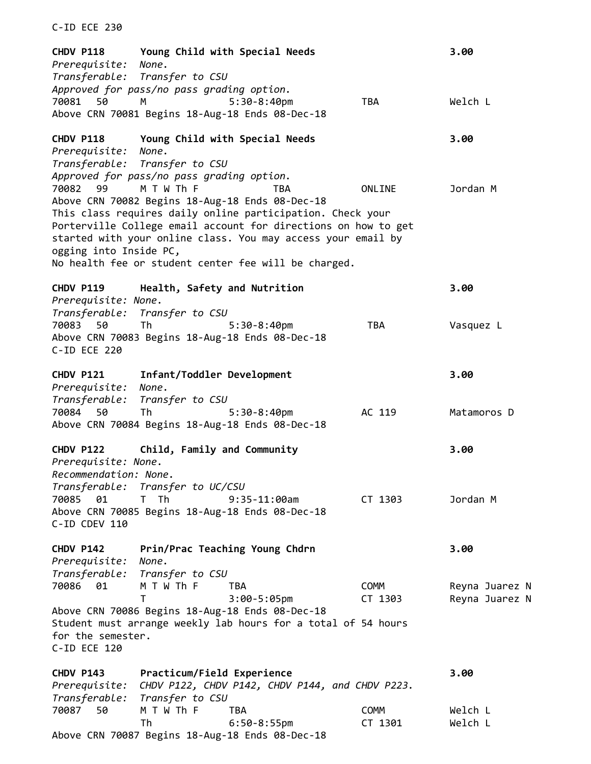C-ID ECE 230

**CHDV P118 Young Child with Special Needs 3.00**
*Prerequisite: None.*
*Transferable: Transfer to CSU*
*Approved for pass/no pass grading option.*

| CRN | Sec | Days | Time | Room | Instructor |
|---|---|---|---|---|---|
| 70081 | 50 | M | 5:30-8:40pm | TBA | Welch L |

Above CRN 70081 Begins 18-Aug-18 Ends 08-Dec-18

**CHDV P118 Young Child with Special Needs 3.00**
*Prerequisite: None.*
*Transferable: Transfer to CSU*
*Approved for pass/no pass grading option.*

| CRN | Sec | Days | Time | Room | Instructor |
|---|---|---|---|---|---|
| 70082 | 99 | M T W Th F | TBA | ONLINE | Jordan M |

Above CRN 70082 Begins 18-Aug-18 Ends 08-Dec-18
This class requires daily online participation. Check your Porterville College email account for directions on how to get started with your online class. You may access your email by ogging into Inside PC,
No health fee or student center fee will be charged.

**CHDV P119 Health, Safety and Nutrition 3.00**
*Prerequisite: None.*
*Transferable: Transfer to CSU*

| CRN | Sec | Days | Time | Room | Instructor |
|---|---|---|---|---|---|
| 70083 | 50 | Th | 5:30-8:40pm | TBA | Vasquez L |

Above CRN 70083 Begins 18-Aug-18 Ends 08-Dec-18
C-ID ECE 220

**CHDV P121 Infant/Toddler Development 3.00**
*Prerequisite: None.*
*Transferable: Transfer to CSU*

| CRN | Sec | Days | Time | Room | Instructor |
|---|---|---|---|---|---|
| 70084 | 50 | Th | 5:30-8:40pm | AC 119 | Matamoros D |

Above CRN 70084 Begins 18-Aug-18 Ends 08-Dec-18

**CHDV P122 Child, Family and Community 3.00**
*Prerequisite: None.*
*Recommendation: None.*
*Transferable: Transfer to UC/CSU*

| CRN | Sec | Days | Time | Room | Instructor |
|---|---|---|---|---|---|
| 70085 | 01 | T Th | 9:35-11:00am | CT 1303 | Jordan M |

Above CRN 70085 Begins 18-Aug-18 Ends 08-Dec-18
C-ID CDEV 110

**CHDV P142 Prin/Prac Teaching Young Chdrn 3.00**
*Prerequisite: None.*
*Transferable: Transfer to CSU*

| CRN | Sec | Days | Time | Room | Instructor |
|---|---|---|---|---|---|
| 70086 | 01 | M T W Th F | TBA | COMM | Reyna Juarez N |
| | | T | 3:00-5:05pm | CT 1303 | Reyna Juarez N |

Above CRN 70086 Begins 18-Aug-18 Ends 08-Dec-18
Student must arrange weekly lab hours for a total of 54 hours for the semester.
C-ID ECE 120

**CHDV P143 Practicum/Field Experience 3.00**
*Prerequisite: CHDV P122, CHDV P142, CHDV P144, and CHDV P223.*
*Transferable: Transfer to CSU*

| CRN | Sec | Days | Time | Room | Instructor |
|---|---|---|---|---|---|
| 70087 | 50 | M T W Th F | TBA | COMM | Welch L |
| | | Th | 6:50-8:55pm | CT 1301 | Welch L |

Above CRN 70087 Begins 18-Aug-18 Ends 08-Dec-18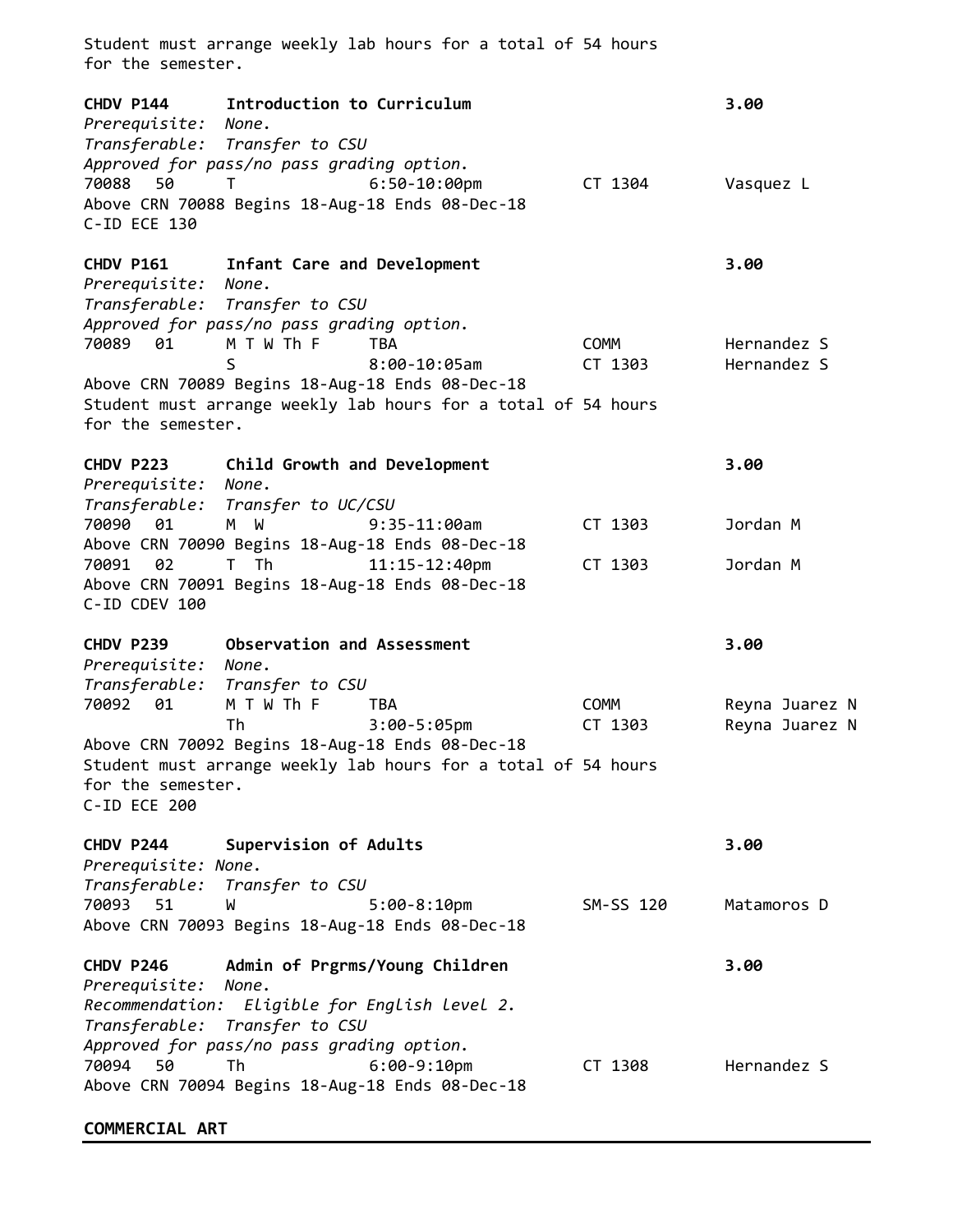Student must arrange weekly lab hours for a total of 54 hours for the semester.

**CHDV P144 Introduction to Curriculum 3.00**

*Prerequisite: None.*
*Transferable: Transfer to CSU*
*Approved for pass/no pass grading option.*

| CRN | Sec | Days | Time | Room | Instructor |
|---|---|---|---|---|---|
| 70088 | 50 | T | 6:50-10:00pm | CT 1304 | Vasquez L |

Above CRN 70088 Begins 18-Aug-18 Ends 08-Dec-18
C-ID ECE 130

**CHDV P161 Infant Care and Development 3.00**

*Prerequisite: None.*
*Transferable: Transfer to CSU*
*Approved for pass/no pass grading option.*

| CRN | Sec | Days | Time | Room | Instructor |
|---|---|---|---|---|---|
| 70089 | 01 | M T W Th F | TBA | COMM | Hernandez S |
| | | S | 8:00-10:05am | CT 1303 | Hernandez S |

Above CRN 70089 Begins 18-Aug-18 Ends 08-Dec-18
Student must arrange weekly lab hours for a total of 54 hours for the semester.

**CHDV P223 Child Growth and Development 3.00**

*Prerequisite: None.*
*Transferable: Transfer to UC/CSU*

| CRN | Sec | Days | Time | Room | Instructor |
|---|---|---|---|---|---|
| 70090 | 01 | M W | 9:35-11:00am | CT 1303 | Jordan M |

Above CRN 70090 Begins 18-Aug-18 Ends 08-Dec-18

| CRN | Sec | Days | Time | Room | Instructor |
|---|---|---|---|---|---|
| 70091 | 02 | T Th | 11:15-12:40pm | CT 1303 | Jordan M |

Above CRN 70091 Begins 18-Aug-18 Ends 08-Dec-18
C-ID CDEV 100

**CHDV P239 Observation and Assessment 3.00**

*Prerequisite: None.*
*Transferable: Transfer to CSU*

| CRN | Sec | Days | Time | Room | Instructor |
|---|---|---|---|---|---|
| 70092 | 01 | M T W Th F | TBA | COMM | Reyna Juarez N |
| | | Th | 3:00-5:05pm | CT 1303 | Reyna Juarez N |

Above CRN 70092 Begins 18-Aug-18 Ends 08-Dec-18
Student must arrange weekly lab hours for a total of 54 hours for the semester.
C-ID ECE 200

**CHDV P244 Supervision of Adults 3.00**

*Prerequisite: None.*
*Transferable: Transfer to CSU*

| CRN | Sec | Days | Time | Room | Instructor |
|---|---|---|---|---|---|
| 70093 | 51 | W | 5:00-8:10pm | SM-SS 120 | Matamoros D |

Above CRN 70093 Begins 18-Aug-18 Ends 08-Dec-18

**CHDV P246 Admin of Prgrms/Young Children 3.00**

*Prerequisite: None.*
*Recommendation: Eligible for English level 2.*
*Transferable: Transfer to CSU*
*Approved for pass/no pass grading option.*

| CRN | Sec | Days | Time | Room | Instructor |
|---|---|---|---|---|---|
| 70094 | 50 | Th | 6:00-9:10pm | CT 1308 | Hernandez S |

Above CRN 70094 Begins 18-Aug-18 Ends 08-Dec-18

## COMMERCIAL ART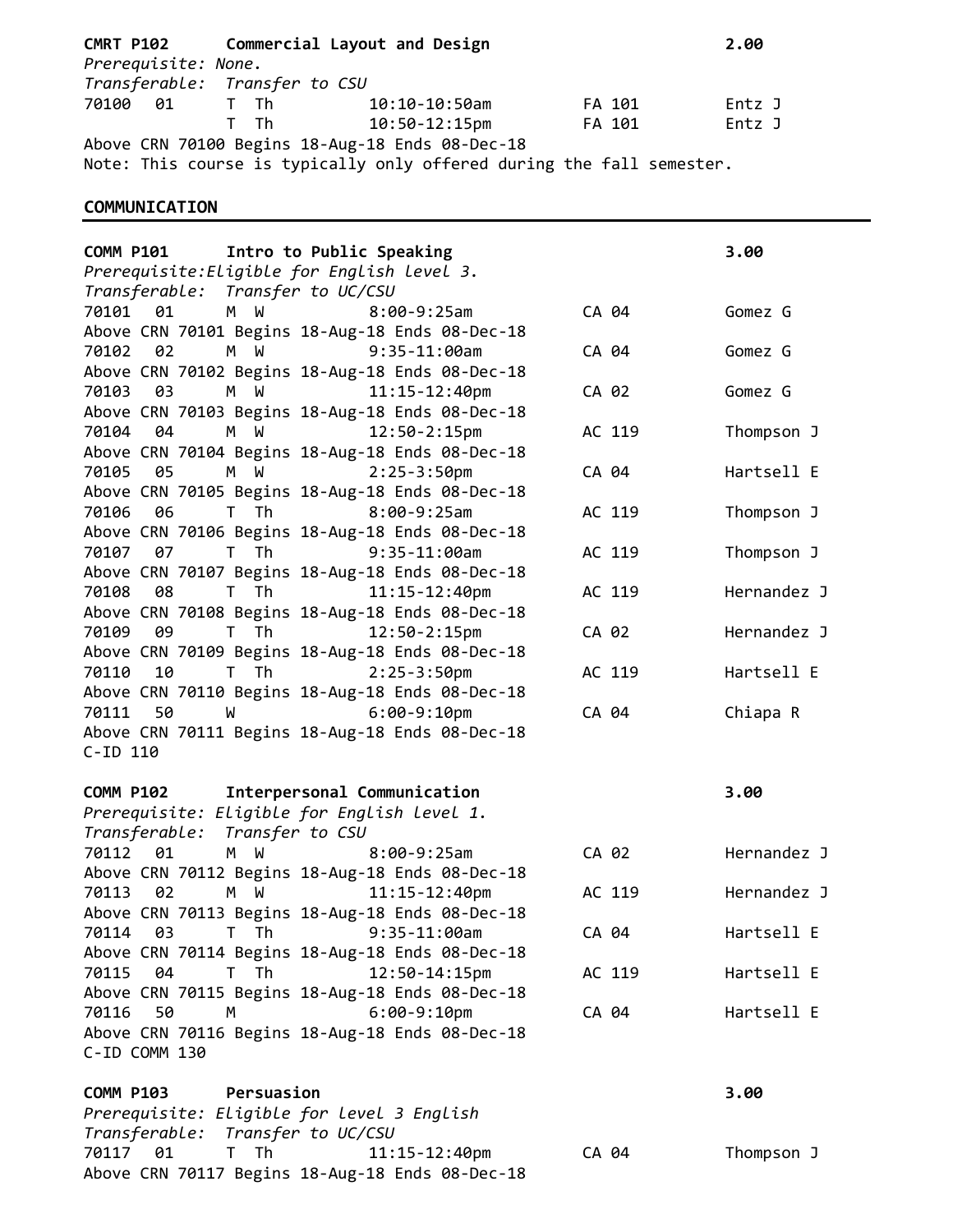**CMRT P102 Commercial Layout and Design 2.00**

*Prerequisite: None.*

*Transferable: Transfer to CSU*

| CRN | Sec | Days | Time | Room | Instructor |
|---|---|---|---|---|---|
| 70100 | 01 | T Th | 10:10-10:50am | FA 101 | Entz J |
| | | T Th | 10:50-12:15pm | FA 101 | Entz J |

Above CRN 70100 Begins 18-Aug-18 Ends 08-Dec-18

Note: This course is typically only offered during the fall semester.

## COMMUNICATION

**COMM P101 Intro to Public Speaking 3.00**

*Prerequisite:Eligible for English level 3.*

*Transferable: Transfer to UC/CSU*

| CRN | Sec | Days | Time | Room | Instructor |
|---|---|---|---|---|---|
| 70101 | 01 | M W | 8:00-9:25am | CA 04 | Gomez G |
| 70102 | 02 | M W | 9:35-11:00am | CA 04 | Gomez G |
| 70103 | 03 | M W | 11:15-12:40pm | CA 02 | Gomez G |
| 70104 | 04 | M W | 12:50-2:15pm | AC 119 | Thompson J |
| 70105 | 05 | M W | 2:25-3:50pm | CA 04 | Hartsell E |
| 70106 | 06 | T Th | 8:00-9:25am | AC 119 | Thompson J |
| 70107 | 07 | T Th | 9:35-11:00am | AC 119 | Thompson J |
| 70108 | 08 | T Th | 11:15-12:40pm | AC 119 | Hernandez J |
| 70109 | 09 | T Th | 12:50-2:15pm | CA 02 | Hernandez J |
| 70110 | 10 | T Th | 2:25-3:50pm | AC 119 | Hartsell E |
| 70111 | 50 | W | 6:00-9:10pm | CA 04 | Chiapa R |

Each CRN above (70101–70111) Begins 18-Aug-18 Ends 08-Dec-18

C-ID 110

**COMM P102 Interpersonal Communication 3.00**

*Prerequisite: Eligible for English level 1.*

*Transferable: Transfer to CSU*

| CRN | Sec | Days | Time | Room | Instructor |
|---|---|---|---|---|---|
| 70112 | 01 | M W | 8:00-9:25am | CA 02 | Hernandez J |
| 70113 | 02 | M W | 11:15-12:40pm | AC 119 | Hernandez J |
| 70114 | 03 | T Th | 9:35-11:00am | CA 04 | Hartsell E |
| 70115 | 04 | T Th | 12:50-14:15pm | AC 119 | Hartsell E |
| 70116 | 50 | M | 6:00-9:10pm | CA 04 | Hartsell E |

Each CRN above (70112–70116) Begins 18-Aug-18 Ends 08-Dec-18

C-ID COMM 130

**COMM P103 Persuasion 3.00**

*Prerequisite: Eligible for level 3 English*

*Transferable: Transfer to UC/CSU*

| CRN | Sec | Days | Time | Room | Instructor |
|---|---|---|---|---|---|
| 70117 | 01 | T Th | 11:15-12:40pm | CA 04 | Thompson J |

Above CRN 70117 Begins 18-Aug-18 Ends 08-Dec-18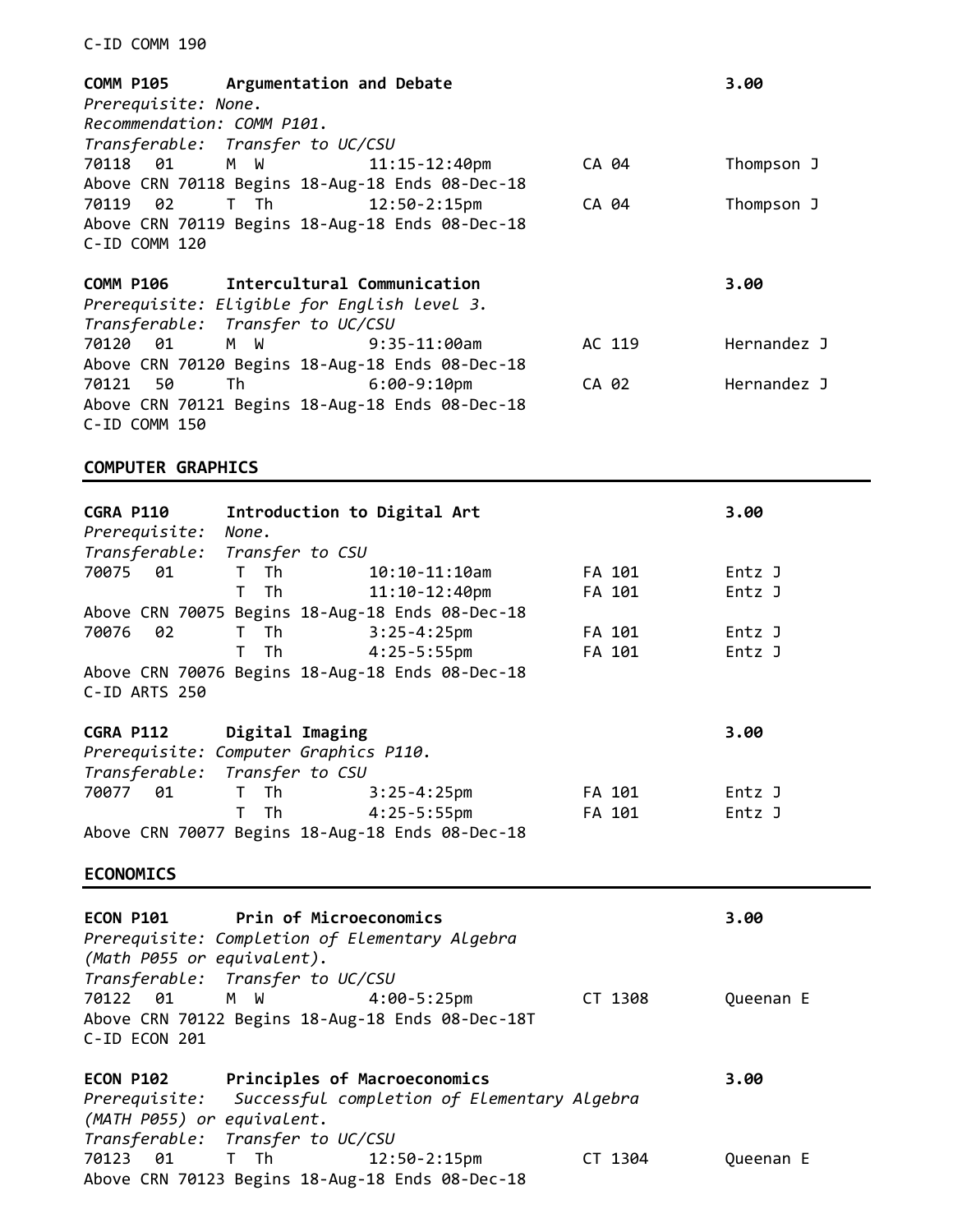C-ID COMM 190

**COMM P105 Argumentation and Debate 3.00**

*Prerequisite: None.*
*Recommendation: COMM P101.*
*Transferable: Transfer to UC/CSU*

| CRN | Sec | Days | Time | Room | Instructor |
|---|---|---|---|---|---|
| 70118 | 01 | M W | 11:15-12:40pm | CA 04 | Thompson J |

Above CRN 70118 Begins 18-Aug-18 Ends 08-Dec-18

| CRN | Sec | Days | Time | Room | Instructor |
|---|---|---|---|---|---|
| 70119 | 02 | T Th | 12:50-2:15pm | CA 04 | Thompson J |

Above CRN 70119 Begins 18-Aug-18 Ends 08-Dec-18

C-ID COMM 120

**COMM P106 Intercultural Communication 3.00**

*Prerequisite: Eligible for English level 3.*
*Transferable: Transfer to UC/CSU*

| CRN | Sec | Days | Time | Room | Instructor |
|---|---|---|---|---|---|
| 70120 | 01 | M W | 9:35-11:00am | AC 119 | Hernandez J |

Above CRN 70120 Begins 18-Aug-18 Ends 08-Dec-18

| CRN | Sec | Days | Time | Room | Instructor |
|---|---|---|---|---|---|
| 70121 | 50 | Th | 6:00-9:10pm | CA 02 | Hernandez J |

Above CRN 70121 Begins 18-Aug-18 Ends 08-Dec-18

C-ID COMM 150

## COMPUTER GRAPHICS

**CGRA P110 Introduction to Digital Art 3.00**

*Prerequisite: None.*
*Transferable: Transfer to CSU*

| CRN | Sec | Days | Time | Room | Instructor |
|---|---|---|---|---|---|
| 70075 | 01 | T Th | 10:10-11:10am | FA 101 | Entz J |
| | | T Th | 11:10-12:40pm | FA 101 | Entz J |

Above CRN 70075 Begins 18-Aug-18 Ends 08-Dec-18

| CRN | Sec | Days | Time | Room | Instructor |
|---|---|---|---|---|---|
| 70076 | 02 | T Th | 3:25-4:25pm | FA 101 | Entz J |
| | | T Th | 4:25-5:55pm | FA 101 | Entz J |

Above CRN 70076 Begins 18-Aug-18 Ends 08-Dec-18

C-ID ARTS 250

**CGRA P112 Digital Imaging 3.00**

*Prerequisite: Computer Graphics P110.*
*Transferable: Transfer to CSU*

| CRN | Sec | Days | Time | Room | Instructor |
|---|---|---|---|---|---|
| 70077 | 01 | T Th | 3:25-4:25pm | FA 101 | Entz J |
| | | T Th | 4:25-5:55pm | FA 101 | Entz J |

Above CRN 70077 Begins 18-Aug-18 Ends 08-Dec-18

## ECONOMICS

**ECON P101 Prin of Microeconomics 3.00**

*Prerequisite: Completion of Elementary Algebra (Math P055 or equivalent).*
*Transferable: Transfer to UC/CSU*

| CRN | Sec | Days | Time | Room | Instructor |
|---|---|---|---|---|---|
| 70122 | 01 | M W | 4:00-5:25pm | CT 1308 | Queenan E |

Above CRN 70122 Begins 18-Aug-18 Ends 08-Dec-18T

C-ID ECON 201

**ECON P102 Principles of Macroeconomics 3.00**

*Prerequisite: Successful completion of Elementary Algebra (MATH P055) or equivalent.*
*Transferable: Transfer to UC/CSU*

| CRN | Sec | Days | Time | Room | Instructor |
|---|---|---|---|---|---|
| 70123 | 01 | T Th | 12:50-2:15pm | CT 1304 | Queenan E |

Above CRN 70123 Begins 18-Aug-18 Ends 08-Dec-18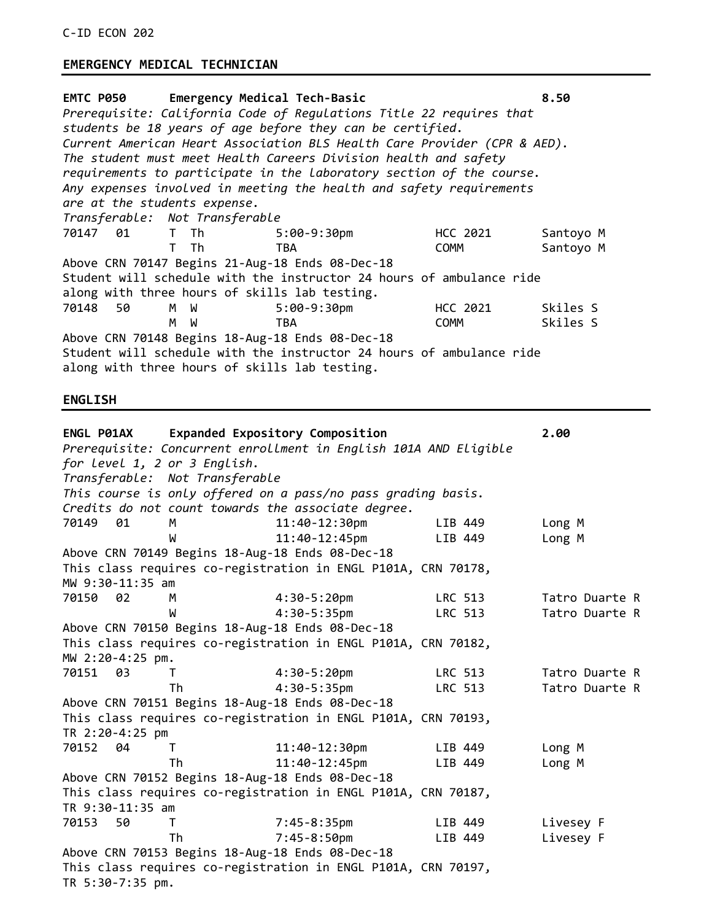C-ID ECON 202

## EMERGENCY MEDICAL TECHNICIAN

**EMTC P050 Emergency Medical Tech-Basic 8.50**

*Prerequisite: California Code of Regulations Title 22 requires that students be 18 years of age before they can be certified.*
*Current American Heart Association BLS Health Care Provider (CPR & AED).*
*The student must meet Health Careers Division health and safety requirements to participate in the laboratory section of the course.*
*Any expenses involved in meeting the health and safety requirements are at the students expense.*
*Transferable: Not Transferable*

| CRN | Sec | Days | Time | Room | Instructor |
|---|---|---|---|---|---|
| 70147 | 01 | T Th | 5:00-9:30pm | HCC 2021 | Santoyo M |
| | | T Th | TBA | COMM | Santoyo M |

Above CRN 70147 Begins 21-Aug-18 Ends 08-Dec-18
Student will schedule with the instructor 24 hours of ambulance ride along with three hours of skills lab testing.

| CRN | Sec | Days | Time | Room | Instructor |
|---|---|---|---|---|---|
| 70148 | 50 | M W | 5:00-9:30pm | HCC 2021 | Skiles S |
| | | M W | TBA | COMM | Skiles S |

Above CRN 70148 Begins 18-Aug-18 Ends 08-Dec-18
Student will schedule with the instructor 24 hours of ambulance ride along with three hours of skills lab testing.

## ENGLISH

**ENGL P01AX Expanded Expository Composition 2.00**

*Prerequisite: Concurrent enrollment in English 101A AND Eligible for level 1, 2 or 3 English.*
*Transferable: Not Transferable*
*This course is only offered on a pass/no pass grading basis.*
*Credits do not count towards the associate degree.*

| CRN | Sec | Days | Time | Room | Instructor |
|---|---|---|---|---|---|
| 70149 | 01 | M | 11:40-12:30pm | LIB 449 | Long M |
| | | W | 11:40-12:45pm | LIB 449 | Long M |

Above CRN 70149 Begins 18-Aug-18 Ends 08-Dec-18
This class requires co-registration in ENGL P101A, CRN 70178, MW 9:30-11:35 am

| CRN | Sec | Days | Time | Room | Instructor |
|---|---|---|---|---|---|
| 70150 | 02 | M | 4:30-5:20pm | LRC 513 | Tatro Duarte R |
| | | W | 4:30-5:35pm | LRC 513 | Tatro Duarte R |

Above CRN 70150 Begins 18-Aug-18 Ends 08-Dec-18
This class requires co-registration in ENGL P101A, CRN 70182, MW 2:20-4:25 pm.

| CRN | Sec | Days | Time | Room | Instructor |
|---|---|---|---|---|---|
| 70151 | 03 | T | 4:30-5:20pm | LRC 513 | Tatro Duarte R |
| | | Th | 4:30-5:35pm | LRC 513 | Tatro Duarte R |

Above CRN 70151 Begins 18-Aug-18 Ends 08-Dec-18
This class requires co-registration in ENGL P101A, CRN 70193, TR 2:20-4:25 pm

| CRN | Sec | Days | Time | Room | Instructor |
|---|---|---|---|---|---|
| 70152 | 04 | T | 11:40-12:30pm | LIB 449 | Long M |
| | | Th | 11:40-12:45pm | LIB 449 | Long M |

Above CRN 70152 Begins 18-Aug-18 Ends 08-Dec-18
This class requires co-registration in ENGL P101A, CRN 70187, TR 9:30-11:35 am

| CRN | Sec | Days | Time | Room | Instructor |
|---|---|---|---|---|---|
| 70153 | 50 | T | 7:45-8:35pm | LIB 449 | Livesey F |
| | | Th | 7:45-8:50pm | LIB 449 | Livesey F |

Above CRN 70153 Begins 18-Aug-18 Ends 08-Dec-18
This class requires co-registration in ENGL P101A, CRN 70197, TR 5:30-7:35 pm.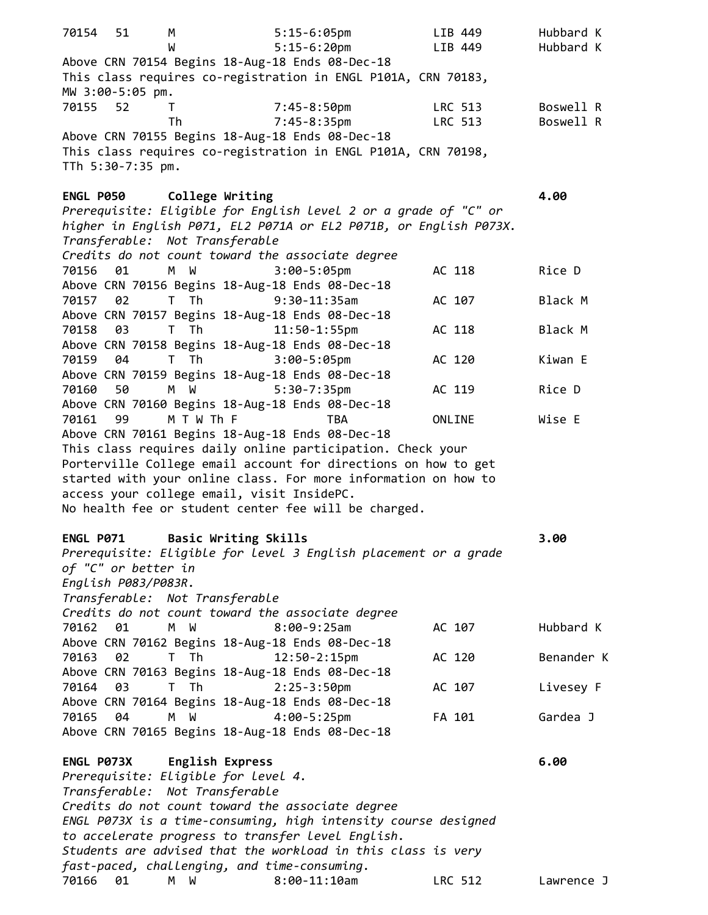```
70154   51      M               5:15-6:05pm             LIB 449         Hubbard K
                W               5:15-6:20pm             LIB 449         Hubbard K
Above CRN 70154 Begins 18-Aug-18 Ends 08-Dec-18
This class requires co-registration in ENGL P101A, CRN 70183,
MW 3:00-5:05 pm.
70155   52      T               7:45-8:50pm             LRC 513         Boswell R
                Th              7:45-8:35pm             LRC 513         Boswell R
Above CRN 70155 Begins 18-Aug-18 Ends 08-Dec-18
This class requires co-registration in ENGL P101A, CRN 70198,
TTh 5:30-7:35 pm.
```

**ENGL P050 College Writing** **4.00**

*Prerequisite: Eligible for English level 2 or a grade of "C" or higher in English P071, EL2 P071A or EL2 P071B, or English P073X.*
*Transferable: Not Transferable*
*Credits do not count toward the associate degree*

```
70156   01      M  W            3:00-5:05pm             AC 118          Rice D
Above CRN 70156 Begins 18-Aug-18 Ends 08-Dec-18
70157   02      T  Th           9:30-11:35am            AC 107          Black M
Above CRN 70157 Begins 18-Aug-18 Ends 08-Dec-18
70158   03      T  Th           11:50-1:55pm            AC 118          Black M
Above CRN 70158 Begins 18-Aug-18 Ends 08-Dec-18
70159   04      T  Th           3:00-5:05pm             AC 120          Kiwan E
Above CRN 70159 Begins 18-Aug-18 Ends 08-Dec-18
70160   50      M  W            5:30-7:35pm             AC 119          Rice D
Above CRN 70160 Begins 18-Aug-18 Ends 08-Dec-18
70161   99      M T W Th F          TBA                 ONLINE          Wise E
Above CRN 70161 Begins 18-Aug-18 Ends 08-Dec-18
This class requires daily online participation. Check your
Porterville College email account for directions on how to get
started with your online class. For more information on how to
access your college email, visit InsidePC.
No health fee or student center fee will be charged.
```

**ENGL P071 Basic Writing Skills** **3.00**

*Prerequisite: Eligible for level 3 English placement or a grade of "C" or better in English P083/P083R.*
*Transferable: Not Transferable*
*Credits do not count toward the associate degree*

```
70162   01      M  W            8:00-9:25am             AC 107          Hubbard K
Above CRN 70162 Begins 18-Aug-18 Ends 08-Dec-18
70163   02      T  Th           12:50-2:15pm            AC 120          Benander K
Above CRN 70163 Begins 18-Aug-18 Ends 08-Dec-18
70164   03      T  Th           2:25-3:50pm             AC 107          Livesey F
Above CRN 70164 Begins 18-Aug-18 Ends 08-Dec-18
70165   04      M  W            4:00-5:25pm             FA 101          Gardea J
Above CRN 70165 Begins 18-Aug-18 Ends 08-Dec-18
```

**ENGL P073X English Express** **6.00**

*Prerequisite: Eligible for level 4.*
*Transferable: Not Transferable*
*Credits do not count toward the associate degree*
*ENGL P073X is a time-consuming, high intensity course designed to accelerate progress to transfer level English.*
*Students are advised that the workload in this class is very fast-paced, challenging, and time-consuming.*

```
70166   01      M  W            8:00-11:10am            LRC 512         Lawrence J
```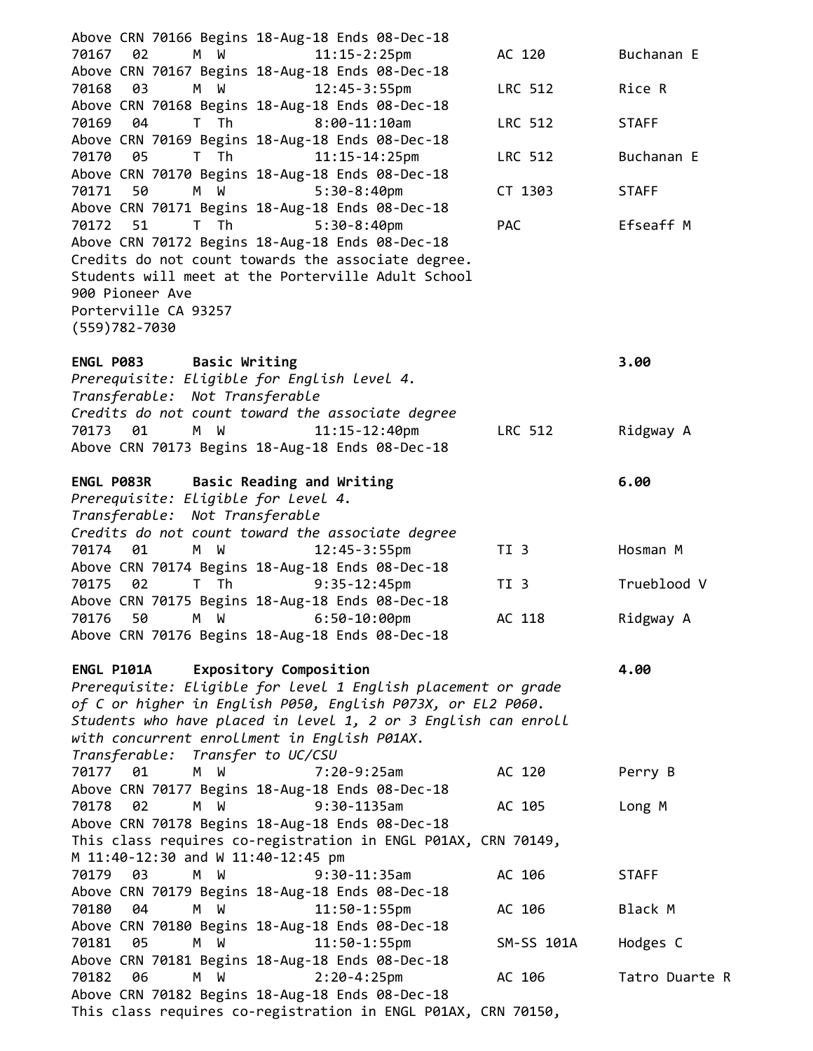Above CRN 70166 Begins 18-Aug-18 Ends 08-Dec-18

| CRN | Sec | Days | Time | Room | Instructor |
|---|---|---|---|---|---|
| 70167 | 02 | M W | 11:15-2:25pm | AC 120 | Buchanan E |

Above CRN 70167 Begins 18-Aug-18 Ends 08-Dec-18

| CRN | Sec | Days | Time | Room | Instructor |
|---|---|---|---|---|---|
| 70168 | 03 | M W | 12:45-3:55pm | LRC 512 | Rice R |

Above CRN 70168 Begins 18-Aug-18 Ends 08-Dec-18

| CRN | Sec | Days | Time | Room | Instructor |
|---|---|---|---|---|---|
| 70169 | 04 | T Th | 8:00-11:10am | LRC 512 | STAFF |

Above CRN 70169 Begins 18-Aug-18 Ends 08-Dec-18

| CRN | Sec | Days | Time | Room | Instructor |
|---|---|---|---|---|---|
| 70170 | 05 | T Th | 11:15-14:25pm | LRC 512 | Buchanan E |

Above CRN 70170 Begins 18-Aug-18 Ends 08-Dec-18

| CRN | Sec | Days | Time | Room | Instructor |
|---|---|---|---|---|---|
| 70171 | 50 | M W | 5:30-8:40pm | CT 1303 | STAFF |

Above CRN 70171 Begins 18-Aug-18 Ends 08-Dec-18

| CRN | Sec | Days | Time | Room | Instructor |
|---|---|---|---|---|---|
| 70172 | 51 | T Th | 5:30-8:40pm | PAC | Efseaff M |

Above CRN 70172 Begins 18-Aug-18 Ends 08-Dec-18
Credits do not count towards the associate degree.
Students will meet at the Porterville Adult School
900 Pioneer Ave
Porterville CA 93257
(559)782-7030

**ENGL P083 Basic Writing** **3.00**

*Prerequisite: Eligible for English level 4.*
*Transferable: Not Transferable*
*Credits do not count toward the associate degree*

| CRN | Sec | Days | Time | Room | Instructor |
|---|---|---|---|---|---|
| 70173 | 01 | M W | 11:15-12:40pm | LRC 512 | Ridgway A |

Above CRN 70173 Begins 18-Aug-18 Ends 08-Dec-18

**ENGL P083R Basic Reading and Writing** **6.00**

*Prerequisite: Eligible for Level 4.*
*Transferable: Not Transferable*
*Credits do not count toward the associate degree*

| CRN | Sec | Days | Time | Room | Instructor |
|---|---|---|---|---|---|
| 70174 | 01 | M W | 12:45-3:55pm | TI 3 | Hosman M |

Above CRN 70174 Begins 18-Aug-18 Ends 08-Dec-18

| CRN | Sec | Days | Time | Room | Instructor |
|---|---|---|---|---|---|
| 70175 | 02 | T Th | 9:35-12:45pm | TI 3 | Trueblood V |

Above CRN 70175 Begins 18-Aug-18 Ends 08-Dec-18

| CRN | Sec | Days | Time | Room | Instructor |
|---|---|---|---|---|---|
| 70176 | 50 | M W | 6:50-10:00pm | AC 118 | Ridgway A |

Above CRN 70176 Begins 18-Aug-18 Ends 08-Dec-18

**ENGL P101A Expository Composition** **4.00**

*Prerequisite: Eligible for level 1 English placement or grade of C or higher in English P050, English P073X, or EL2 P060. Students who have placed in level 1, 2 or 3 English can enroll with concurrent enrollment in English P01AX.*
*Transferable: Transfer to UC/CSU*

| CRN | Sec | Days | Time | Room | Instructor |
|---|---|---|---|---|---|
| 70177 | 01 | M W | 7:20-9:25am | AC 120 | Perry B |

Above CRN 70177 Begins 18-Aug-18 Ends 08-Dec-18

| CRN | Sec | Days | Time | Room | Instructor |
|---|---|---|---|---|---|
| 70178 | 02 | M W | 9:30-1135am | AC 105 | Long M |

Above CRN 70178 Begins 18-Aug-18 Ends 08-Dec-18
This class requires co-registration in ENGL P01AX, CRN 70149, M 11:40-12:30 and W 11:40-12:45 pm

| CRN | Sec | Days | Time | Room | Instructor |
|---|---|---|---|---|---|
| 70179 | 03 | M W | 9:30-11:35am | AC 106 | STAFF |

Above CRN 70179 Begins 18-Aug-18 Ends 08-Dec-18

| CRN | Sec | Days | Time | Room | Instructor |
|---|---|---|---|---|---|
| 70180 | 04 | M W | 11:50-1:55pm | AC 106 | Black M |

Above CRN 70180 Begins 18-Aug-18 Ends 08-Dec-18

| CRN | Sec | Days | Time | Room | Instructor |
|---|---|---|---|---|---|
| 70181 | 05 | M W | 11:50-1:55pm | SM-SS 101A | Hodges C |

Above CRN 70181 Begins 18-Aug-18 Ends 08-Dec-18

| CRN | Sec | Days | Time | Room | Instructor |
|---|---|---|---|---|---|
| 70182 | 06 | M W | 2:20-4:25pm | AC 106 | Tatro Duarte R |

Above CRN 70182 Begins 18-Aug-18 Ends 08-Dec-18
This class requires co-registration in ENGL P01AX, CRN 70150,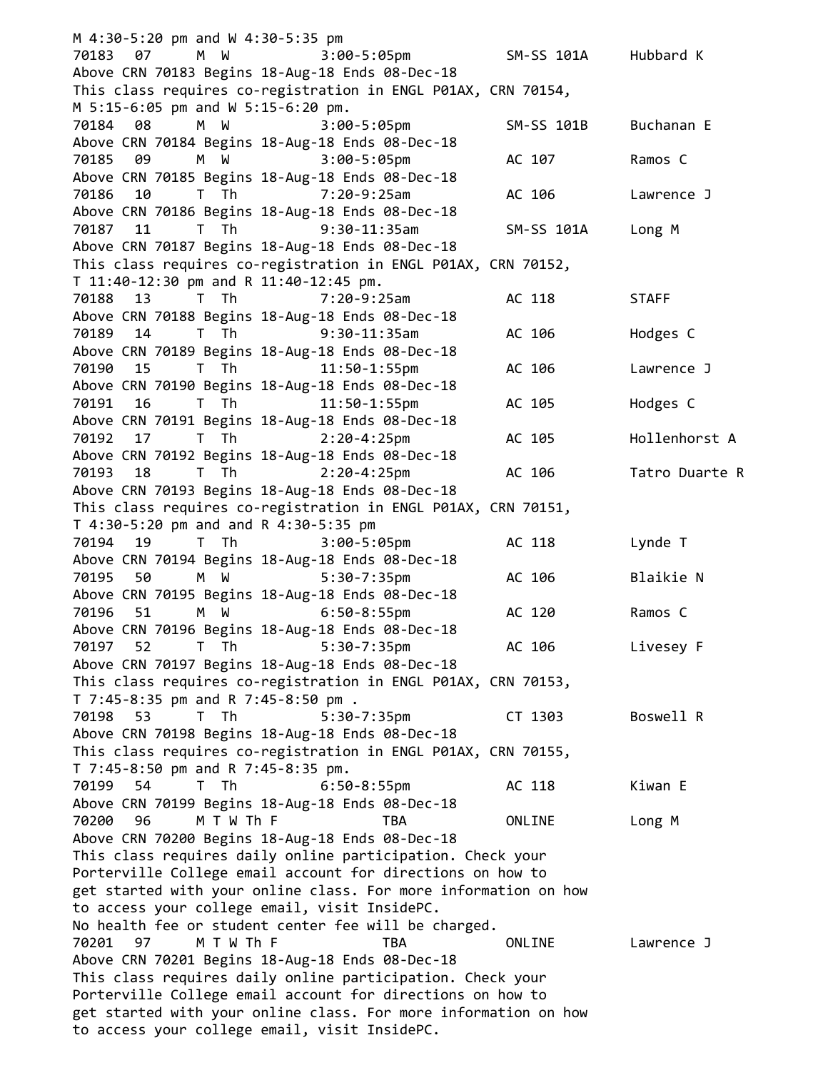M 4:30-5:20 pm and W 4:30-5:35 pm

| CRN | Sec | Days | Time | Room | Instructor |
|---|---|---|---|---|---|
| 70183 | 07 | M W | 3:00-5:05pm | SM-SS 101A | Hubbard K |

Above CRN 70183 Begins 18-Aug-18 Ends 08-Dec-18
This class requires co-registration in ENGL P01AX, CRN 70154,
M 5:15-6:05 pm and W 5:15-6:20 pm.

| CRN | Sec | Days | Time | Room | Instructor |
|---|---|---|---|---|---|
| 70184 | 08 | M W | 3:00-5:05pm | SM-SS 101B | Buchanan E |

Above CRN 70184 Begins 18-Aug-18 Ends 08-Dec-18

| CRN | Sec | Days | Time | Room | Instructor |
|---|---|---|---|---|---|
| 70185 | 09 | M W | 3:00-5:05pm | AC 107 | Ramos C |

Above CRN 70185 Begins 18-Aug-18 Ends 08-Dec-18

| CRN | Sec | Days | Time | Room | Instructor |
|---|---|---|---|---|---|
| 70186 | 10 | T Th | 7:20-9:25am | AC 106 | Lawrence J |

Above CRN 70186 Begins 18-Aug-18 Ends 08-Dec-18

| CRN | Sec | Days | Time | Room | Instructor |
|---|---|---|---|---|---|
| 70187 | 11 | T Th | 9:30-11:35am | SM-SS 101A | Long M |

Above CRN 70187 Begins 18-Aug-18 Ends 08-Dec-18
This class requires co-registration in ENGL P01AX, CRN 70152,
T 11:40-12:30 pm and R 11:40-12:45 pm.

| CRN | Sec | Days | Time | Room | Instructor |
|---|---|---|---|---|---|
| 70188 | 13 | T Th | 7:20-9:25am | AC 118 | STAFF |

Above CRN 70188 Begins 18-Aug-18 Ends 08-Dec-18

| CRN | Sec | Days | Time | Room | Instructor |
|---|---|---|---|---|---|
| 70189 | 14 | T Th | 9:30-11:35am | AC 106 | Hodges C |

Above CRN 70189 Begins 18-Aug-18 Ends 08-Dec-18

| CRN | Sec | Days | Time | Room | Instructor |
|---|---|---|---|---|---|
| 70190 | 15 | T Th | 11:50-1:55pm | AC 106 | Lawrence J |

Above CRN 70190 Begins 18-Aug-18 Ends 08-Dec-18

| CRN | Sec | Days | Time | Room | Instructor |
|---|---|---|---|---|---|
| 70191 | 16 | T Th | 11:50-1:55pm | AC 105 | Hodges C |

Above CRN 70191 Begins 18-Aug-18 Ends 08-Dec-18

| CRN | Sec | Days | Time | Room | Instructor |
|---|---|---|---|---|---|
| 70192 | 17 | T Th | 2:20-4:25pm | AC 105 | Hollenhorst A |

Above CRN 70192 Begins 18-Aug-18 Ends 08-Dec-18

| CRN | Sec | Days | Time | Room | Instructor |
|---|---|---|---|---|---|
| 70193 | 18 | T Th | 2:20-4:25pm | AC 106 | Tatro Duarte R |

Above CRN 70193 Begins 18-Aug-18 Ends 08-Dec-18
This class requires co-registration in ENGL P01AX, CRN 70151,
T 4:30-5:20 pm and and R 4:30-5:35 pm

| CRN | Sec | Days | Time | Room | Instructor |
|---|---|---|---|---|---|
| 70194 | 19 | T Th | 3:00-5:05pm | AC 118 | Lynde T |

Above CRN 70194 Begins 18-Aug-18 Ends 08-Dec-18

| CRN | Sec | Days | Time | Room | Instructor |
|---|---|---|---|---|---|
| 70195 | 50 | M W | 5:30-7:35pm | AC 106 | Blaikie N |

Above CRN 70195 Begins 18-Aug-18 Ends 08-Dec-18

| CRN | Sec | Days | Time | Room | Instructor |
|---|---|---|---|---|---|
| 70196 | 51 | M W | 6:50-8:55pm | AC 120 | Ramos C |

Above CRN 70196 Begins 18-Aug-18 Ends 08-Dec-18

| CRN | Sec | Days | Time | Room | Instructor |
|---|---|---|---|---|---|
| 70197 | 52 | T Th | 5:30-7:35pm | AC 106 | Livesey F |

Above CRN 70197 Begins 18-Aug-18 Ends 08-Dec-18
This class requires co-registration in ENGL P01AX, CRN 70153,
T 7:45-8:35 pm and R 7:45-8:50 pm .

| CRN | Sec | Days | Time | Room | Instructor |
|---|---|---|---|---|---|
| 70198 | 53 | T Th | 5:30-7:35pm | CT 1303 | Boswell R |

Above CRN 70198 Begins 18-Aug-18 Ends 08-Dec-18
This class requires co-registration in ENGL P01AX, CRN 70155,
T 7:45-8:50 pm and R 7:45-8:35 pm.

| CRN | Sec | Days | Time | Room | Instructor |
|---|---|---|---|---|---|
| 70199 | 54 | T Th | 6:50-8:55pm | AC 118 | Kiwan E |

Above CRN 70199 Begins 18-Aug-18 Ends 08-Dec-18

| CRN | Sec | Days | Time | Room | Instructor |
|---|---|---|---|---|---|
| 70200 | 96 | M T W Th F | TBA | ONLINE | Long M |

Above CRN 70200 Begins 18-Aug-18 Ends 08-Dec-18
This class requires daily online participation. Check your
Porterville College email account for directions on how to
get started with your online class. For more information on how
to access your college email, visit InsidePC.
No health fee or student center fee will be charged.

| CRN | Sec | Days | Time | Room | Instructor |
|---|---|---|---|---|---|
| 70201 | 97 | M T W Th F | TBA | ONLINE | Lawrence J |

Above CRN 70201 Begins 18-Aug-18 Ends 08-Dec-18
This class requires daily online participation. Check your
Porterville College email account for directions on how to
get started with your online class. For more information on how
to access your college email, visit InsidePC.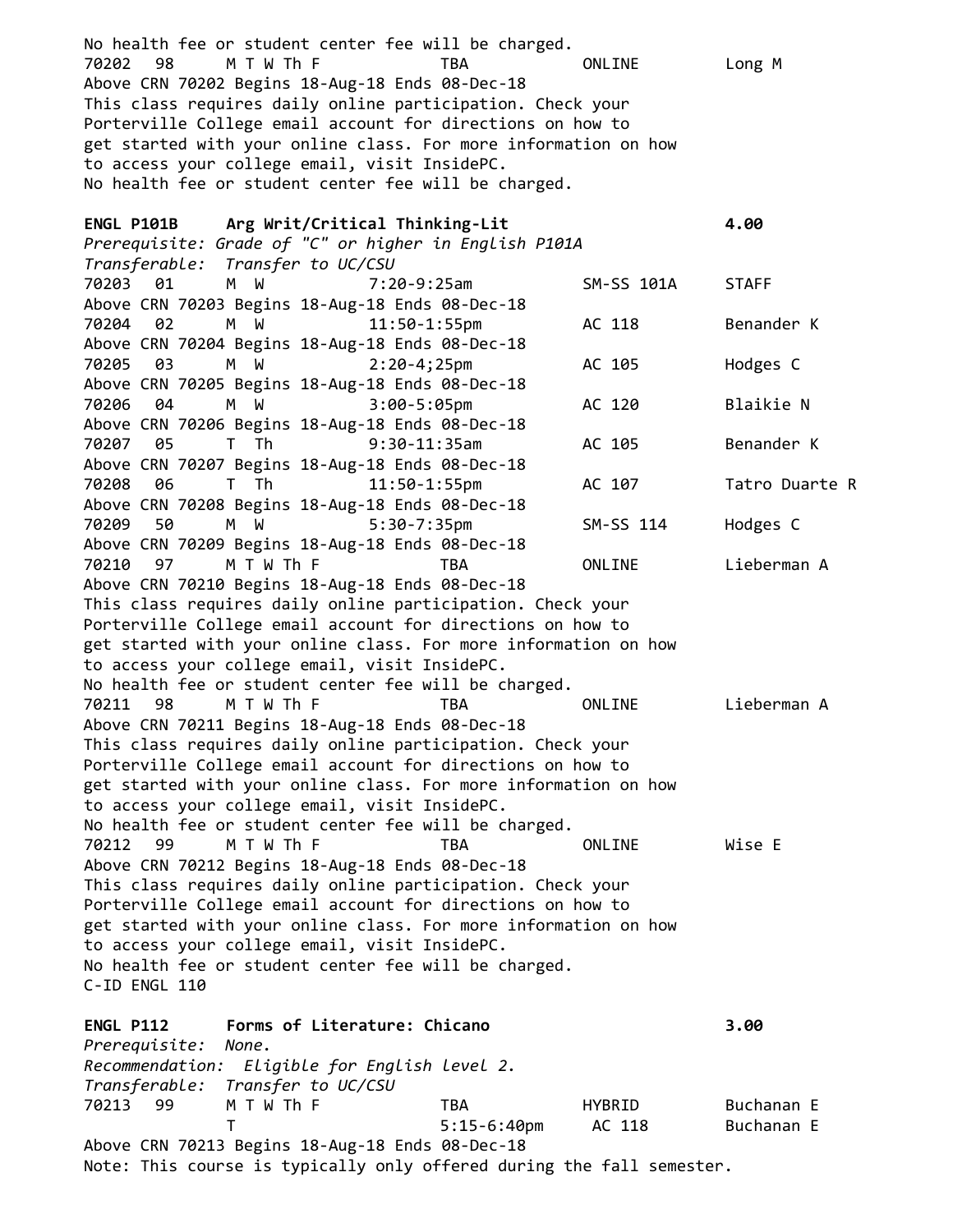No health fee or student center fee will be charged.

| | | | | | |
|---|---|---|---|---|---|
| 70202 | 98 | M T W Th F | TBA | ONLINE | Long M |

Above CRN 70202 Begins 18-Aug-18 Ends 08-Dec-18
This class requires daily online participation. Check your Porterville College email account for directions on how to get started with your online class. For more information on how to access your college email, visit InsidePC.
No health fee or student center fee will be charged.

**ENGL P101B Arg Writ/Critical Thinking-Lit 4.00**

*Prerequisite: Grade of "C" or higher in English P101A*
*Transferable: Transfer to UC/CSU*

| | | | | | |
|---|---|---|---|---|---|
| 70203 | 01 | M W | 7:20-9:25am | SM-SS 101A | STAFF |

Above CRN 70203 Begins 18-Aug-18 Ends 08-Dec-18

| | | | | | |
|---|---|---|---|---|---|
| 70204 | 02 | M W | 11:50-1:55pm | AC 118 | Benander K |

Above CRN 70204 Begins 18-Aug-18 Ends 08-Dec-18

| | | | | | |
|---|---|---|---|---|---|
| 70205 | 03 | M W | 2:20-4;25pm | AC 105 | Hodges C |

Above CRN 70205 Begins 18-Aug-18 Ends 08-Dec-18

| | | | | | |
|---|---|---|---|---|---|
| 70206 | 04 | M W | 3:00-5:05pm | AC 120 | Blaikie N |

Above CRN 70206 Begins 18-Aug-18 Ends 08-Dec-18

| | | | | | |
|---|---|---|---|---|---|
| 70207 | 05 | T Th | 9:30-11:35am | AC 105 | Benander K |

Above CRN 70207 Begins 18-Aug-18 Ends 08-Dec-18

| | | | | | |
|---|---|---|---|---|---|
| 70208 | 06 | T Th | 11:50-1:55pm | AC 107 | Tatro Duarte R |

Above CRN 70208 Begins 18-Aug-18 Ends 08-Dec-18

| | | | | | |
|---|---|---|---|---|---|
| 70209 | 50 | M W | 5:30-7:35pm | SM-SS 114 | Hodges C |

Above CRN 70209 Begins 18-Aug-18 Ends 08-Dec-18

| | | | | | |
|---|---|---|---|---|---|
| 70210 | 97 | M T W Th F | TBA | ONLINE | Lieberman A |

Above CRN 70210 Begins 18-Aug-18 Ends 08-Dec-18
This class requires daily online participation. Check your Porterville College email account for directions on how to get started with your online class. For more information on how to access your college email, visit InsidePC.
No health fee or student center fee will be charged.

| | | | | | |
|---|---|---|---|---|---|
| 70211 | 98 | M T W Th F | TBA | ONLINE | Lieberman A |

Above CRN 70211 Begins 18-Aug-18 Ends 08-Dec-18
This class requires daily online participation. Check your Porterville College email account for directions on how to get started with your online class. For more information on how to access your college email, visit InsidePC.
No health fee or student center fee will be charged.

| | | | | | |
|---|---|---|---|---|---|
| 70212 | 99 | M T W Th F | TBA | ONLINE | Wise E |

Above CRN 70212 Begins 18-Aug-18 Ends 08-Dec-18
This class requires daily online participation. Check your Porterville College email account for directions on how to get started with your online class. For more information on how to access your college email, visit InsidePC.
No health fee or student center fee will be charged.
C-ID ENGL 110

**ENGL P112 Forms of Literature: Chicano 3.00**

*Prerequisite: None.*
*Recommendation: Eligible for English level 2.*
*Transferable: Transfer to UC/CSU*

| | | | | | |
|---|---|---|---|---|---|
| 70213 | 99 | M T W Th F | TBA | HYBRID | Buchanan E |
| | | T | 5:15-6:40pm | AC 118 | Buchanan E |

Above CRN 70213 Begins 18-Aug-18 Ends 08-Dec-18
Note: This course is typically only offered during the fall semester.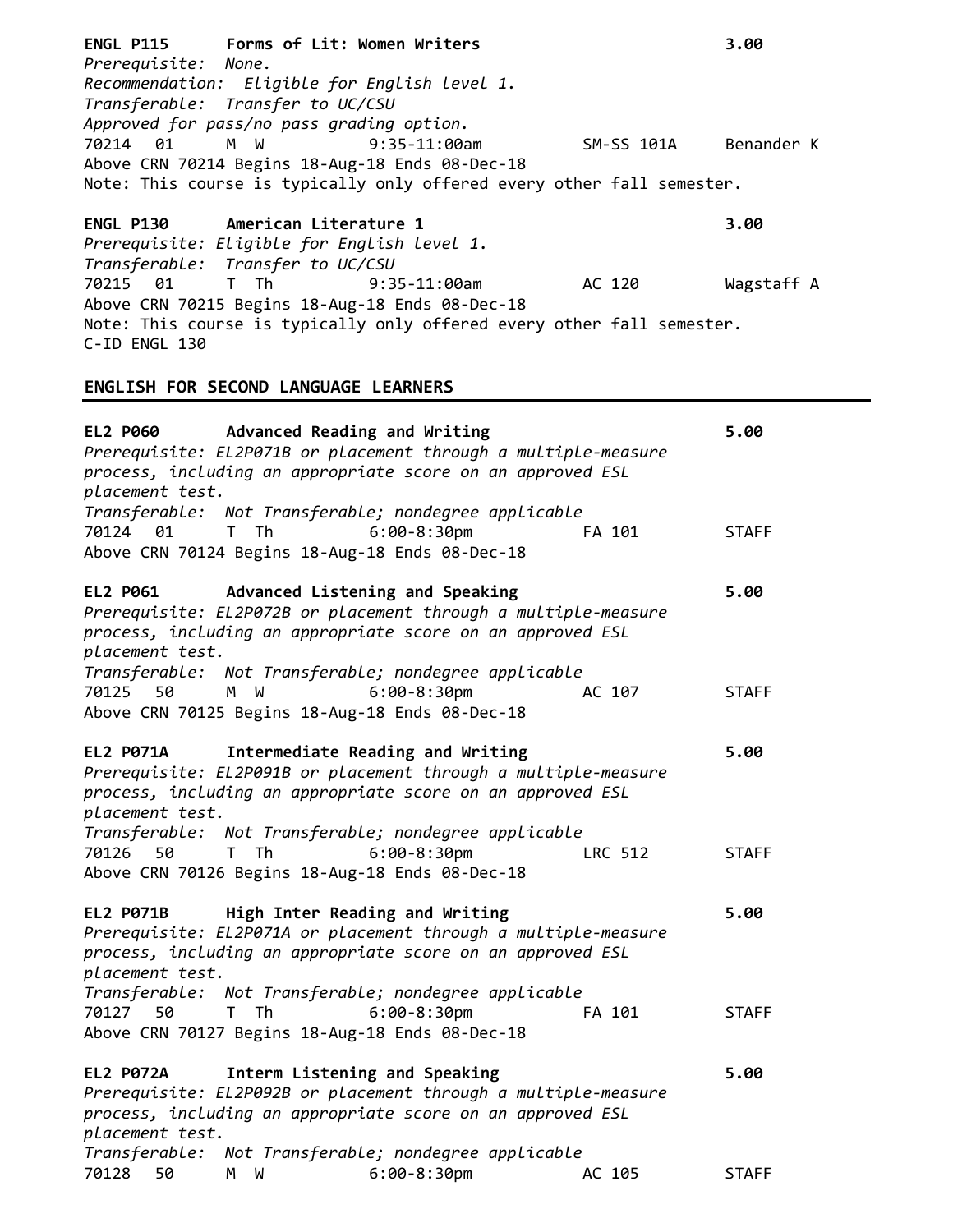**ENGL P115 Forms of Lit: Women Writers 3.00**

*Prerequisite: None.*
*Recommendation: Eligible for English level 1.*
*Transferable: Transfer to UC/CSU*
*Approved for pass/no pass grading option.*

70214 01 M W 9:35-11:00am SM-SS 101A Benander K

Above CRN 70214 Begins 18-Aug-18 Ends 08-Dec-18

Note: This course is typically only offered every other fall semester.

**ENGL P130 American Literature 1 3.00**

*Prerequisite: Eligible for English level 1.*
*Transferable: Transfer to UC/CSU*

70215 01 T Th 9:35-11:00am AC 120 Wagstaff A

Above CRN 70215 Begins 18-Aug-18 Ends 08-Dec-18

Note: This course is typically only offered every other fall semester.

C-ID ENGL 130

## ENGLISH FOR SECOND LANGUAGE LEARNERS

**EL2 P060 Advanced Reading and Writing 5.00**

*Prerequisite: EL2P071B or placement through a multiple-measure process, including an appropriate score on an approved ESL placement test.*
*Transferable: Not Transferable; nondegree applicable*

70124 01 T Th 6:00-8:30pm FA 101 STAFF

Above CRN 70124 Begins 18-Aug-18 Ends 08-Dec-18

**EL2 P061 Advanced Listening and Speaking 5.00**

*Prerequisite: EL2P072B or placement through a multiple-measure process, including an appropriate score on an approved ESL placement test.*
*Transferable: Not Transferable; nondegree applicable*

70125 50 M W 6:00-8:30pm AC 107 STAFF

Above CRN 70125 Begins 18-Aug-18 Ends 08-Dec-18

**EL2 P071A Intermediate Reading and Writing 5.00**

*Prerequisite: EL2P091B or placement through a multiple-measure process, including an appropriate score on an approved ESL placement test.*
*Transferable: Not Transferable; nondegree applicable*

70126 50 T Th 6:00-8:30pm LRC 512 STAFF

Above CRN 70126 Begins 18-Aug-18 Ends 08-Dec-18

**EL2 P071B High Inter Reading and Writing 5.00**

*Prerequisite: EL2P071A or placement through a multiple-measure process, including an appropriate score on an approved ESL placement test.*
*Transferable: Not Transferable; nondegree applicable*

70127 50 T Th 6:00-8:30pm FA 101 STAFF

Above CRN 70127 Begins 18-Aug-18 Ends 08-Dec-18

**EL2 P072A Interm Listening and Speaking 5.00**

*Prerequisite: EL2P092B or placement through a multiple-measure process, including an appropriate score on an approved ESL placement test.*
*Transferable: Not Transferable; nondegree applicable*

70128 50 M W 6:00-8:30pm AC 105 STAFF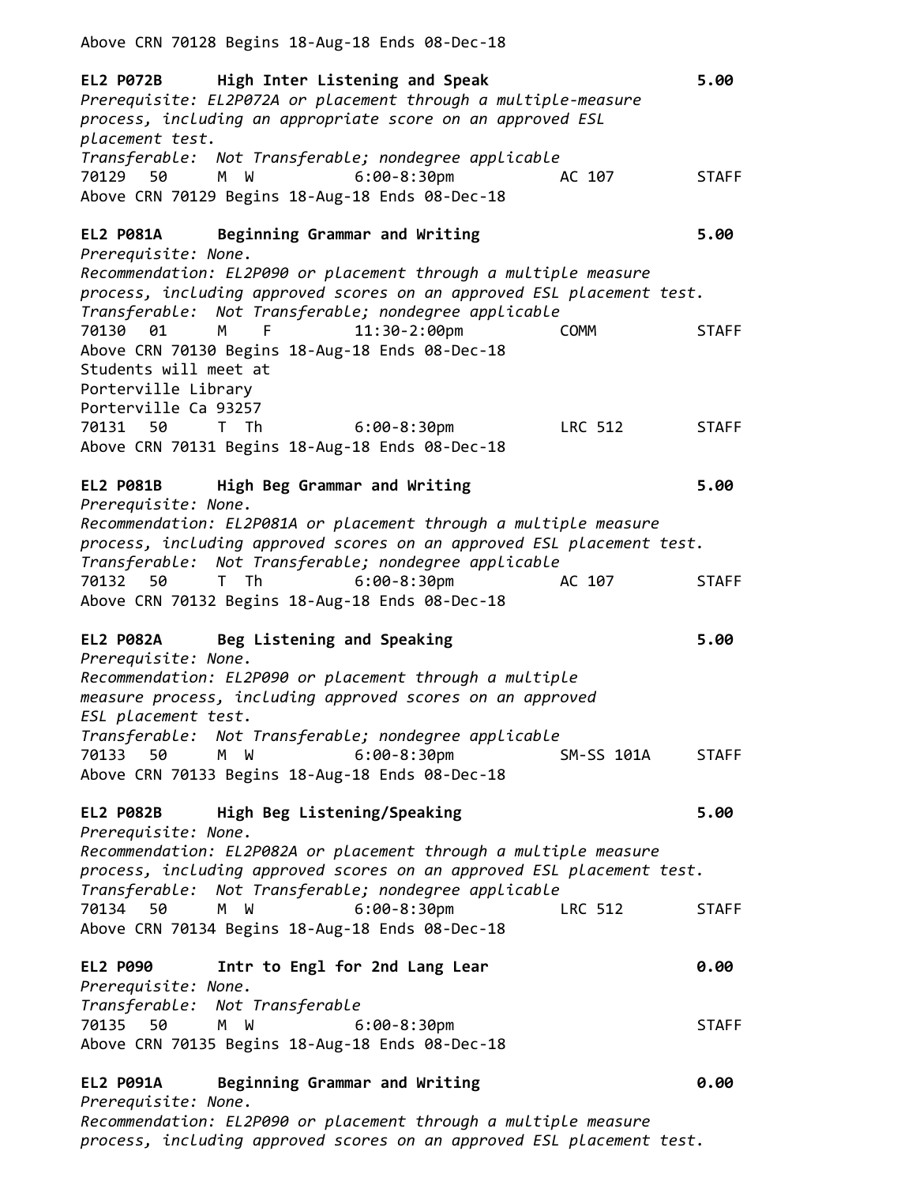Above CRN 70128 Begins 18-Aug-18 Ends 08-Dec-18

**EL2 P072B High Inter Listening and Speak 5.00**

*Prerequisite: EL2P072A or placement through a multiple-measure process, including an appropriate score on an approved ESL placement test.*

*Transferable: Not Transferable; nondegree applicable*

| CRN | Sec | Days | Time | Room | Instructor |
|---|---|---|---|---|---|
| 70129 | 50 | M W | 6:00-8:30pm | AC 107 | STAFF |

Above CRN 70129 Begins 18-Aug-18 Ends 08-Dec-18

**EL2 P081A Beginning Grammar and Writing 5.00**

*Prerequisite: None.*

*Recommendation: EL2P090 or placement through a multiple measure process, including approved scores on an approved ESL placement test.*

*Transferable: Not Transferable; nondegree applicable*

| CRN | Sec | Days | Time | Room | Instructor |
|---|---|---|---|---|---|
| 70130 | 01 | M F | 11:30-2:00pm | COMM | STAFF |

Above CRN 70130 Begins 18-Aug-18 Ends 08-Dec-18
Students will meet at
Porterville Library
Porterville Ca 93257

| CRN | Sec | Days | Time | Room | Instructor |
|---|---|---|---|---|---|
| 70131 | 50 | T Th | 6:00-8:30pm | LRC 512 | STAFF |

Above CRN 70131 Begins 18-Aug-18 Ends 08-Dec-18

**EL2 P081B High Beg Grammar and Writing 5.00**

*Prerequisite: None.*

*Recommendation: EL2P081A or placement through a multiple measure process, including approved scores on an approved ESL placement test.*

*Transferable: Not Transferable; nondegree applicable*

| CRN | Sec | Days | Time | Room | Instructor |
|---|---|---|---|---|---|
| 70132 | 50 | T Th | 6:00-8:30pm | AC 107 | STAFF |

Above CRN 70132 Begins 18-Aug-18 Ends 08-Dec-18

**EL2 P082A Beg Listening and Speaking 5.00**

*Prerequisite: None.*

*Recommendation: EL2P090 or placement through a multiple measure process, including approved scores on an approved ESL placement test.*

*Transferable: Not Transferable; nondegree applicable*

| CRN | Sec | Days | Time | Room | Instructor |
|---|---|---|---|---|---|
| 70133 | 50 | M W | 6:00-8:30pm | SM-SS 101A | STAFF |

Above CRN 70133 Begins 18-Aug-18 Ends 08-Dec-18

**EL2 P082B High Beg Listening/Speaking 5.00**

*Prerequisite: None.*

*Recommendation: EL2P082A or placement through a multiple measure process, including approved scores on an approved ESL placement test.*

*Transferable: Not Transferable; nondegree applicable*

| CRN | Sec | Days | Time | Room | Instructor |
|---|---|---|---|---|---|
| 70134 | 50 | M W | 6:00-8:30pm | LRC 512 | STAFF |

Above CRN 70134 Begins 18-Aug-18 Ends 08-Dec-18

**EL2 P090 Intr to Engl for 2nd Lang Lear 0.00**

*Prerequisite: None.*

*Transferable: Not Transferable*

| CRN | Sec | Days | Time | Room | Instructor |
|---|---|---|---|---|---|
| 70135 | 50 | M W | 6:00-8:30pm | | STAFF |

Above CRN 70135 Begins 18-Aug-18 Ends 08-Dec-18

**EL2 P091A Beginning Grammar and Writing 0.00**

*Prerequisite: None.*

*Recommendation: EL2P090 or placement through a multiple measure process, including approved scores on an approved ESL placement test.*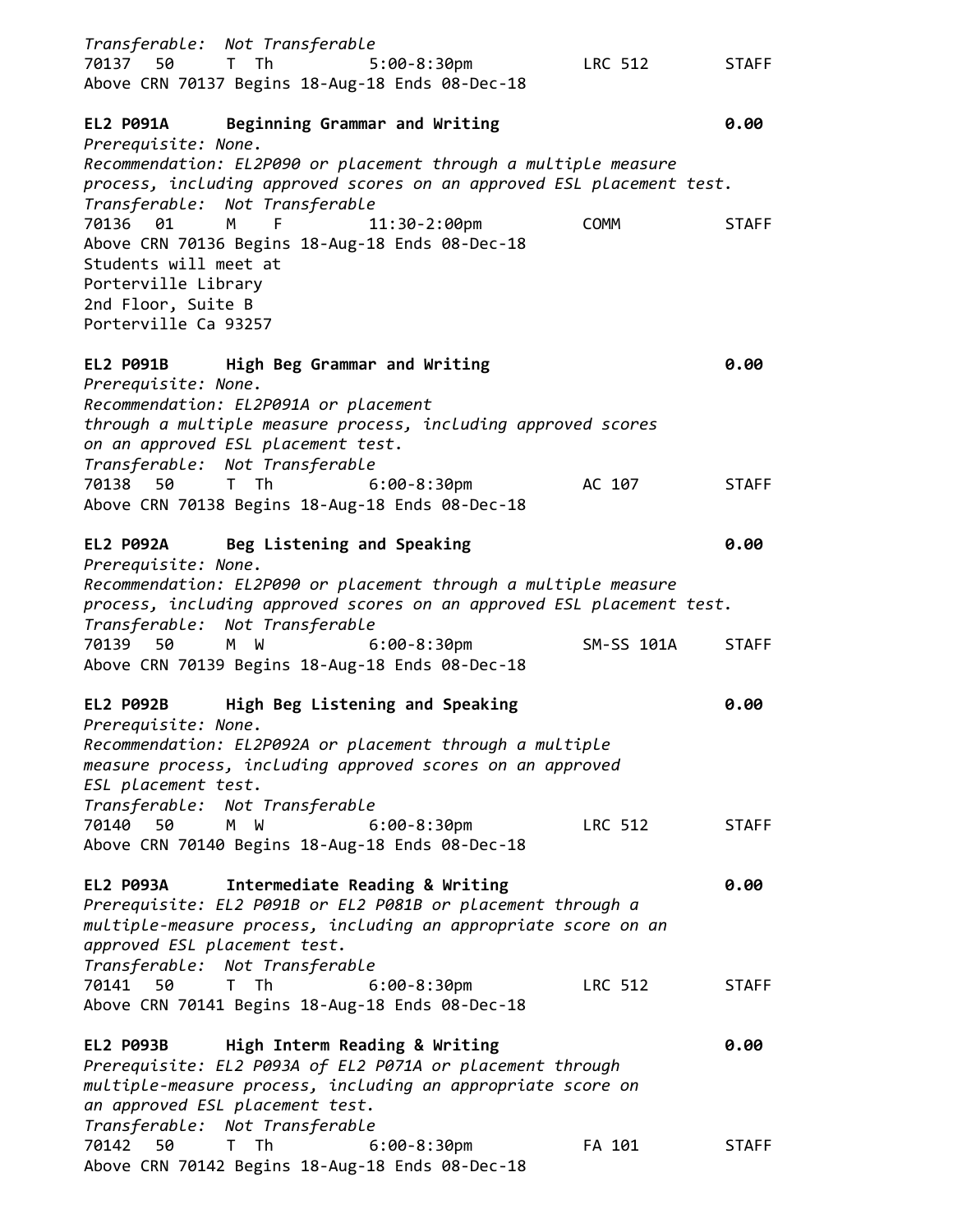*Transferable: Not Transferable*

70137 50 T Th 5:00-8:30pm LRC 512 STAFF

Above CRN 70137 Begins 18-Aug-18 Ends 08-Dec-18

**EL2 P091A Beginning Grammar and Writing 0.00**

*Prerequisite: None.*

*Recommendation: EL2P090 or placement through a multiple measure process, including approved scores on an approved ESL placement test.*

*Transferable: Not Transferable*

70136 01 M F 11:30-2:00pm COMM STAFF

Above CRN 70136 Begins 18-Aug-18 Ends 08-Dec-18

Students will meet at
Porterville Library
2nd Floor, Suite B
Porterville Ca 93257

**EL2 P091B High Beg Grammar and Writing 0.00**

*Prerequisite: None.*

*Recommendation: EL2P091A or placement through a multiple measure process, including approved scores on an approved ESL placement test.*

*Transferable: Not Transferable*

70138 50 T Th 6:00-8:30pm AC 107 STAFF

Above CRN 70138 Begins 18-Aug-18 Ends 08-Dec-18

**EL2 P092A Beg Listening and Speaking 0.00**

*Prerequisite: None.*

*Recommendation: EL2P090 or placement through a multiple measure process, including approved scores on an approved ESL placement test.*

*Transferable: Not Transferable*

70139 50 M W 6:00-8:30pm SM-SS 101A STAFF

Above CRN 70139 Begins 18-Aug-18 Ends 08-Dec-18

**EL2 P092B High Beg Listening and Speaking 0.00**

*Prerequisite: None.*

*Recommendation: EL2P092A or placement through a multiple measure process, including approved scores on an approved ESL placement test.*

*Transferable: Not Transferable*

70140 50 M W 6:00-8:30pm LRC 512 STAFF

Above CRN 70140 Begins 18-Aug-18 Ends 08-Dec-18

**EL2 P093A Intermediate Reading & Writing 0.00**

*Prerequisite: EL2 P091B or EL2 P081B or placement through a multiple-measure process, including an appropriate score on an approved ESL placement test.*

*Transferable: Not Transferable*

70141 50 T Th 6:00-8:30pm LRC 512 STAFF

Above CRN 70141 Begins 18-Aug-18 Ends 08-Dec-18

**EL2 P093B High Interm Reading & Writing 0.00**

*Prerequisite: EL2 P093A of EL2 P071A or placement through multiple-measure process, including an appropriate score on an approved ESL placement test.*

*Transferable: Not Transferable*

70142 50 T Th 6:00-8:30pm FA 101 STAFF

Above CRN 70142 Begins 18-Aug-18 Ends 08-Dec-18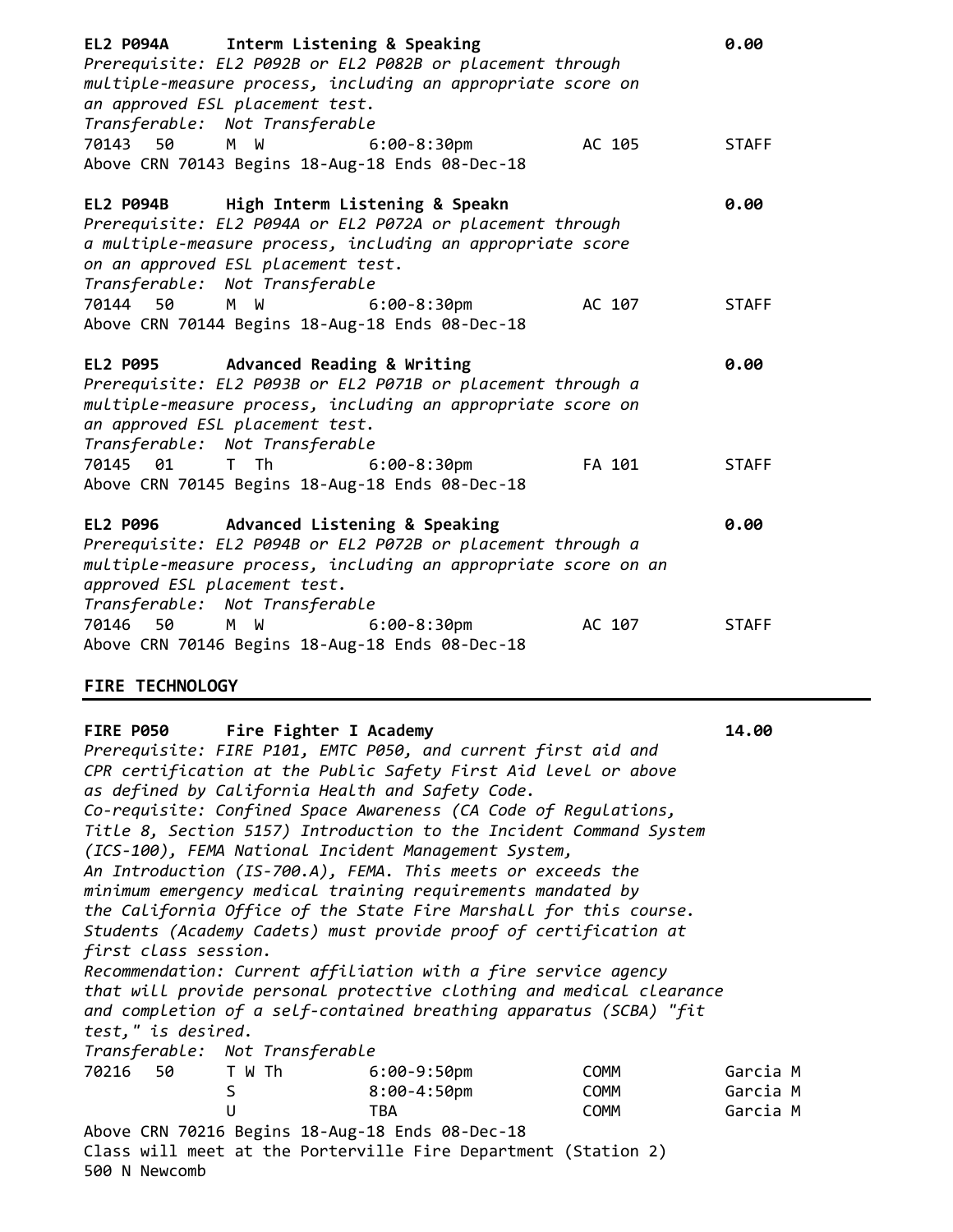**EL2 P094A Interm Listening & Speaking** **0.00**
*Prerequisite: EL2 P092B or EL2 P082B or placement through multiple-measure process, including an appropriate score on an approved ESL placement test.*
*Transferable: Not Transferable*

| CRN | Sec | Days | Time | Room | Instructor |
|---|---|---|---|---|---|
| 70143 | 50 | M W | 6:00-8:30pm | AC 105 | STAFF |

Above CRN 70143 Begins 18-Aug-18 Ends 08-Dec-18

**EL2 P094B High Interm Listening & Speakn** **0.00**
*Prerequisite: EL2 P094A or EL2 P072A or placement through a multiple-measure process, including an appropriate score on an approved ESL placement test.*
*Transferable: Not Transferable*

| CRN | Sec | Days | Time | Room | Instructor |
|---|---|---|---|---|---|
| 70144 | 50 | M W | 6:00-8:30pm | AC 107 | STAFF |

Above CRN 70144 Begins 18-Aug-18 Ends 08-Dec-18

**EL2 P095 Advanced Reading & Writing** **0.00**
*Prerequisite: EL2 P093B or EL2 P071B or placement through a multiple-measure process, including an appropriate score on an approved ESL placement test.*
*Transferable: Not Transferable*

| CRN | Sec | Days | Time | Room | Instructor |
|---|---|---|---|---|---|
| 70145 | 01 | T Th | 6:00-8:30pm | FA 101 | STAFF |

Above CRN 70145 Begins 18-Aug-18 Ends 08-Dec-18

**EL2 P096 Advanced Listening & Speaking** **0.00**
*Prerequisite: EL2 P094B or EL2 P072B or placement through a multiple-measure process, including an appropriate score on an approved ESL placement test.*
*Transferable: Not Transferable*

| CRN | Sec | Days | Time | Room | Instructor |
|---|---|---|---|---|---|
| 70146 | 50 | M W | 6:00-8:30pm | AC 107 | STAFF |

Above CRN 70146 Begins 18-Aug-18 Ends 08-Dec-18

## FIRE TECHNOLOGY

**FIRE P050 Fire Fighter I Academy** **14.00**
*Prerequisite: FIRE P101, EMTC P050, and current first aid and CPR certification at the Public Safety First Aid level or above as defined by California Health and Safety Code.*
*Co-requisite: Confined Space Awareness (CA Code of Regulations, Title 8, Section 5157) Introduction to the Incident Command System (ICS-100), FEMA National Incident Management System, An Introduction (IS-700.A), FEMA. This meets or exceeds the minimum emergency medical training requirements mandated by the California Office of the State Fire Marshall for this course. Students (Academy Cadets) must provide proof of certification at first class session.*
*Recommendation: Current affiliation with a fire service agency that will provide personal protective clothing and medical clearance and completion of a self-contained breathing apparatus (SCBA) "fit test," is desired.*
*Transferable: Not Transferable*

| CRN | Sec | Days | Time | Room | Instructor |
|---|---|---|---|---|---|
| 70216 | 50 | T W Th | 6:00-9:50pm | COMM | Garcia M |
| | | S | 8:00-4:50pm | COMM | Garcia M |
| | | U | TBA | COMM | Garcia M |

Above CRN 70216 Begins 18-Aug-18 Ends 08-Dec-18
Class will meet at the Porterville Fire Department (Station 2) 500 N Newcomb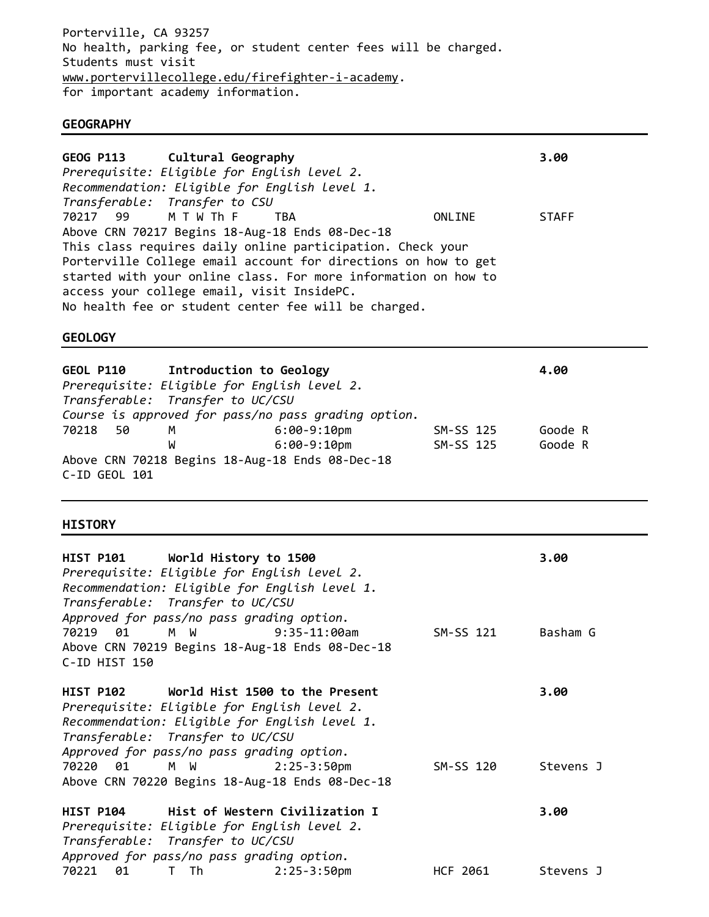Porterville, CA 93257
No health, parking fee, or student center fees will be charged.
Students must visit
www.portervillecollege.edu/firefighter-i-academy.
for important academy information.

## GEOGRAPHY

**GEOG P113 Cultural Geography** **3.00**

*Prerequisite: Eligible for English level 2.*
*Recommendation: Eligible for English level 1.*
*Transferable: Transfer to CSU*

| CRN | Sec | Days | Time | Location | Instructor |
|---|---|---|---|---|---|
| 70217 | 99 | M T W Th F | TBA | ONLINE | STAFF |

Above CRN 70217 Begins 18-Aug-18 Ends 08-Dec-18
This class requires daily online participation. Check your Porterville College email account for directions on how to get started with your online class. For more information on how to access your college email, visit InsidePC.
No health fee or student center fee will be charged.

## GEOLOGY

**GEOL P110 Introduction to Geology** **4.00**

*Prerequisite: Eligible for English level 2.*
*Transferable: Transfer to UC/CSU*
*Course is approved for pass/no pass grading option.*

| CRN | Sec | Days | Time | Location | Instructor |
|---|---|---|---|---|---|
| 70218 | 50 | M | 6:00-9:10pm | SM-SS 125 | Goode R |
| | | W | 6:00-9:10pm | SM-SS 125 | Goode R |

Above CRN 70218 Begins 18-Aug-18 Ends 08-Dec-18
C-ID GEOL 101

## HISTORY

**HIST P101 World History to 1500** **3.00**

*Prerequisite: Eligible for English level 2.*
*Recommendation: Eligible for English level 1.*
*Transferable: Transfer to UC/CSU*
*Approved for pass/no pass grading option.*

| CRN | Sec | Days | Time | Location | Instructor |
|---|---|---|---|---|---|
| 70219 | 01 | M W | 9:35-11:00am | SM-SS 121 | Basham G |

Above CRN 70219 Begins 18-Aug-18 Ends 08-Dec-18
C-ID HIST 150

**HIST P102 World Hist 1500 to the Present** **3.00**

*Prerequisite: Eligible for English level 2.*
*Recommendation: Eligible for English level 1.*
*Transferable: Transfer to UC/CSU*
*Approved for pass/no pass grading option.*

| CRN | Sec | Days | Time | Location | Instructor |
|---|---|---|---|---|---|
| 70220 | 01 | M W | 2:25-3:50pm | SM-SS 120 | Stevens J |

Above CRN 70220 Begins 18-Aug-18 Ends 08-Dec-18

**HIST P104 Hist of Western Civilization I** **3.00**

*Prerequisite: Eligible for English level 2.*
*Transferable: Transfer to UC/CSU*
*Approved for pass/no pass grading option.*

| CRN | Sec | Days | Time | Location | Instructor |
|---|---|---|---|---|---|
| 70221 | 01 | T Th | 2:25-3:50pm | HCF 2061 | Stevens J |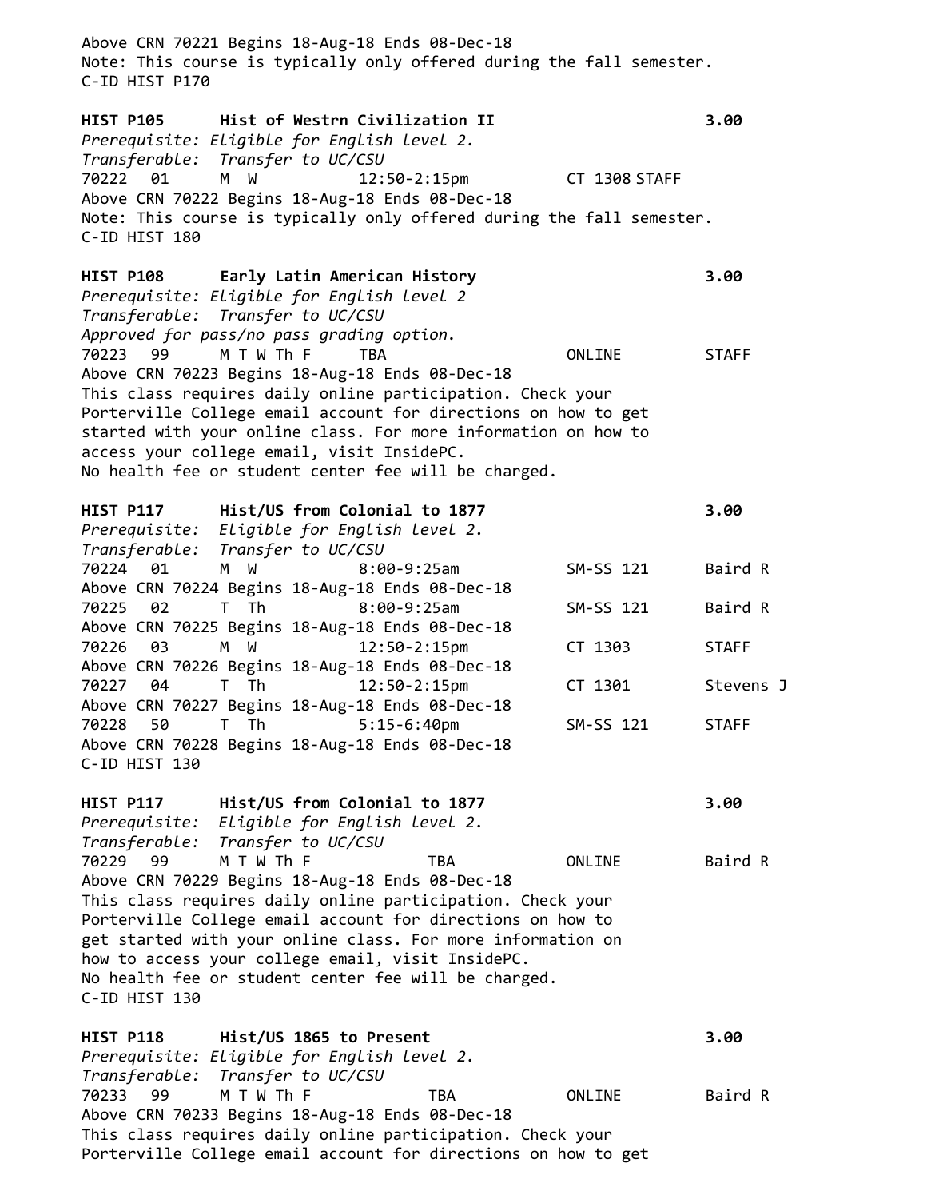Above CRN 70221 Begins 18-Aug-18 Ends 08-Dec-18
Note: This course is typically only offered during the fall semester.
C-ID HIST P170

**HIST P105 Hist of Westrn Civilization II 3.00**
*Prerequisite: Eligible for English level 2.*
*Transferable: Transfer to UC/CSU*
70222 01 M W 12:50-2:15pm CT 1308 STAFF
Above CRN 70222 Begins 18-Aug-18 Ends 08-Dec-18
Note: This course is typically only offered during the fall semester.
C-ID HIST 180

**HIST P108 Early Latin American History 3.00**
*Prerequisite: Eligible for English level 2*
*Transferable: Transfer to UC/CSU*
*Approved for pass/no pass grading option.*
70223 99 M T W Th F TBA ONLINE STAFF
Above CRN 70223 Begins 18-Aug-18 Ends 08-Dec-18
This class requires daily online participation. Check your Porterville College email account for directions on how to get started with your online class. For more information on how to access your college email, visit InsidePC.
No health fee or student center fee will be charged.

**HIST P117 Hist/US from Colonial to 1877 3.00**
*Prerequisite: Eligible for English level 2.*
*Transferable: Transfer to UC/CSU*
70224 01 M W 8:00-9:25am SM-SS 121 Baird R
Above CRN 70224 Begins 18-Aug-18 Ends 08-Dec-18
70225 02 T Th 8:00-9:25am SM-SS 121 Baird R
Above CRN 70225 Begins 18-Aug-18 Ends 08-Dec-18
70226 03 M W 12:50-2:15pm CT 1303 STAFF
Above CRN 70226 Begins 18-Aug-18 Ends 08-Dec-18
70227 04 T Th 12:50-2:15pm CT 1301 Stevens J
Above CRN 70227 Begins 18-Aug-18 Ends 08-Dec-18
70228 50 T Th 5:15-6:40pm SM-SS 121 STAFF
Above CRN 70228 Begins 18-Aug-18 Ends 08-Dec-18
C-ID HIST 130

**HIST P117 Hist/US from Colonial to 1877 3.00**
*Prerequisite: Eligible for English level 2.*
*Transferable: Transfer to UC/CSU*
70229 99 M T W Th F TBA ONLINE Baird R
Above CRN 70229 Begins 18-Aug-18 Ends 08-Dec-18
This class requires daily online participation. Check your Porterville College email account for directions on how to get started with your online class. For more information on how to access your college email, visit InsidePC.
No health fee or student center fee will be charged.
C-ID HIST 130

**HIST P118 Hist/US 1865 to Present 3.00**
*Prerequisite: Eligible for English level 2.*
*Transferable: Transfer to UC/CSU*
70233 99 M T W Th F TBA ONLINE Baird R
Above CRN 70233 Begins 18-Aug-18 Ends 08-Dec-18
This class requires daily online participation. Check your Porterville College email account for directions on how to get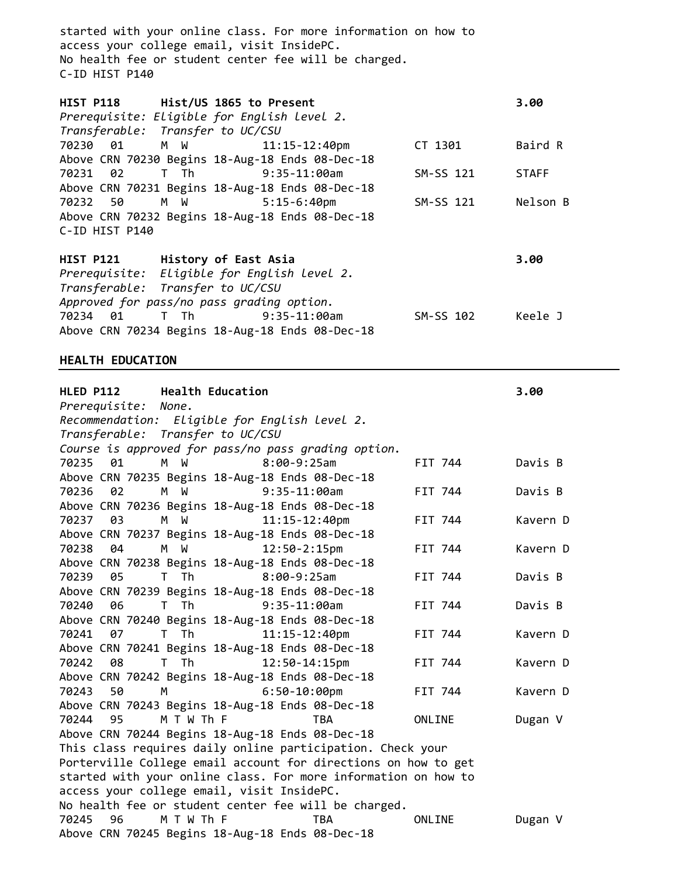started with your online class. For more information on how to access your college email, visit InsidePC.
No health fee or student center fee will be charged.
C-ID HIST P140

**HIST P118 Hist/US 1865 to Present 3.00**
*Prerequisite: Eligible for English level 2.*
*Transferable: Transfer to UC/CSU*

| CRN | Sec | Days | Time | Room | Instructor |
|---|---|---|---|---|---|
| 70230 | 01 | M W | 11:15-12:40pm | CT 1301 | Baird R |

Above CRN 70230 Begins 18-Aug-18 Ends 08-Dec-18

| CRN | Sec | Days | Time | Room | Instructor |
|---|---|---|---|---|---|
| 70231 | 02 | T Th | 9:35-11:00am | SM-SS 121 | STAFF |

Above CRN 70231 Begins 18-Aug-18 Ends 08-Dec-18

| CRN | Sec | Days | Time | Room | Instructor |
|---|---|---|---|---|---|
| 70232 | 50 | M W | 5:15-6:40pm | SM-SS 121 | Nelson B |

Above CRN 70232 Begins 18-Aug-18 Ends 08-Dec-18
C-ID HIST P140

**HIST P121 History of East Asia 3.00**
*Prerequisite: Eligible for English level 2.*
*Transferable: Transfer to UC/CSU*
*Approved for pass/no pass grading option.*

| CRN | Sec | Days | Time | Room | Instructor |
|---|---|---|---|---|---|
| 70234 | 01 | T Th | 9:35-11:00am | SM-SS 102 | Keele J |

Above CRN 70234 Begins 18-Aug-18 Ends 08-Dec-18

## HEALTH EDUCATION

**HLED P112 Health Education 3.00**
*Prerequisite: None.*
*Recommendation: Eligible for English level 2.*
*Transferable: Transfer to UC/CSU*
*Course is approved for pass/no pass grading option.*

| CRN | Sec | Days | Time | Room | Instructor |
|---|---|---|---|---|---|
| 70235 | 01 | M W | 8:00-9:25am | FIT 744 | Davis B |

Above CRN 70235 Begins 18-Aug-18 Ends 08-Dec-18

| CRN | Sec | Days | Time | Room | Instructor |
|---|---|---|---|---|---|
| 70236 | 02 | M W | 9:35-11:00am | FIT 744 | Davis B |

Above CRN 70236 Begins 18-Aug-18 Ends 08-Dec-18

| CRN | Sec | Days | Time | Room | Instructor |
|---|---|---|---|---|---|
| 70237 | 03 | M W | 11:15-12:40pm | FIT 744 | Kavern D |

Above CRN 70237 Begins 18-Aug-18 Ends 08-Dec-18

| CRN | Sec | Days | Time | Room | Instructor |
|---|---|---|---|---|---|
| 70238 | 04 | M W | 12:50-2:15pm | FIT 744 | Kavern D |

Above CRN 70238 Begins 18-Aug-18 Ends 08-Dec-18

| CRN | Sec | Days | Time | Room | Instructor |
|---|---|---|---|---|---|
| 70239 | 05 | T Th | 8:00-9:25am | FIT 744 | Davis B |

Above CRN 70239 Begins 18-Aug-18 Ends 08-Dec-18

| CRN | Sec | Days | Time | Room | Instructor |
|---|---|---|---|---|---|
| 70240 | 06 | T Th | 9:35-11:00am | FIT 744 | Davis B |

Above CRN 70240 Begins 18-Aug-18 Ends 08-Dec-18

| CRN | Sec | Days | Time | Room | Instructor |
|---|---|---|---|---|---|
| 70241 | 07 | T Th | 11:15-12:40pm | FIT 744 | Kavern D |

Above CRN 70241 Begins 18-Aug-18 Ends 08-Dec-18

| CRN | Sec | Days | Time | Room | Instructor |
|---|---|---|---|---|---|
| 70242 | 08 | T Th | 12:50-14:15pm | FIT 744 | Kavern D |

Above CRN 70242 Begins 18-Aug-18 Ends 08-Dec-18

| CRN | Sec | Days | Time | Room | Instructor |
|---|---|---|---|---|---|
| 70243 | 50 | M | 6:50-10:00pm | FIT 744 | Kavern D |

Above CRN 70243 Begins 18-Aug-18 Ends 08-Dec-18

| CRN | Sec | Days | Time | Room | Instructor |
|---|---|---|---|---|---|
| 70244 | 95 | M T W Th F | TBA | ONLINE | Dugan V |

Above CRN 70244 Begins 18-Aug-18 Ends 08-Dec-18
This class requires daily online participation. Check your Porterville College email account for directions on how to get started with your online class. For more information on how to access your college email, visit InsidePC.
No health fee or student center fee will be charged.

| CRN | Sec | Days | Time | Room | Instructor |
|---|---|---|---|---|---|
| 70245 | 96 | M T W Th F | TBA | ONLINE | Dugan V |

Above CRN 70245 Begins 18-Aug-18 Ends 08-Dec-18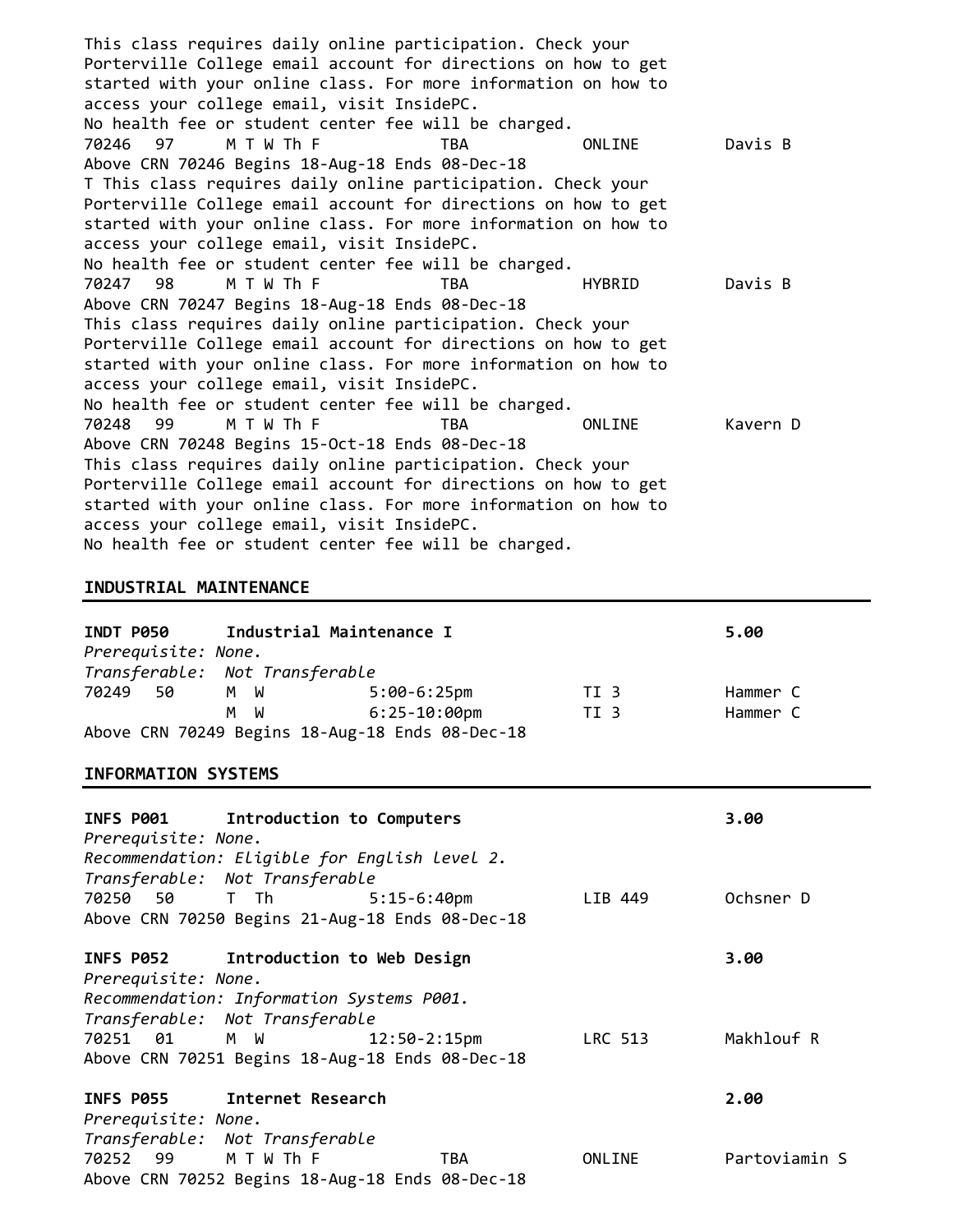This class requires daily online participation. Check your Porterville College email account for directions on how to get started with your online class. For more information on how to access your college email, visit InsidePC.
No health fee or student center fee will be charged.

| | | | | | |
|---|---|---|---|---|---|
| 70246 | 97 | M T W Th F | TBA | ONLINE | Davis B |

Above CRN 70246 Begins 18-Aug-18 Ends 08-Dec-18
T This class requires daily online participation. Check your Porterville College email account for directions on how to get started with your online class. For more information on how to access your college email, visit InsidePC.
No health fee or student center fee will be charged.

| | | | | | |
|---|---|---|---|---|---|
| 70247 | 98 | M T W Th F | TBA | HYBRID | Davis B |

Above CRN 70247 Begins 18-Aug-18 Ends 08-Dec-18
This class requires daily online participation. Check your Porterville College email account for directions on how to get started with your online class. For more information on how to access your college email, visit InsidePC.
No health fee or student center fee will be charged.

| | | | | | |
|---|---|---|---|---|---|
| 70248 | 99 | M T W Th F | TBA | ONLINE | Kavern D |

Above CRN 70248 Begins 15-Oct-18 Ends 08-Dec-18
This class requires daily online participation. Check your Porterville College email account for directions on how to get started with your online class. For more information on how to access your college email, visit InsidePC.
No health fee or student center fee will be charged.

## INDUSTRIAL MAINTENANCE

**INDT P050 Industrial Maintenance I** **5.00**

*Prerequisite: None.*
*Transferable: Not Transferable*

| | | | | | |
|---|---|---|---|---|---|
| 70249 | 50 | M W | 5:00-6:25pm | TI 3 | Hammer C |
| | | M W | 6:25-10:00pm | TI 3 | Hammer C |

Above CRN 70249 Begins 18-Aug-18 Ends 08-Dec-18

## INFORMATION SYSTEMS

**INFS P001 Introduction to Computers** **3.00**

*Prerequisite: None.*
*Recommendation: Eligible for English level 2.*
*Transferable: Not Transferable*

| | | | | | |
|---|---|---|---|---|---|
| 70250 | 50 | T Th | 5:15-6:40pm | LIB 449 | Ochsner D |

Above CRN 70250 Begins 21-Aug-18 Ends 08-Dec-18

**INFS P052 Introduction to Web Design** **3.00**

*Prerequisite: None.*
*Recommendation: Information Systems P001.*
*Transferable: Not Transferable*

| | | | | | |
|---|---|---|---|---|---|
| 70251 | 01 | M W | 12:50-2:15pm | LRC 513 | Makhlouf R |

Above CRN 70251 Begins 18-Aug-18 Ends 08-Dec-18

**INFS P055 Internet Research** **2.00**

*Prerequisite: None.*
*Transferable: Not Transferable*

| | | | | | |
|---|---|---|---|---|---|
| 70252 | 99 | M T W Th F | TBA | ONLINE | Partoviamin S |

Above CRN 70252 Begins 18-Aug-18 Ends 08-Dec-18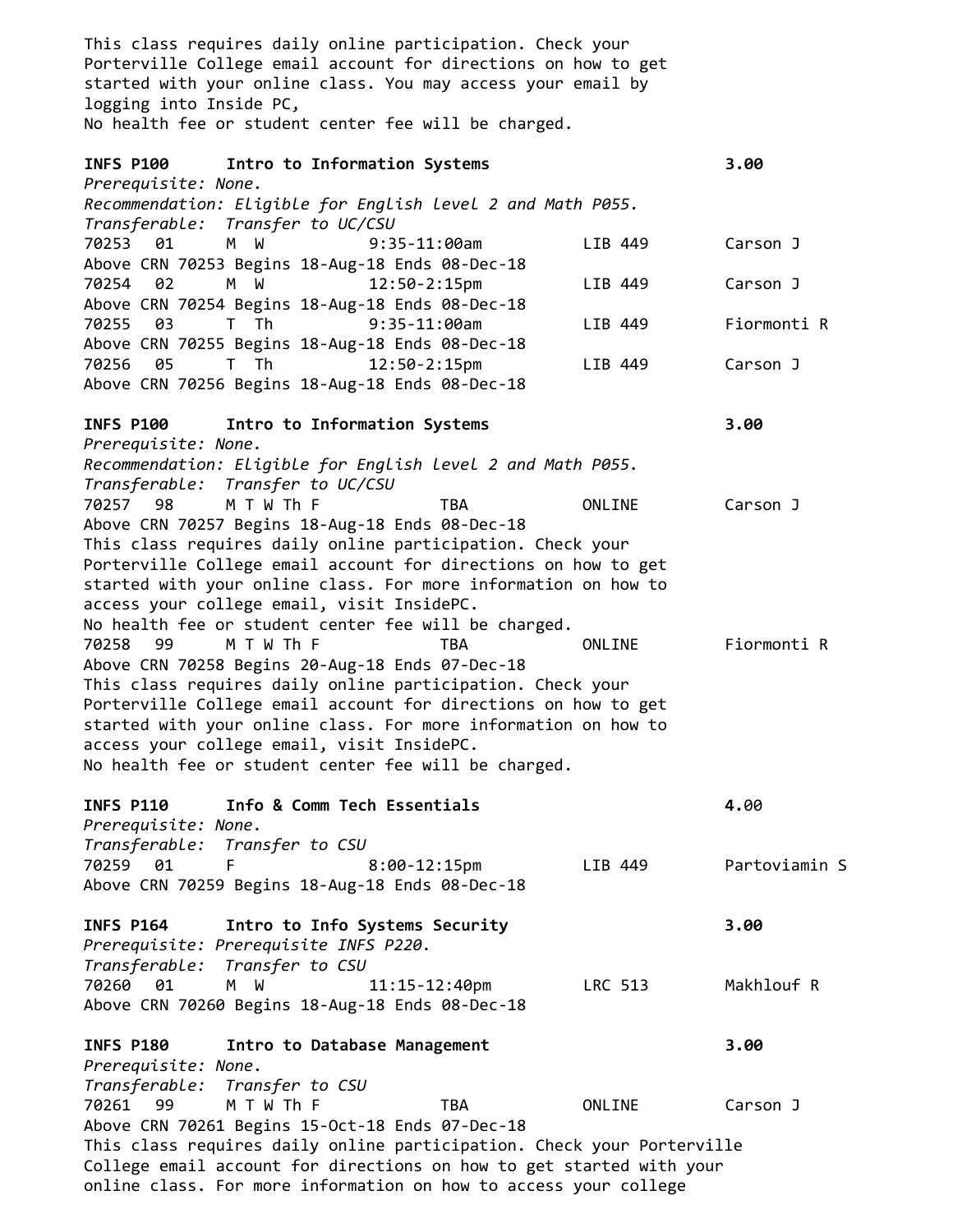This class requires daily online participation. Check your Porterville College email account for directions on how to get started with your online class. You may access your email by logging into Inside PC,
No health fee or student center fee will be charged.

**INFS P100 Intro to Information Systems 3.00**
*Prerequisite: None.*
*Recommendation: Eligible for English level 2 and Math P055.*
*Transferable: Transfer to UC/CSU*

| CRN | Sec | Days | Time | Room | Instructor |
|---|---|---|---|---|---|
| 70253 | 01 | M W | 9:35-11:00am | LIB 449 | Carson J |

Above CRN 70253 Begins 18-Aug-18 Ends 08-Dec-18

| CRN | Sec | Days | Time | Room | Instructor |
|---|---|---|---|---|---|
| 70254 | 02 | M W | 12:50-2:15pm | LIB 449 | Carson J |

Above CRN 70254 Begins 18-Aug-18 Ends 08-Dec-18

| CRN | Sec | Days | Time | Room | Instructor |
|---|---|---|---|---|---|
| 70255 | 03 | T Th | 9:35-11:00am | LIB 449 | Fiormonti R |

Above CRN 70255 Begins 18-Aug-18 Ends 08-Dec-18

| CRN | Sec | Days | Time | Room | Instructor |
|---|---|---|---|---|---|
| 70256 | 05 | T Th | 12:50-2:15pm | LIB 449 | Carson J |

Above CRN 70256 Begins 18-Aug-18 Ends 08-Dec-18

**INFS P100 Intro to Information Systems 3.00**
*Prerequisite: None.*
*Recommendation: Eligible for English level 2 and Math P055.*
*Transferable: Transfer to UC/CSU*

| CRN | Sec | Days | Time | Room | Instructor |
|---|---|---|---|---|---|
| 70257 | 98 | M T W Th F | TBA | ONLINE | Carson J |

Above CRN 70257 Begins 18-Aug-18 Ends 08-Dec-18
This class requires daily online participation. Check your Porterville College email account for directions on how to get started with your online class. For more information on how to access your college email, visit InsidePC.
No health fee or student center fee will be charged.

| CRN | Sec | Days | Time | Room | Instructor |
|---|---|---|---|---|---|
| 70258 | 99 | M T W Th F | TBA | ONLINE | Fiormonti R |

Above CRN 70258 Begins 20-Aug-18 Ends 07-Dec-18
This class requires daily online participation. Check your Porterville College email account for directions on how to get started with your online class. For more information on how to access your college email, visit InsidePC.
No health fee or student center fee will be charged.

**INFS P110 Info & Comm Tech Essentials 4.00**
*Prerequisite: None.*
*Transferable: Transfer to CSU*

| CRN | Sec | Days | Time | Room | Instructor |
|---|---|---|---|---|---|
| 70259 | 01 | F | 8:00-12:15pm | LIB 449 | Partoviamin S |

Above CRN 70259 Begins 18-Aug-18 Ends 08-Dec-18

**INFS P164 Intro to Info Systems Security 3.00**
*Prerequisite: Prerequisite INFS P220.*
*Transferable: Transfer to CSU*

| CRN | Sec | Days | Time | Room | Instructor |
|---|---|---|---|---|---|
| 70260 | 01 | M W | 11:15-12:40pm | LRC 513 | Makhlouf R |

Above CRN 70260 Begins 18-Aug-18 Ends 08-Dec-18

**INFS P180 Intro to Database Management 3.00**
*Prerequisite: None.*
*Transferable: Transfer to CSU*

| CRN | Sec | Days | Time | Room | Instructor |
|---|---|---|---|---|---|
| 70261 | 99 | M T W Th F | TBA | ONLINE | Carson J |

Above CRN 70261 Begins 15-Oct-18 Ends 07-Dec-18
This class requires daily online participation. Check your Porterville College email account for directions on how to get started with your online class. For more information on how to access your college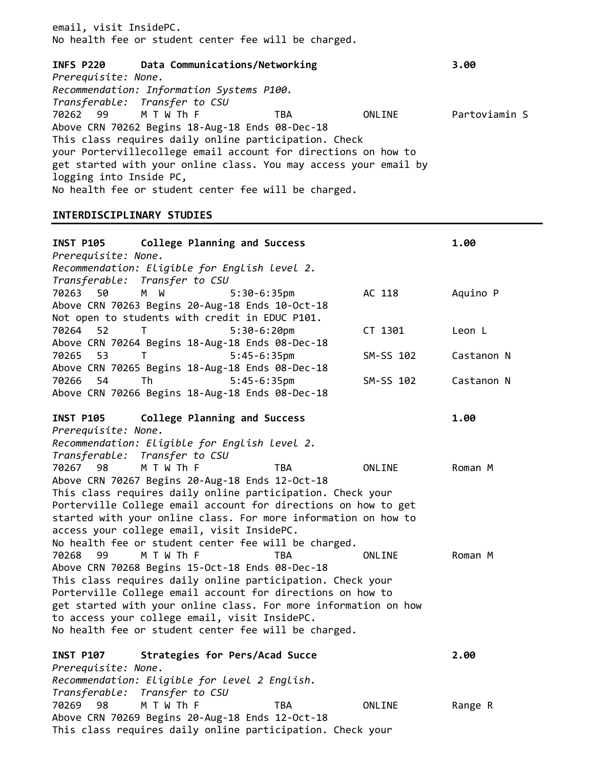email, visit InsidePC.
No health fee or student center fee will be charged.

**INFS P220 Data Communications/Networking 3.00**
*Prerequisite: None.*
*Recommendation: Information Systems P100.*
*Transferable: Transfer to CSU*

| CRN | Sec | Days | Time | Room | Instructor |
|---|---|---|---|---|---|
| 70262 | 99 | M T W Th F | TBA | ONLINE | Partoviamin S |

Above CRN 70262 Begins 18-Aug-18 Ends 08-Dec-18
This class requires daily online participation. Check your Portervillecollege email account for directions on how to get started with your online class. You may access your email by logging into Inside PC,
No health fee or student center fee will be charged.

## INTERDISCIPLINARY STUDIES

**INST P105 College Planning and Success 1.00**
*Prerequisite: None.*
*Recommendation: Eligible for English level 2.*
*Transferable: Transfer to CSU*

| CRN | Sec | Days | Time | Room | Instructor |
|---|---|---|---|---|---|
| 70263 | 50 | M W | 5:30-6:35pm | AC 118 | Aquino P |

Above CRN 70263 Begins 20-Aug-18 Ends 10-Oct-18
Not open to students with credit in EDUC P101.

| CRN | Sec | Days | Time | Room | Instructor |
|---|---|---|---|---|---|
| 70264 | 52 | T | 5:30-6:20pm | CT 1301 | Leon L |

Above CRN 70264 Begins 18-Aug-18 Ends 08-Dec-18

| CRN | Sec | Days | Time | Room | Instructor |
|---|---|---|---|---|---|
| 70265 | 53 | T | 5:45-6:35pm | SM-SS 102 | Castanon N |

Above CRN 70265 Begins 18-Aug-18 Ends 08-Dec-18

| CRN | Sec | Days | Time | Room | Instructor |
|---|---|---|---|---|---|
| 70266 | 54 | Th | 5:45-6:35pm | SM-SS 102 | Castanon N |

Above CRN 70266 Begins 18-Aug-18 Ends 08-Dec-18

**INST P105 College Planning and Success 1.00**
*Prerequisite: None.*
*Recommendation: Eligible for English level 2.*
*Transferable: Transfer to CSU*

| CRN | Sec | Days | Time | Room | Instructor |
|---|---|---|---|---|---|
| 70267 | 98 | M T W Th F | TBA | ONLINE | Roman M |

Above CRN 70267 Begins 20-Aug-18 Ends 12-Oct-18
This class requires daily online participation. Check your Porterville College email account for directions on how to get started with your online class. For more information on how to access your college email, visit InsidePC.
No health fee or student center fee will be charged.

| CRN | Sec | Days | Time | Room | Instructor |
|---|---|---|---|---|---|
| 70268 | 99 | M T W Th F | TBA | ONLINE | Roman M |

Above CRN 70268 Begins 15-Oct-18 Ends 08-Dec-18
This class requires daily online participation. Check your Porterville College email account for directions on how to get started with your online class. For more information on how to access your college email, visit InsidePC.
No health fee or student center fee will be charged.

**INST P107 Strategies for Pers/Acad Succe 2.00**
*Prerequisite: None.*
*Recommendation: Eligible for level 2 English.*
*Transferable: Transfer to CSU*

| CRN | Sec | Days | Time | Room | Instructor |
|---|---|---|---|---|---|
| 70269 | 98 | M T W Th F | TBA | ONLINE | Range R |

Above CRN 70269 Begins 20-Aug-18 Ends 12-Oct-18
This class requires daily online participation. Check your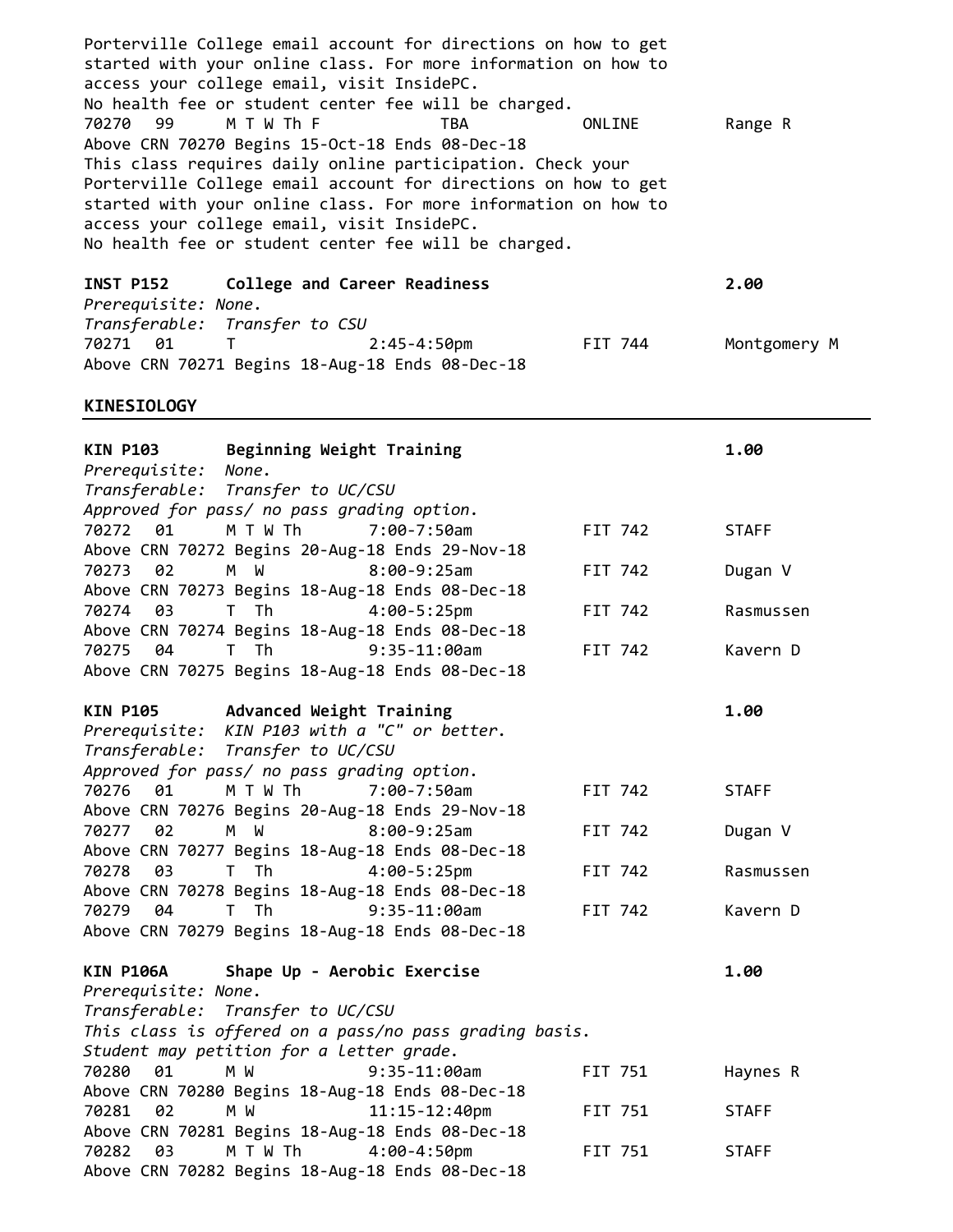Porterville College email account for directions on how to get started with your online class. For more information on how to access your college email, visit InsidePC.
No health fee or student center fee will be charged.

| | | | | | |
|---|---|---|---|---|---|
| 70270 | 99 | M T W Th F | TBA | ONLINE | Range R |

Above CRN 70270 Begins 15-Oct-18 Ends 08-Dec-18
This class requires daily online participation. Check your Porterville College email account for directions on how to get started with your online class. For more information on how to access your college email, visit InsidePC.
No health fee or student center fee will be charged.

**INST P152 College and Career Readiness 2.00**
*Prerequisite: None.*
*Transferable: Transfer to CSU*

| | | | | | |
|---|---|---|---|---|---|
| 70271 | 01 | T | 2:45-4:50pm | FIT 744 | Montgomery M |

Above CRN 70271 Begins 18-Aug-18 Ends 08-Dec-18

## KINESIOLOGY

**KIN P103 Beginning Weight Training 1.00**
*Prerequisite: None.*
*Transferable: Transfer to UC/CSU*
*Approved for pass/ no pass grading option.*

| | | | | | |
|---|---|---|---|---|---|
| 70272 | 01 | M T W Th | 7:00-7:50am | FIT 742 | STAFF |

Above CRN 70272 Begins 20-Aug-18 Ends 29-Nov-18

| | | | | | |
|---|---|---|---|---|---|
| 70273 | 02 | M W | 8:00-9:25am | FIT 742 | Dugan V |

Above CRN 70273 Begins 18-Aug-18 Ends 08-Dec-18

| | | | | | |
|---|---|---|---|---|---|
| 70274 | 03 | T Th | 4:00-5:25pm | FIT 742 | Rasmussen |

Above CRN 70274 Begins 18-Aug-18 Ends 08-Dec-18

| | | | | | |
|---|---|---|---|---|---|
| 70275 | 04 | T Th | 9:35-11:00am | FIT 742 | Kavern D |

Above CRN 70275 Begins 18-Aug-18 Ends 08-Dec-18

**KIN P105 Advanced Weight Training 1.00**
*Prerequisite: KIN P103 with a "C" or better.*
*Transferable: Transfer to UC/CSU*
*Approved for pass/ no pass grading option.*

| | | | | | |
|---|---|---|---|---|---|
| 70276 | 01 | M T W Th | 7:00-7:50am | FIT 742 | STAFF |

Above CRN 70276 Begins 20-Aug-18 Ends 29-Nov-18

| | | | | | |
|---|---|---|---|---|---|
| 70277 | 02 | M W | 8:00-9:25am | FIT 742 | Dugan V |

Above CRN 70277 Begins 18-Aug-18 Ends 08-Dec-18

| | | | | | |
|---|---|---|---|---|---|
| 70278 | 03 | T Th | 4:00-5:25pm | FIT 742 | Rasmussen |

Above CRN 70278 Begins 18-Aug-18 Ends 08-Dec-18

| | | | | | |
|---|---|---|---|---|---|
| 70279 | 04 | T Th | 9:35-11:00am | FIT 742 | Kavern D |

Above CRN 70279 Begins 18-Aug-18 Ends 08-Dec-18

**KIN P106A Shape Up - Aerobic Exercise 1.00**
*Prerequisite: None.*
*Transferable: Transfer to UC/CSU*
*This class is offered on a pass/no pass grading basis.*
*Student may petition for a letter grade.*

| | | | | | |
|---|---|---|---|---|---|
| 70280 | 01 | M W | 9:35-11:00am | FIT 751 | Haynes R |

Above CRN 70280 Begins 18-Aug-18 Ends 08-Dec-18

| | | | | | |
|---|---|---|---|---|---|
| 70281 | 02 | M W | 11:15-12:40pm | FIT 751 | STAFF |

Above CRN 70281 Begins 18-Aug-18 Ends 08-Dec-18

| | | | | | |
|---|---|---|---|---|---|
| 70282 | 03 | M T W Th | 4:00-4:50pm | FIT 751 | STAFF |

Above CRN 70282 Begins 18-Aug-18 Ends 08-Dec-18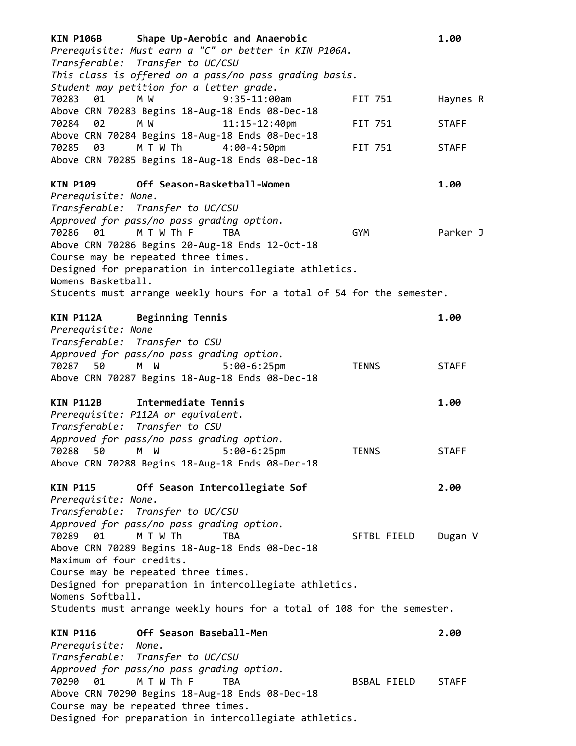**KIN P106B Shape Up-Aerobic and Anaerobic 1.00**

*Prerequisite: Must earn a "C" or better in KIN P106A.*
*Transferable: Transfer to UC/CSU*
*This class is offered on a pass/no pass grading basis.*
*Student may petition for a letter grade.*

| CRN | Sec | Days | Time | Room | Instructor |
|---|---|---|---|---|---|
| 70283 | 01 | M W | 9:35-11:00am | FIT 751 | Haynes R |

Above CRN 70283 Begins 18-Aug-18 Ends 08-Dec-18

| CRN | Sec | Days | Time | Room | Instructor |
|---|---|---|---|---|---|
| 70284 | 02 | M W | 11:15-12:40pm | FIT 751 | STAFF |

Above CRN 70284 Begins 18-Aug-18 Ends 08-Dec-18

| CRN | Sec | Days | Time | Room | Instructor |
|---|---|---|---|---|---|
| 70285 | 03 | M T W Th | 4:00-4:50pm | FIT 751 | STAFF |

Above CRN 70285 Begins 18-Aug-18 Ends 08-Dec-18

**KIN P109 Off Season-Basketball-Women 1.00**

*Prerequisite: None.*
*Transferable: Transfer to UC/CSU*
*Approved for pass/no pass grading option.*

| CRN | Sec | Days | Time | Room | Instructor |
|---|---|---|---|---|---|
| 70286 | 01 | M T W Th F | TBA | GYM | Parker J |

Above CRN 70286 Begins 20-Aug-18 Ends 12-Oct-18
Course may be repeated three times.
Designed for preparation in intercollegiate athletics.
Womens Basketball.
Students must arrange weekly hours for a total of 54 for the semester.

**KIN P112A Beginning Tennis 1.00**

*Prerequisite: None*
*Transferable: Transfer to CSU*
*Approved for pass/no pass grading option.*

| CRN | Sec | Days | Time | Room | Instructor |
|---|---|---|---|---|---|
| 70287 | 50 | M W | 5:00-6:25pm | TENNS | STAFF |

Above CRN 70287 Begins 18-Aug-18 Ends 08-Dec-18

**KIN P112B Intermediate Tennis 1.00**

*Prerequisite: P112A or equivalent.*
*Transferable: Transfer to CSU*
*Approved for pass/no pass grading option.*

| CRN | Sec | Days | Time | Room | Instructor |
|---|---|---|---|---|---|
| 70288 | 50 | M W | 5:00-6:25pm | TENNS | STAFF |

Above CRN 70288 Begins 18-Aug-18 Ends 08-Dec-18

**KIN P115 Off Season Intercollegiate Sof 2.00**

*Prerequisite: None.*
*Transferable: Transfer to UC/CSU*
*Approved for pass/no pass grading option.*

| CRN | Sec | Days | Time | Room | Instructor |
|---|---|---|---|---|---|
| 70289 | 01 | M T W Th | TBA | SFTBL FIELD | Dugan V |

Above CRN 70289 Begins 18-Aug-18 Ends 08-Dec-18
Maximum of four credits.
Course may be repeated three times.
Designed for preparation in intercollegiate athletics.
Womens Softball.
Students must arrange weekly hours for a total of 108 for the semester.

**KIN P116 Off Season Baseball-Men 2.00**

*Prerequisite: None.*
*Transferable: Transfer to UC/CSU*
*Approved for pass/no pass grading option.*

| CRN | Sec | Days | Time | Room | Instructor |
|---|---|---|---|---|---|
| 70290 | 01 | M T W Th F | TBA | BSBAL FIELD | STAFF |

Above CRN 70290 Begins 18-Aug-18 Ends 08-Dec-18
Course may be repeated three times.
Designed for preparation in intercollegiate athletics.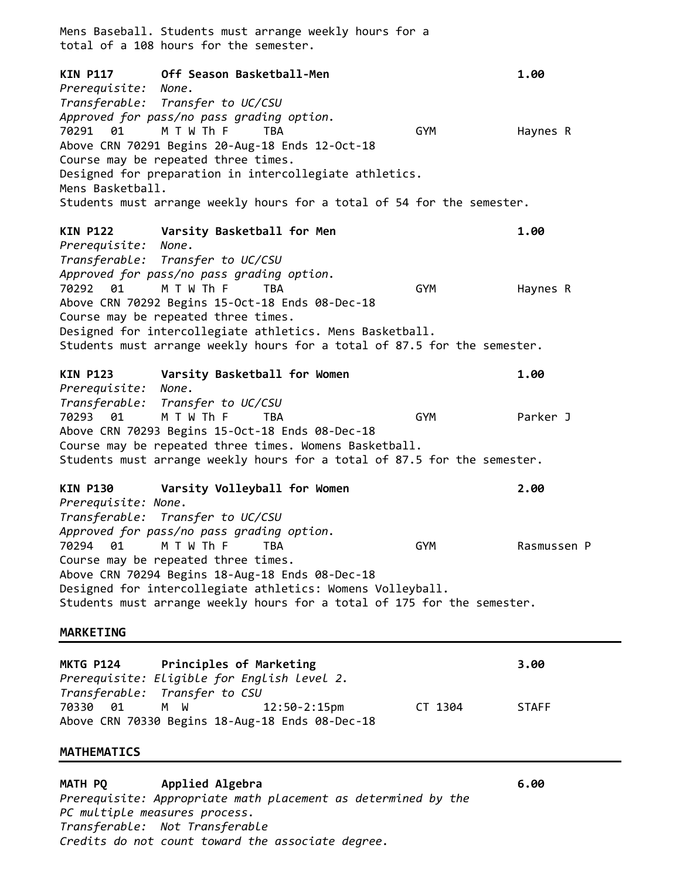Mens Baseball. Students must arrange weekly hours for a total of a 108 hours for the semester.

**KIN P117 Off Season Basketball-Men 1.00**
*Prerequisite: None.*
*Transferable: Transfer to UC/CSU*
*Approved for pass/no pass grading option.*

| CRN | Sec | Days | Time | Room | Instructor |
|---|---|---|---|---|---|
| 70291 | 01 | M T W Th F | TBA | GYM | Haynes R |

Above CRN 70291 Begins 20-Aug-18 Ends 12-Oct-18
Course may be repeated three times.
Designed for preparation in intercollegiate athletics.
Mens Basketball.
Students must arrange weekly hours for a total of 54 for the semester.

**KIN P122 Varsity Basketball for Men 1.00**
*Prerequisite: None.*
*Transferable: Transfer to UC/CSU*
*Approved for pass/no pass grading option.*

| CRN | Sec | Days | Time | Room | Instructor |
|---|---|---|---|---|---|
| 70292 | 01 | M T W Th F | TBA | GYM | Haynes R |

Above CRN 70292 Begins 15-Oct-18 Ends 08-Dec-18
Course may be repeated three times.
Designed for intercollegiate athletics. Mens Basketball.
Students must arrange weekly hours for a total of 87.5 for the semester.

**KIN P123 Varsity Basketball for Women 1.00**
*Prerequisite: None.*
*Transferable: Transfer to UC/CSU*

| CRN | Sec | Days | Time | Room | Instructor |
|---|---|---|---|---|---|
| 70293 | 01 | M T W Th F | TBA | GYM | Parker J |

Above CRN 70293 Begins 15-Oct-18 Ends 08-Dec-18
Course may be repeated three times. Womens Basketball.
Students must arrange weekly hours for a total of 87.5 for the semester.

**KIN P130 Varsity Volleyball for Women 2.00**
*Prerequisite: None.*
*Transferable: Transfer to UC/CSU*
*Approved for pass/no pass grading option.*

| CRN | Sec | Days | Time | Room | Instructor |
|---|---|---|---|---|---|
| 70294 | 01 | M T W Th F | TBA | GYM | Rasmussen P |

Course may be repeated three times.
Above CRN 70294 Begins 18-Aug-18 Ends 08-Dec-18
Designed for intercollegiate athletics: Womens Volleyball.
Students must arrange weekly hours for a total of 175 for the semester.

## MARKETING

**MKTG P124 Principles of Marketing 3.00**
*Prerequisite: Eligible for English level 2.*
*Transferable: Transfer to CSU*

| CRN | Sec | Days | Time | Room | Instructor |
|---|---|---|---|---|---|
| 70330 | 01 | M W | 12:50-2:15pm | CT 1304 | STAFF |

Above CRN 70330 Begins 18-Aug-18 Ends 08-Dec-18

## MATHEMATICS

**MATH PQ Applied Algebra 6.00**
*Prerequisite: Appropriate math placement as determined by the PC multiple measures process.*
*Transferable: Not Transferable*
*Credits do not count toward the associate degree.*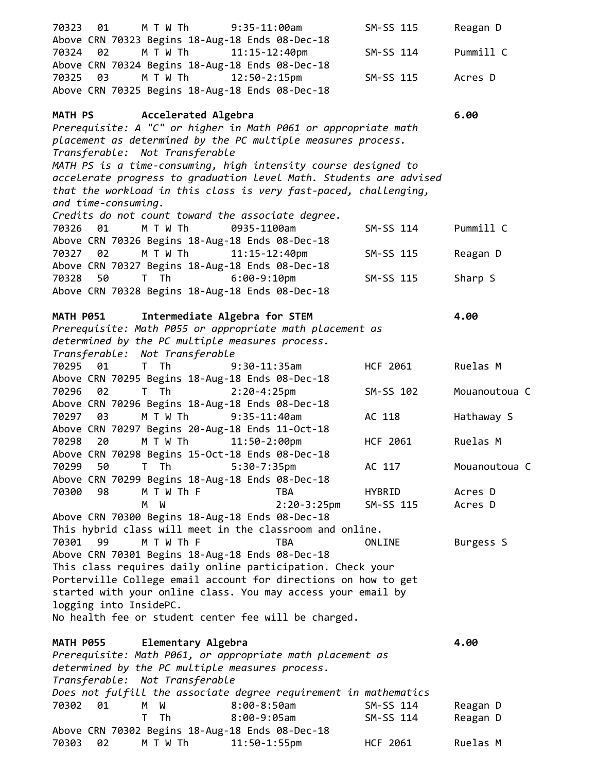70323 01 M T W Th 9:35-11:00am SM-SS 115 Reagan D
Above CRN 70323 Begins 18-Aug-18 Ends 08-Dec-18
70324 02 M T W Th 11:15-12:40pm SM-SS 114 Pummill C
Above CRN 70324 Begins 18-Aug-18 Ends 08-Dec-18
70325 03 M T W Th 12:50-2:15pm SM-SS 115 Acres D
Above CRN 70325 Begins 18-Aug-18 Ends 08-Dec-18

**MATH PS Accelerated Algebra 6.00**

*Prerequisite: A "C" or higher in Math P061 or appropriate math placement as determined by the PC multiple measures process.*
*Transferable: Not Transferable*
*MATH PS is a time-consuming, high intensity course designed to accelerate progress to graduation level Math. Students are advised that the workload in this class is very fast-paced, challenging, and time-consuming.*
*Credits do not count toward the associate degree.*

70326 01 M T W Th 0935-1100am SM-SS 114 Pummill C
Above CRN 70326 Begins 18-Aug-18 Ends 08-Dec-18
70327 02 M T W Th 11:15-12:40pm SM-SS 115 Reagan D
Above CRN 70327 Begins 18-Aug-18 Ends 08-Dec-18
70328 50 T Th 6:00-9:10pm SM-SS 115 Sharp S
Above CRN 70328 Begins 18-Aug-18 Ends 08-Dec-18

**MATH P051 Intermediate Algebra for STEM 4.00**

*Prerequisite: Math P055 or appropriate math placement as determined by the PC multiple measures process.*
*Transferable: Not Transferable*

70295 01 T Th 9:30-11:35am HCF 2061 Ruelas M
Above CRN 70295 Begins 18-Aug-18 Ends 08-Dec-18
70296 02 T Th 2:20-4:25pm SM-SS 102 Mouanoutoua C
Above CRN 70296 Begins 18-Aug-18 Ends 08-Dec-18
70297 03 M T W Th 9:35-11:40am AC 118 Hathaway S
Above CRN 70297 Begins 20-Aug-18 Ends 11-Oct-18
70298 20 M T W Th 11:50-2:00pm HCF 2061 Ruelas M
Above CRN 70298 Begins 15-Oct-18 Ends 08-Dec-18
70299 50 T Th 5:30-7:35pm AC 117 Mouanoutoua C
Above CRN 70299 Begins 18-Aug-18 Ends 08-Dec-18
70300 98 M T W Th F TBA HYBRID Acres D
M W 2:20-3:25pm SM-SS 115 Acres D
Above CRN 70300 Begins 18-Aug-18 Ends 08-Dec-18
This hybrid class will meet in the classroom and online.
70301 99 M T W Th F TBA ONLINE Burgess S
Above CRN 70301 Begins 18-Aug-18 Ends 08-Dec-18
This class requires daily online participation. Check your Porterville College email account for directions on how to get started with your online class. You may access your email by logging into InsidePC.
No health fee or student center fee will be charged.

**MATH P055 Elementary Algebra 4.00**

*Prerequisite: Math P061, or appropriate math placement as determined by the PC multiple measures process.*
*Transferable: Not Transferable*
*Does not fulfill the associate degree requirement in mathematics*

70302 01 M W 8:00-8:50am SM-SS 114 Reagan D
T Th 8:00-9:05am SM-SS 114 Reagan D
Above CRN 70302 Begins 18-Aug-18 Ends 08-Dec-18
70303 02 M T W Th 11:50-1:55pm HCF 2061 Ruelas M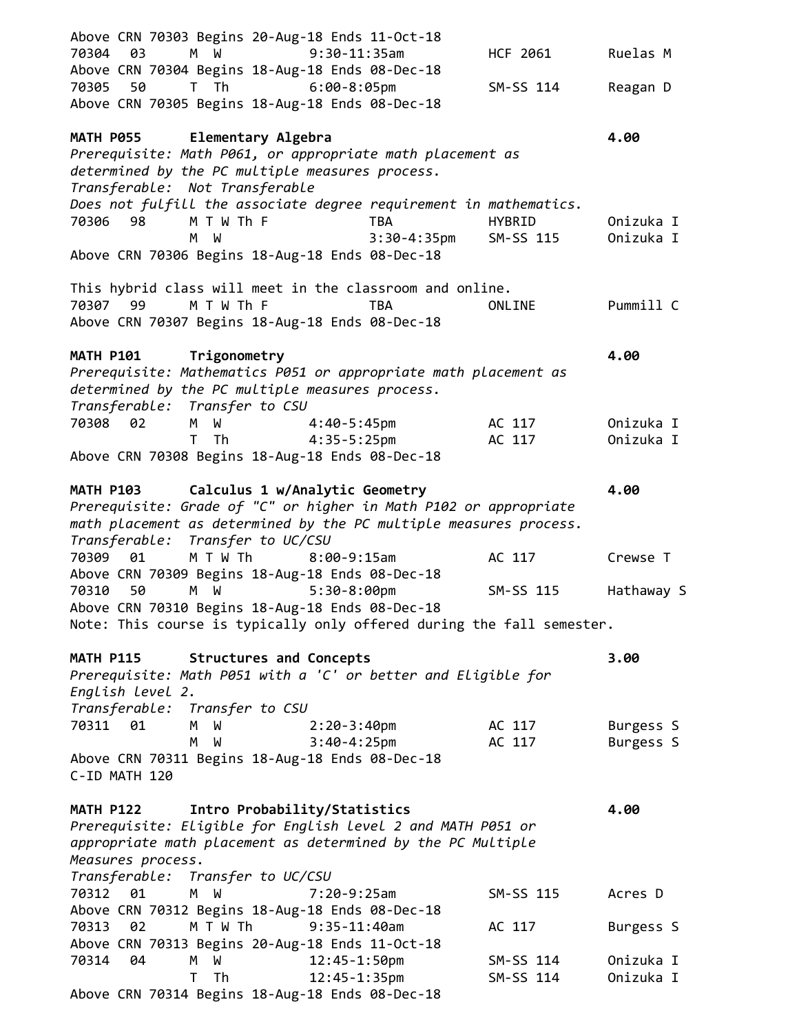Above CRN 70303 Begins 20-Aug-18 Ends 11-Oct-18

| | | | | | |
|---|---|---|---|---|---|
| 70304 | 03 | M W | 9:30-11:35am | HCF 2061 | Ruelas M |

Above CRN 70304 Begins 18-Aug-18 Ends 08-Dec-18

| | | | | | |
|---|---|---|---|---|---|
| 70305 | 50 | T Th | 6:00-8:05pm | SM-SS 114 | Reagan D |

Above CRN 70305 Begins 18-Aug-18 Ends 08-Dec-18

**MATH P055 Elementary Algebra** **4.00**

*Prerequisite: Math P061, or appropriate math placement as determined by the PC multiple measures process.*
*Transferable: Not Transferable*
*Does not fulfill the associate degree requirement in mathematics.*

| | | | | | |
|---|---|---|---|---|---|
| 70306 | 98 | M T W Th F | TBA | HYBRID | Onizuka I |
| | | M W | 3:30-4:35pm | SM-SS 115 | Onizuka I |

Above CRN 70306 Begins 18-Aug-18 Ends 08-Dec-18

This hybrid class will meet in the classroom and online.

| | | | | | |
|---|---|---|---|---|---|
| 70307 | 99 | M T W Th F | TBA | ONLINE | Pummill C |

Above CRN 70307 Begins 18-Aug-18 Ends 08-Dec-18

**MATH P101 Trigonometry** **4.00**

*Prerequisite: Mathematics P051 or appropriate math placement as determined by the PC multiple measures process.*
*Transferable: Transfer to CSU*

| | | | | | |
|---|---|---|---|---|---|
| 70308 | 02 | M W | 4:40-5:45pm | AC 117 | Onizuka I |
| | | T Th | 4:35-5:25pm | AC 117 | Onizuka I |

Above CRN 70308 Begins 18-Aug-18 Ends 08-Dec-18

**MATH P103 Calculus 1 w/Analytic Geometry** **4.00**

*Prerequisite: Grade of "C" or higher in Math P102 or appropriate math placement as determined by the PC multiple measures process.*
*Transferable: Transfer to UC/CSU*

| | | | | | |
|---|---|---|---|---|---|
| 70309 | 01 | M T W Th | 8:00-9:15am | AC 117 | Crewse T |

Above CRN 70309 Begins 18-Aug-18 Ends 08-Dec-18

| | | | | | |
|---|---|---|---|---|---|
| 70310 | 50 | M W | 5:30-8:00pm | SM-SS 115 | Hathaway S |

Above CRN 70310 Begins 18-Aug-18 Ends 08-Dec-18
Note: This course is typically only offered during the fall semester.

**MATH P115 Structures and Concepts** **3.00**

*Prerequisite: Math P051 with a 'C' or better and Eligible for English level 2.*
*Transferable: Transfer to CSU*

| | | | | | |
|---|---|---|---|---|---|
| 70311 | 01 | M W | 2:20-3:40pm | AC 117 | Burgess S |
| | | M W | 3:40-4:25pm | AC 117 | Burgess S |

Above CRN 70311 Begins 18-Aug-18 Ends 08-Dec-18
C-ID MATH 120

**MATH P122 Intro Probability/Statistics** **4.00**

*Prerequisite: Eligible for English level 2 and MATH P051 or appropriate math placement as determined by the PC Multiple Measures process.*
*Transferable: Transfer to UC/CSU*

| | | | | | |
|---|---|---|---|---|---|
| 70312 | 01 | M W | 7:20-9:25am | SM-SS 115 | Acres D |

Above CRN 70312 Begins 18-Aug-18 Ends 08-Dec-18

| | | | | | |
|---|---|---|---|---|---|
| 70313 | 02 | M T W Th | 9:35-11:40am | AC 117 | Burgess S |

Above CRN 70313 Begins 20-Aug-18 Ends 11-Oct-18

| | | | | | |
|---|---|---|---|---|---|
| 70314 | 04 | M W | 12:45-1:50pm | SM-SS 114 | Onizuka I |
| | | T Th | 12:45-1:35pm | SM-SS 114 | Onizuka I |

Above CRN 70314 Begins 18-Aug-18 Ends 08-Dec-18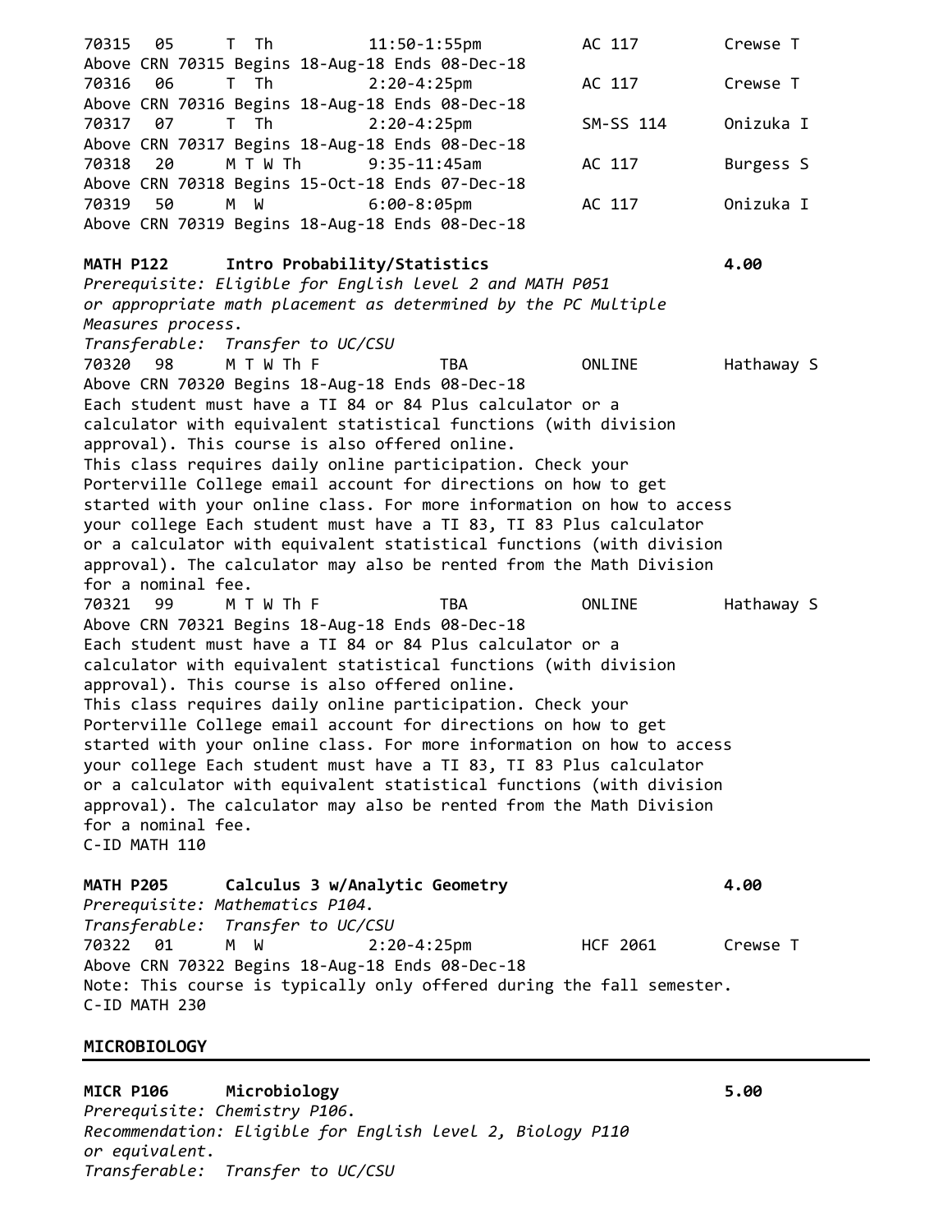70315 05 T Th 11:50-1:55pm AC 117 Crewse T
Above CRN 70315 Begins 18-Aug-18 Ends 08-Dec-18
70316 06 T Th 2:20-4:25pm AC 117 Crewse T
Above CRN 70316 Begins 18-Aug-18 Ends 08-Dec-18
70317 07 T Th 2:20-4:25pm SM-SS 114 Onizuka I
Above CRN 70317 Begins 18-Aug-18 Ends 08-Dec-18
70318 20 M T W Th 9:35-11:45am AC 117 Burgess S
Above CRN 70318 Begins 15-Oct-18 Ends 07-Dec-18
70319 50 M W 6:00-8:05pm AC 117 Onizuka I
Above CRN 70319 Begins 18-Aug-18 Ends 08-Dec-18

**MATH P122 Intro Probability/Statistics 4.00**

*Prerequisite: Eligible for English level 2 and MATH P051 or appropriate math placement as determined by the PC Multiple Measures process.*
*Transferable: Transfer to UC/CSU*

70320 98 M T W Th F TBA ONLINE Hathaway S
Above CRN 70320 Begins 18-Aug-18 Ends 08-Dec-18
Each student must have a TI 84 or 84 Plus calculator or a calculator with equivalent statistical functions (with division approval). This course is also offered online.
This class requires daily online participation. Check your Porterville College email account for directions on how to get started with your online class. For more information on how to access your college Each student must have a TI 83, TI 83 Plus calculator or a calculator with equivalent statistical functions (with division approval). The calculator may also be rented from the Math Division for a nominal fee.

70321 99 M T W Th F TBA ONLINE Hathaway S
Above CRN 70321 Begins 18-Aug-18 Ends 08-Dec-18
Each student must have a TI 84 or 84 Plus calculator or a calculator with equivalent statistical functions (with division approval). This course is also offered online.
This class requires daily online participation. Check your Porterville College email account for directions on how to get started with your online class. For more information on how to access your college Each student must have a TI 83, TI 83 Plus calculator or a calculator with equivalent statistical functions (with division approval). The calculator may also be rented from the Math Division for a nominal fee.
C-ID MATH 110

**MATH P205 Calculus 3 w/Analytic Geometry 4.00**

*Prerequisite: Mathematics P104.*
*Transferable: Transfer to UC/CSU*

70322 01 M W 2:20-4:25pm HCF 2061 Crewse T
Above CRN 70322 Begins 18-Aug-18 Ends 08-Dec-18
Note: This course is typically only offered during the fall semester.
C-ID MATH 230

## MICROBIOLOGY

**MICR P106 Microbiology 5.00**

*Prerequisite: Chemistry P106.*
*Recommendation: Eligible for English level 2, Biology P110 or equivalent.*
*Transferable: Transfer to UC/CSU*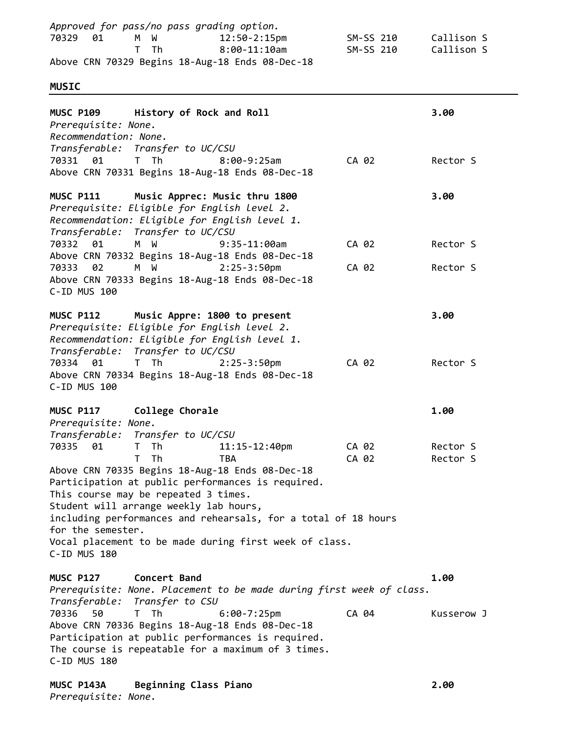*Approved for pass/no pass grading option.*

| CRN | Sec | Days | Time | Room | Instructor |
|---|---|---|---|---|---|
| 70329 | 01 | M W | 12:50-2:15pm | SM-SS 210 | Callison S |
| | | T Th | 8:00-11:10am | SM-SS 210 | Callison S |

Above CRN 70329 Begins 18-Aug-18 Ends 08-Dec-18

## MUSIC

**MUSC P109 History of Rock and Roll 3.00**

*Prerequisite: None.*
*Recommendation: None.*
*Transferable: Transfer to UC/CSU*

| CRN | Sec | Days | Time | Room | Instructor |
|---|---|---|---|---|---|
| 70331 | 01 | T Th | 8:00-9:25am | CA 02 | Rector S |

Above CRN 70331 Begins 18-Aug-18 Ends 08-Dec-18

**MUSC P111 Music Apprec: Music thru 1800 3.00**

*Prerequisite: Eligible for English level 2.*
*Recommendation: Eligible for English level 1.*
*Transferable: Transfer to UC/CSU*

| CRN | Sec | Days | Time | Room | Instructor |
|---|---|---|---|---|---|
| 70332 | 01 | M W | 9:35-11:00am | CA 02 | Rector S |

Above CRN 70332 Begins 18-Aug-18 Ends 08-Dec-18

| CRN | Sec | Days | Time | Room | Instructor |
|---|---|---|---|---|---|
| 70333 | 02 | M W | 2:25-3:50pm | CA 02 | Rector S |

Above CRN 70333 Begins 18-Aug-18 Ends 08-Dec-18
C-ID MUS 100

**MUSC P112 Music Appre: 1800 to present 3.00**

*Prerequisite: Eligible for English level 2.*
*Recommendation: Eligible for English level 1.*
*Transferable: Transfer to UC/CSU*

| CRN | Sec | Days | Time | Room | Instructor |
|---|---|---|---|---|---|
| 70334 | 01 | T Th | 2:25-3:50pm | CA 02 | Rector S |

Above CRN 70334 Begins 18-Aug-18 Ends 08-Dec-18
C-ID MUS 100

**MUSC P117 College Chorale 1.00**

*Prerequisite: None.*
*Transferable: Transfer to UC/CSU*

| CRN | Sec | Days | Time | Room | Instructor |
|---|---|---|---|---|---|
| 70335 | 01 | T Th | 11:15-12:40pm | CA 02 | Rector S |
| | | T Th | TBA | CA 02 | Rector S |

Above CRN 70335 Begins 18-Aug-18 Ends 08-Dec-18
Participation at public performances is required.
This course may be repeated 3 times.
Student will arrange weekly lab hours,
including performances and rehearsals, for a total of 18 hours
for the semester.
Vocal placement to be made during first week of class.
C-ID MUS 180

**MUSC P127 Concert Band 1.00**

*Prerequisite: None. Placement to be made during first week of class.*
*Transferable: Transfer to CSU*

| CRN | Sec | Days | Time | Room | Instructor |
|---|---|---|---|---|---|
| 70336 | 50 | T Th | 6:00-7:25pm | CA 04 | Kusserow J |

Above CRN 70336 Begins 18-Aug-18 Ends 08-Dec-18
Participation at public performances is required.
The course is repeatable for a maximum of 3 times.
C-ID MUS 180

**MUSC P143A Beginning Class Piano 2.00**

*Prerequisite: None.*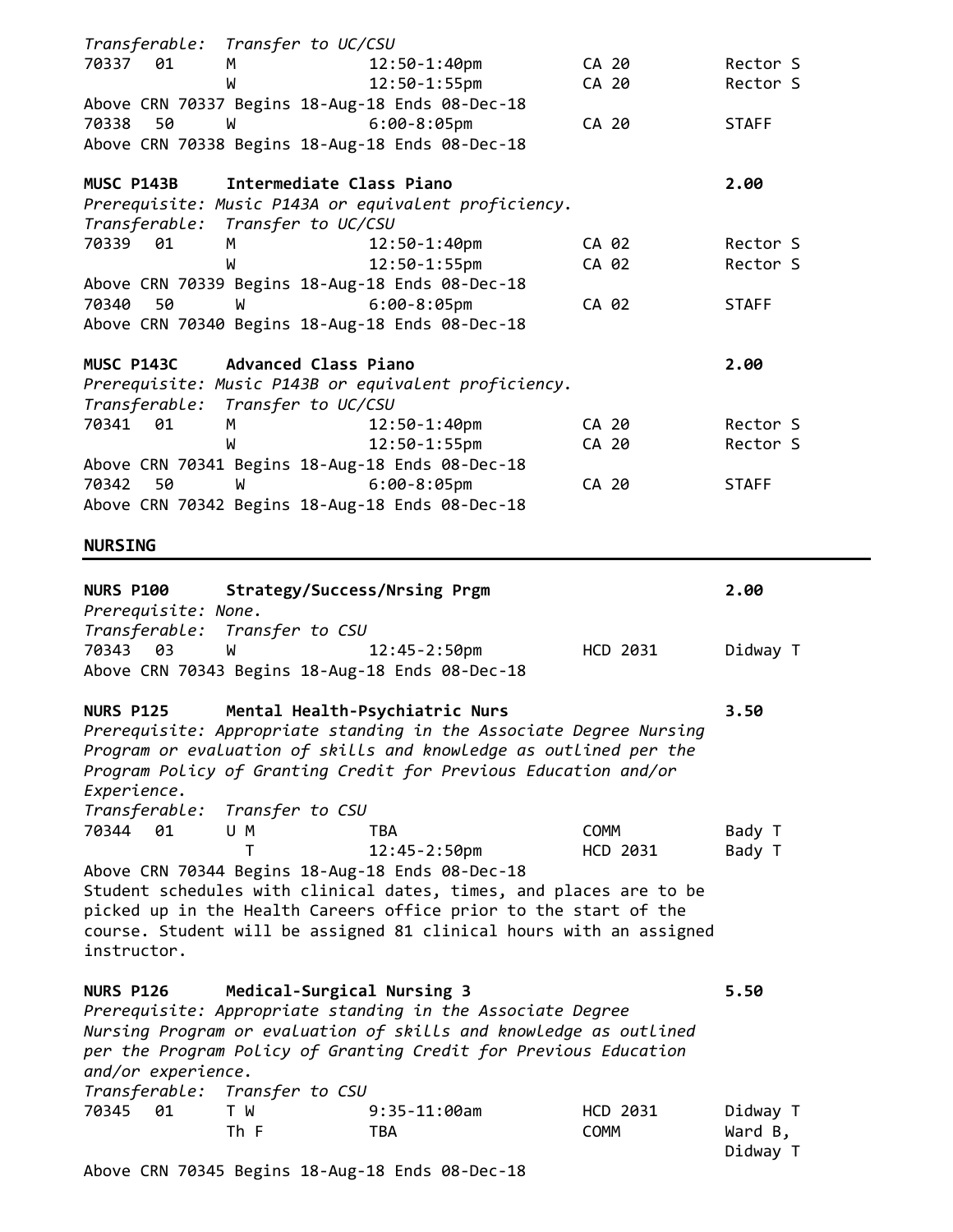*Transferable: Transfer to UC/CSU*

| | | | | | |
|---|---|---|---|---|---|
| 70337 | 01 | M | 12:50-1:40pm | CA 20 | Rector S |
| | | W | 12:50-1:55pm | CA 20 | Rector S |

Above CRN 70337 Begins 18-Aug-18 Ends 08-Dec-18

| | | | | | |
|---|---|---|---|---|---|
| 70338 | 50 | W | 6:00-8:05pm | CA 20 | STAFF |

Above CRN 70338 Begins 18-Aug-18 Ends 08-Dec-18

**MUSC P143B Intermediate Class Piano** **2.00**

*Prerequisite: Music P143A or equivalent proficiency.*
*Transferable: Transfer to UC/CSU*

| | | | | | |
|---|---|---|---|---|---|
| 70339 | 01 | M | 12:50-1:40pm | CA 02 | Rector S |
| | | W | 12:50-1:55pm | CA 02 | Rector S |

Above CRN 70339 Begins 18-Aug-18 Ends 08-Dec-18

| | | | | | |
|---|---|---|---|---|---|
| 70340 | 50 | W | 6:00-8:05pm | CA 02 | STAFF |

Above CRN 70340 Begins 18-Aug-18 Ends 08-Dec-18

**MUSC P143C Advanced Class Piano** **2.00**

*Prerequisite: Music P143B or equivalent proficiency.*
*Transferable: Transfer to UC/CSU*

| | | | | | |
|---|---|---|---|---|---|
| 70341 | 01 | M | 12:50-1:40pm | CA 20 | Rector S |
| | | W | 12:50-1:55pm | CA 20 | Rector S |

Above CRN 70341 Begins 18-Aug-18 Ends 08-Dec-18

| | | | | | |
|---|---|---|---|---|---|
| 70342 | 50 | W | 6:00-8:05pm | CA 20 | STAFF |

Above CRN 70342 Begins 18-Aug-18 Ends 08-Dec-18

## NURSING

**NURS P100 Strategy/Success/Nrsing Prgm** **2.00**

*Prerequisite: None.*
*Transferable: Transfer to CSU*

| | | | | | |
|---|---|---|---|---|---|
| 70343 | 03 | W | 12:45-2:50pm | HCD 2031 | Didway T |

Above CRN 70343 Begins 18-Aug-18 Ends 08-Dec-18

**NURS P125 Mental Health-Psychiatric Nurs** **3.50**

*Prerequisite: Appropriate standing in the Associate Degree Nursing Program or evaluation of skills and knowledge as outlined per the Program Policy of Granting Credit for Previous Education and/or Experience.*
*Transferable: Transfer to CSU*

| | | | | | |
|---|---|---|---|---|---|
| 70344 | 01 | U M | TBA | COMM | Bady T |
| | | T | 12:45-2:50pm | HCD 2031 | Bady T |

Above CRN 70344 Begins 18-Aug-18 Ends 08-Dec-18
Student schedules with clinical dates, times, and places are to be picked up in the Health Careers office prior to the start of the course. Student will be assigned 81 clinical hours with an assigned instructor.

**NURS P126 Medical-Surgical Nursing 3** **5.50**

*Prerequisite: Appropriate standing in the Associate Degree Nursing Program or evaluation of skills and knowledge as outlined per the Program Policy of Granting Credit for Previous Education and/or experience.*
*Transferable: Transfer to CSU*

| | | | | | |
|---|---|---|---|---|---|
| 70345 | 01 | T W | 9:35-11:00am | HCD 2031 | Didway T |
| | | Th F | TBA | COMM | Ward B, Didway T |

Above CRN 70345 Begins 18-Aug-18 Ends 08-Dec-18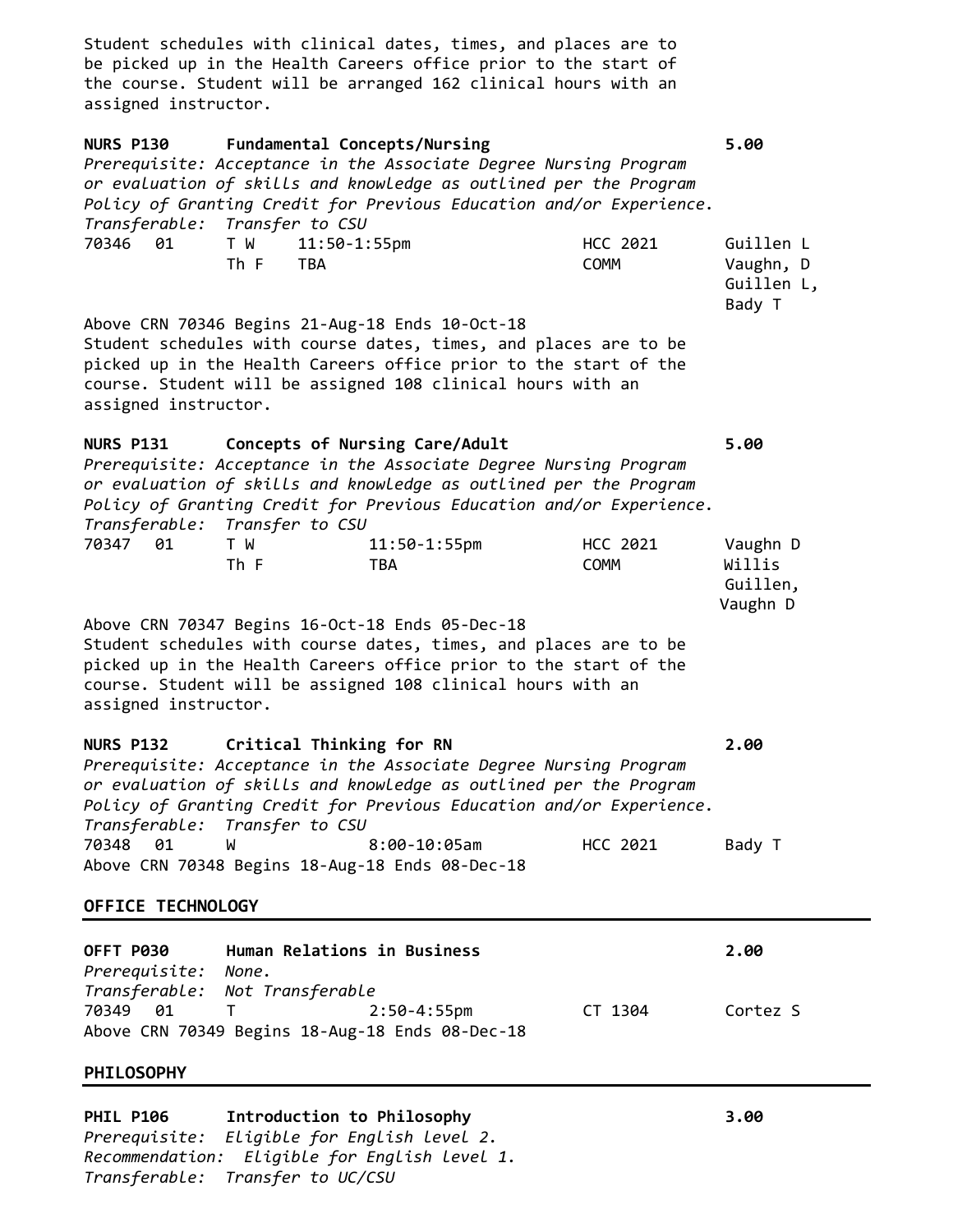Student schedules with clinical dates, times, and places are to be picked up in the Health Careers office prior to the start of the course. Student will be arranged 162 clinical hours with an assigned instructor.

**NURS P130 Fundamental Concepts/Nursing 5.00**

*Prerequisite: Acceptance in the Associate Degree Nursing Program or evaluation of skills and knowledge as outlined per the Program Policy of Granting Credit for Previous Education and/or Experience.*

*Transferable: Transfer to CSU*

| CRN | Sec | Days | Time | Room | Instructor |
|---|---|---|---|---|---|
| 70346 | 01 | T W | 11:50-1:55pm | HCC 2021 | Guillen L |
| | | Th F | TBA | COMM | Vaughn, D Guillen L, Bady T |

Above CRN 70346 Begins 21-Aug-18 Ends 10-Oct-18

Student schedules with course dates, times, and places are to be picked up in the Health Careers office prior to the start of the course. Student will be assigned 108 clinical hours with an assigned instructor.

**NURS P131 Concepts of Nursing Care/Adult 5.00**

*Prerequisite: Acceptance in the Associate Degree Nursing Program or evaluation of skills and knowledge as outlined per the Program Policy of Granting Credit for Previous Education and/or Experience.*

*Transferable: Transfer to CSU*

| CRN | Sec | Days | Time | Room | Instructor |
|---|---|---|---|---|---|
| 70347 | 01 | T W | 11:50-1:55pm | HCC 2021 | Vaughn D |
| | | Th F | TBA | COMM | Willis Guillen, Vaughn D |

Above CRN 70347 Begins 16-Oct-18 Ends 05-Dec-18

Student schedules with course dates, times, and places are to be picked up in the Health Careers office prior to the start of the course. Student will be assigned 108 clinical hours with an assigned instructor.

**NURS P132 Critical Thinking for RN 2.00**

*Prerequisite: Acceptance in the Associate Degree Nursing Program or evaluation of skills and knowledge as outlined per the Program Policy of Granting Credit for Previous Education and/or Experience.*

*Transferable: Transfer to CSU*

| CRN | Sec | Days | Time | Room | Instructor |
|---|---|---|---|---|---|
| 70348 | 01 | W | 8:00-10:05am | HCC 2021 | Bady T |

Above CRN 70348 Begins 18-Aug-18 Ends 08-Dec-18

## OFFICE TECHNOLOGY

**OFFT P030 Human Relations in Business 2.00**

*Prerequisite: None.*

*Transferable: Not Transferable*

| CRN | Sec | Days | Time | Room | Instructor |
|---|---|---|---|---|---|
| 70349 | 01 | T | 2:50-4:55pm | CT 1304 | Cortez S |

Above CRN 70349 Begins 18-Aug-18 Ends 08-Dec-18

## PHILOSOPHY

**PHIL P106 Introduction to Philosophy 3.00**

*Prerequisite: Eligible for English level 2.*

*Recommendation: Eligible for English level 1.*

*Transferable: Transfer to UC/CSU*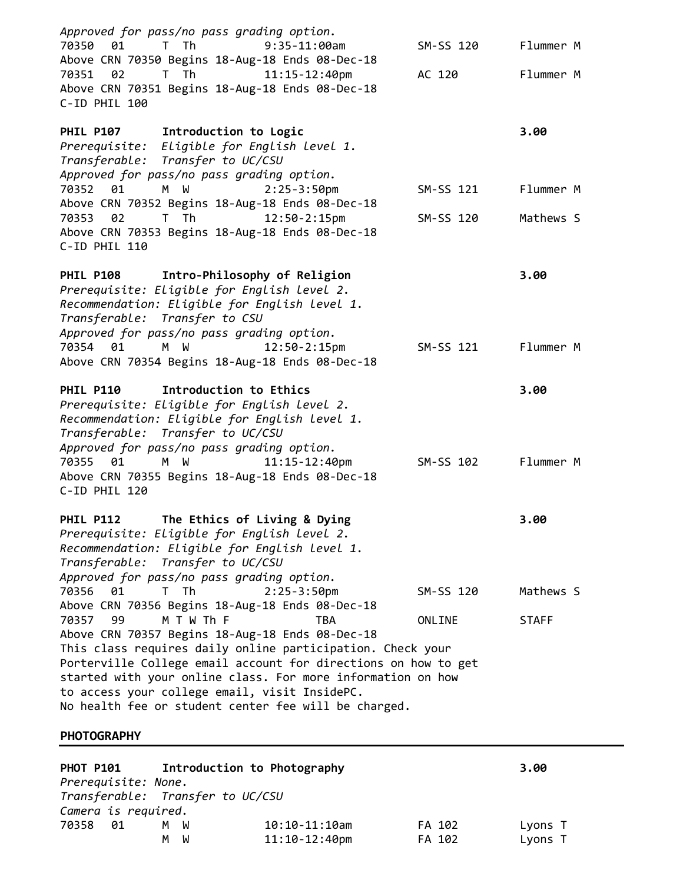*Approved for pass/no pass grading option.*

```
70350  01     T  Th         9:35-11:00am        SM-SS 120     Flummer M
Above CRN 70350 Begins 18-Aug-18 Ends 08-Dec-18
70351  02     T  Th         11:15-12:40pm       AC 120        Flummer M
Above CRN 70351 Begins 18-Aug-18 Ends 08-Dec-18
C-ID PHIL 100
```

**PHIL P107 Introduction to Logic** **3.00**

*Prerequisite: Eligible for English level 1.*
*Transferable: Transfer to UC/CSU*
*Approved for pass/no pass grading option.*

```
70352  01     M  W          2:25-3:50pm         SM-SS 121     Flummer M
Above CRN 70352 Begins 18-Aug-18 Ends 08-Dec-18
70353  02     T  Th         12:50-2:15pm        SM-SS 120     Mathews S
Above CRN 70353 Begins 18-Aug-18 Ends 08-Dec-18
C-ID PHIL 110
```

**PHIL P108 Intro-Philosophy of Religion** **3.00**

*Prerequisite: Eligible for English level 2.*
*Recommendation: Eligible for English level 1.*
*Transferable: Transfer to CSU*
*Approved for pass/no pass grading option.*

```
70354  01     M  W          12:50-2:15pm        SM-SS 121     Flummer M
Above CRN 70354 Begins 18-Aug-18 Ends 08-Dec-18
```

**PHIL P110 Introduction to Ethics** **3.00**

*Prerequisite: Eligible for English level 2.*
*Recommendation: Eligible for English level 1.*
*Transferable: Transfer to UC/CSU*
*Approved for pass/no pass grading option.*

```
70355  01     M  W          11:15-12:40pm       SM-SS 102     Flummer M
Above CRN 70355 Begins 18-Aug-18 Ends 08-Dec-18
C-ID PHIL 120
```

**PHIL P112 The Ethics of Living & Dying** **3.00**

*Prerequisite: Eligible for English level 2.*
*Recommendation: Eligible for English level 1.*
*Transferable: Transfer to UC/CSU*
*Approved for pass/no pass grading option.*

```
70356  01     T  Th         2:25-3:50pm         SM-SS 120     Mathews S
Above CRN 70356 Begins 18-Aug-18 Ends 08-Dec-18
70357  99     M T W Th F        TBA             ONLINE        STAFF
Above CRN 70357 Begins 18-Aug-18 Ends 08-Dec-18
This class requires daily online participation. Check your
Porterville College email account for directions on how to get
started with your online class. For more information on how
to access your college email, visit InsidePC.
No health fee or student center fee will be charged.
```

**PHOTOGRAPHY**

**PHOT P101 Introduction to Photography** **3.00**

*Prerequisite: None.*
*Transferable: Transfer to UC/CSU*
*Camera is required.*

```
70358  01     M  W          10:10-11:10am       FA 102        Lyons T
              M  W          11:10-12:40pm       FA 102        Lyons T
```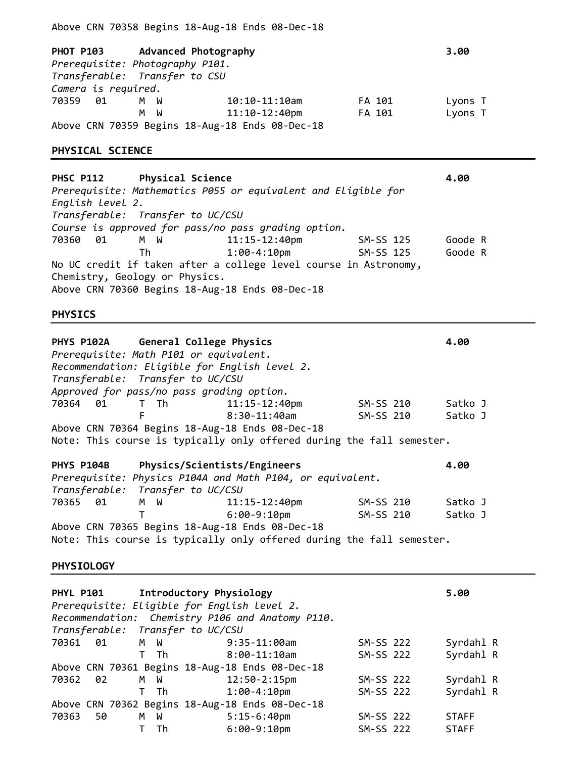Above CRN 70358 Begins 18-Aug-18 Ends 08-Dec-18

**PHOT P103 Advanced Photography** **3.00**

*Prerequisite: Photography P101.*
*Transferable: Transfer to CSU*
*Camera is required.*

| CRN | Sec | Days | Time | Room | Instructor |
|---|---|---|---|---|---|
| 70359 | 01 | M W | 10:10-11:10am | FA 101 | Lyons T |
| | | M W | 11:10-12:40pm | FA 101 | Lyons T |

Above CRN 70359 Begins 18-Aug-18 Ends 08-Dec-18

## PHYSICAL SCIENCE

**PHSC P112 Physical Science** **4.00**

*Prerequisite: Mathematics P055 or equivalent and Eligible for English level 2.*
*Transferable: Transfer to UC/CSU*
*Course is approved for pass/no pass grading option.*

| CRN | Sec | Days | Time | Room | Instructor |
|---|---|---|---|---|---|
| 70360 | 01 | M W | 11:15-12:40pm | SM-SS 125 | Goode R |
| | | Th | 1:00-4:10pm | SM-SS 125 | Goode R |

No UC credit if taken after a college level course in Astronomy, Chemistry, Geology or Physics.
Above CRN 70360 Begins 18-Aug-18 Ends 08-Dec-18

## PHYSICS

**PHYS P102A General College Physics** **4.00**

*Prerequisite: Math P101 or equivalent.*
*Recommendation: Eligible for English level 2.*
*Transferable: Transfer to UC/CSU*
*Approved for pass/no pass grading option.*

| CRN | Sec | Days | Time | Room | Instructor |
|---|---|---|---|---|---|
| 70364 | 01 | T Th | 11:15-12:40pm | SM-SS 210 | Satko J |
| | | F | 8:30-11:40am | SM-SS 210 | Satko J |

Above CRN 70364 Begins 18-Aug-18 Ends 08-Dec-18
Note: This course is typically only offered during the fall semester.

**PHYS P104B Physics/Scientists/Engineers** **4.00**

*Prerequisite: Physics P104A and Math P104, or equivalent.*
*Transferable: Transfer to UC/CSU*

| CRN | Sec | Days | Time | Room | Instructor |
|---|---|---|---|---|---|
| 70365 | 01 | M W | 11:15-12:40pm | SM-SS 210 | Satko J |
| | | T | 6:00-9:10pm | SM-SS 210 | Satko J |

Above CRN 70365 Begins 18-Aug-18 Ends 08-Dec-18
Note: This course is typically only offered during the fall semester.

## PHYSIOLOGY

**PHYL P101 Introductory Physiology** **5.00**

*Prerequisite: Eligible for English level 2.*
*Recommendation: Chemistry P106 and Anatomy P110.*
*Transferable: Transfer to UC/CSU*

| CRN | Sec | Days | Time | Room | Instructor |
|---|---|---|---|---|---|
| 70361 | 01 | M W | 9:35-11:00am | SM-SS 222 | Syrdahl R |
| | | T Th | 8:00-11:10am | SM-SS 222 | Syrdahl R |

Above CRN 70361 Begins 18-Aug-18 Ends 08-Dec-18

| CRN | Sec | Days | Time | Room | Instructor |
|---|---|---|---|---|---|
| 70362 | 02 | M W | 12:50-2:15pm | SM-SS 222 | Syrdahl R |
| | | T Th | 1:00-4:10pm | SM-SS 222 | Syrdahl R |

Above CRN 70362 Begins 18-Aug-18 Ends 08-Dec-18

| CRN | Sec | Days | Time | Room | Instructor |
|---|---|---|---|---|---|
| 70363 | 50 | M W | 5:15-6:40pm | SM-SS 222 | STAFF |
| | | T Th | 6:00-9:10pm | SM-SS 222 | STAFF |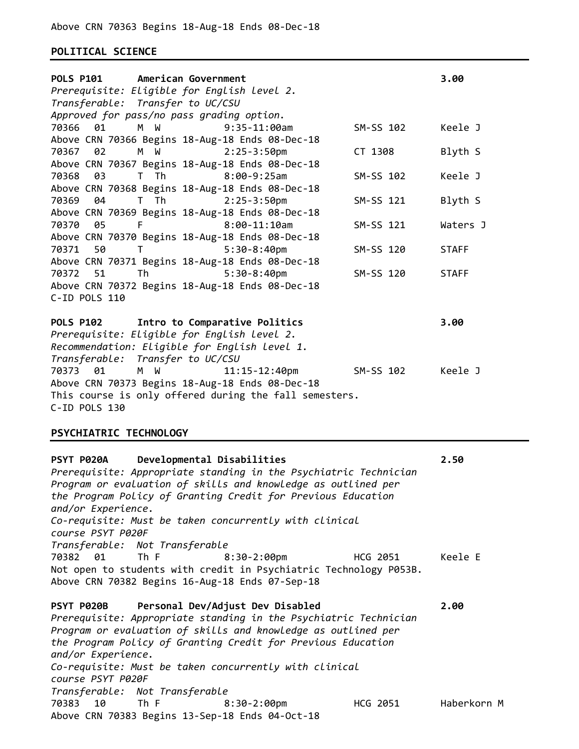Above CRN 70363 Begins 18-Aug-18 Ends 08-Dec-18

## POLITICAL SCIENCE

**POLS P101 American Government 3.00**

*Prerequisite: Eligible for English level 2.*
*Transferable: Transfer to UC/CSU*
*Approved for pass/no pass grading option.*

| CRN | Sec | Days | Time | Room | Instructor |
|---|---|---|---|---|---|
| 70366 | 01 | M W | 9:35-11:00am | SM-SS 102 | Keele J |

Above CRN 70366 Begins 18-Aug-18 Ends 08-Dec-18

| CRN | Sec | Days | Time | Room | Instructor |
|---|---|---|---|---|---|
| 70367 | 02 | M W | 2:25-3:50pm | CT 1308 | Blyth S |

Above CRN 70367 Begins 18-Aug-18 Ends 08-Dec-18

| CRN | Sec | Days | Time | Room | Instructor |
|---|---|---|---|---|---|
| 70368 | 03 | T Th | 8:00-9:25am | SM-SS 102 | Keele J |

Above CRN 70368 Begins 18-Aug-18 Ends 08-Dec-18

| CRN | Sec | Days | Time | Room | Instructor |
|---|---|---|---|---|---|
| 70369 | 04 | T Th | 2:25-3:50pm | SM-SS 121 | Blyth S |

Above CRN 70369 Begins 18-Aug-18 Ends 08-Dec-18

| CRN | Sec | Days | Time | Room | Instructor |
|---|---|---|---|---|---|
| 70370 | 05 | F | 8:00-11:10am | SM-SS 121 | Waters J |

Above CRN 70370 Begins 18-Aug-18 Ends 08-Dec-18

| CRN | Sec | Days | Time | Room | Instructor |
|---|---|---|---|---|---|
| 70371 | 50 | T | 5:30-8:40pm | SM-SS 120 | STAFF |

Above CRN 70371 Begins 18-Aug-18 Ends 08-Dec-18

| CRN | Sec | Days | Time | Room | Instructor |
|---|---|---|---|---|---|
| 70372 | 51 | Th | 5:30-8:40pm | SM-SS 120 | STAFF |

Above CRN 70372 Begins 18-Aug-18 Ends 08-Dec-18
C-ID POLS 110

**POLS P102 Intro to Comparative Politics 3.00**

*Prerequisite: Eligible for English level 2.*
*Recommendation: Eligible for English level 1.*
*Transferable: Transfer to UC/CSU*

| CRN | Sec | Days | Time | Room | Instructor |
|---|---|---|---|---|---|
| 70373 | 01 | M W | 11:15-12:40pm | SM-SS 102 | Keele J |

Above CRN 70373 Begins 18-Aug-18 Ends 08-Dec-18
This course is only offered during the fall semesters.
C-ID POLS 130

## PSYCHIATRIC TECHNOLOGY

**PSYT P020A Developmental Disabilities 2.50**

*Prerequisite: Appropriate standing in the Psychiatric Technician Program or evaluation of skills and knowledge as outlined per the Program Policy of Granting Credit for Previous Education and/or Experience.*
*Co-requisite: Must be taken concurrently with clinical course PSYT P020F*
*Transferable: Not Transferable*

| CRN | Sec | Days | Time | Room | Instructor |
|---|---|---|---|---|---|
| 70382 | 01 | Th F | 8:30-2:00pm | HCG 2051 | Keele E |

Not open to students with credit in Psychiatric Technology P053B.
Above CRN 70382 Begins 16-Aug-18 Ends 07-Sep-18

**PSYT P020B Personal Dev/Adjust Dev Disabled 2.00**

*Prerequisite: Appropriate standing in the Psychiatric Technician Program or evaluation of skills and knowledge as outlined per the Program Policy of Granting Credit for Previous Education and/or Experience.*
*Co-requisite: Must be taken concurrently with clinical course PSYT P020F*
*Transferable: Not Transferable*

| CRN | Sec | Days | Time | Room | Instructor |
|---|---|---|---|---|---|
| 70383 | 10 | Th F | 8:30-2:00pm | HCG 2051 | Haberkorn M |

Above CRN 70383 Begins 13-Sep-18 Ends 04-Oct-18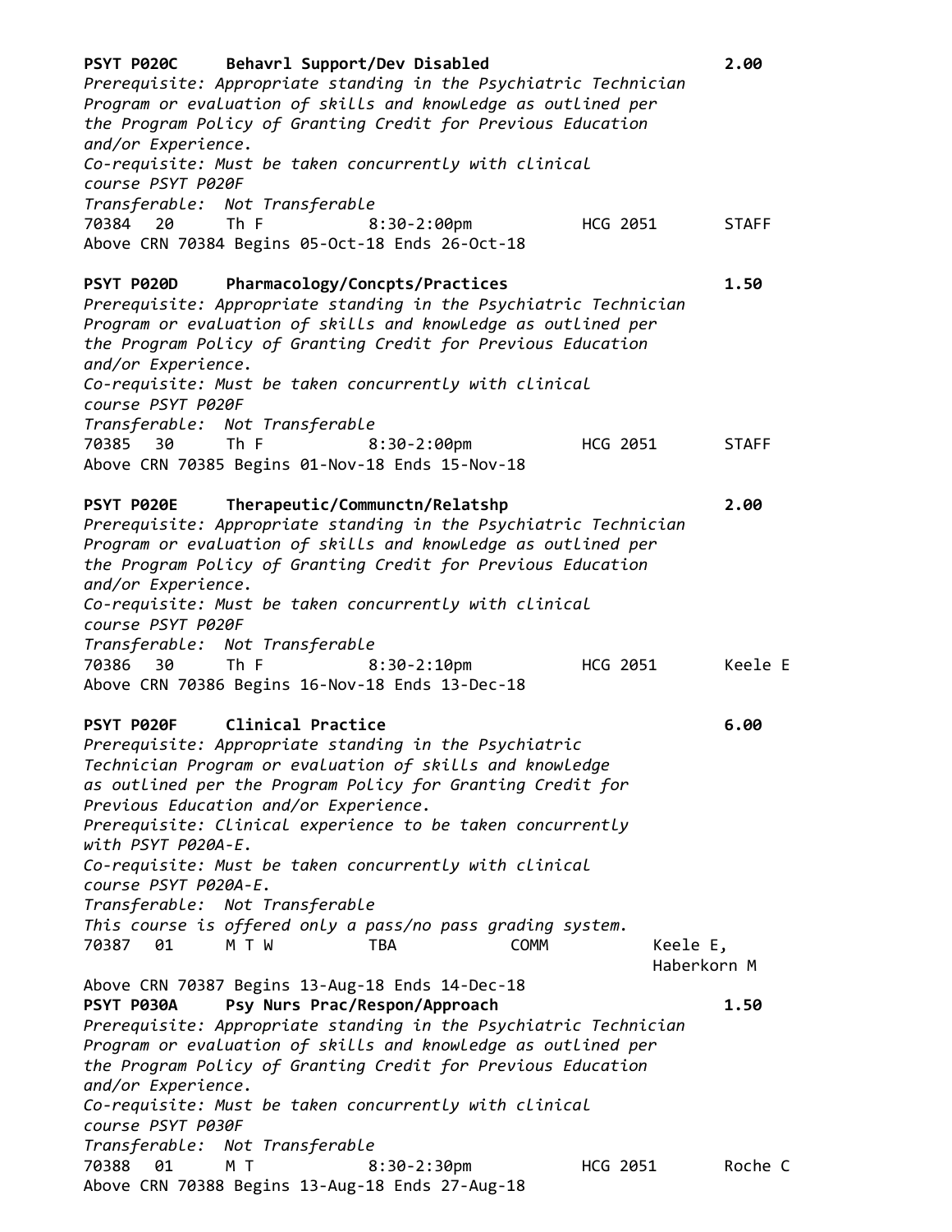**PSYT P020C Behavrl Support/Dev Disabled 2.00**

*Prerequisite: Appropriate standing in the Psychiatric Technician Program or evaluation of skills and knowledge as outlined per the Program Policy of Granting Credit for Previous Education and/or Experience.*

*Co-requisite: Must be taken concurrently with clinical course PSYT P020F*

*Transferable: Not Transferable*

| CRN | Sec | Days | Time | Room | Instructor |
|---|---|---|---|---|---|
| 70384 | 20 | Th F | 8:30-2:00pm | HCG 2051 | STAFF |

Above CRN 70384 Begins 05-Oct-18 Ends 26-Oct-18

**PSYT P020D Pharmacology/Concpts/Practices 1.50**

*Prerequisite: Appropriate standing in the Psychiatric Technician Program or evaluation of skills and knowledge as outlined per the Program Policy of Granting Credit for Previous Education and/or Experience.*

*Co-requisite: Must be taken concurrently with clinical course PSYT P020F*

*Transferable: Not Transferable*

| CRN | Sec | Days | Time | Room | Instructor |
|---|---|---|---|---|---|
| 70385 | 30 | Th F | 8:30-2:00pm | HCG 2051 | STAFF |

Above CRN 70385 Begins 01-Nov-18 Ends 15-Nov-18

**PSYT P020E Therapeutic/Communctn/Relatshp 2.00**

*Prerequisite: Appropriate standing in the Psychiatric Technician Program or evaluation of skills and knowledge as outlined per the Program Policy of Granting Credit for Previous Education and/or Experience.*

*Co-requisite: Must be taken concurrently with clinical course PSYT P020F*

*Transferable: Not Transferable*

| CRN | Sec | Days | Time | Room | Instructor |
|---|---|---|---|---|---|
| 70386 | 30 | Th F | 8:30-2:10pm | HCG 2051 | Keele E |

Above CRN 70386 Begins 16-Nov-18 Ends 13-Dec-18

**PSYT P020F Clinical Practice 6.00**

*Prerequisite: Appropriate standing in the Psychiatric Technician Program or evaluation of skills and knowledge as outlined per the Program Policy for Granting Credit for Previous Education and/or Experience.*

*Prerequisite: Clinical experience to be taken concurrently with PSYT P020A-E.*

*Co-requisite: Must be taken concurrently with clinical course PSYT P020A-E.*

*Transferable: Not Transferable*

*This course is offered only a pass/no pass grading system.*

| CRN | Sec | Days | Time | Room | Instructor |
|---|---|---|---|---|---|
| 70387 | 01 | M T W | TBA | COMM | Keele E, Haberkorn M |

Above CRN 70387 Begins 13-Aug-18 Ends 14-Dec-18

**PSYT P030A Psy Nurs Prac/Respon/Approach 1.50**

*Prerequisite: Appropriate standing in the Psychiatric Technician Program or evaluation of skills and knowledge as outlined per the Program Policy of Granting Credit for Previous Education and/or Experience.*

*Co-requisite: Must be taken concurrently with clinical course PSYT P030F*

*Transferable: Not Transferable*

| CRN | Sec | Days | Time | Room | Instructor |
|---|---|---|---|---|---|
| 70388 | 01 | M T | 8:30-2:30pm | HCG 2051 | Roche C |

Above CRN 70388 Begins 13-Aug-18 Ends 27-Aug-18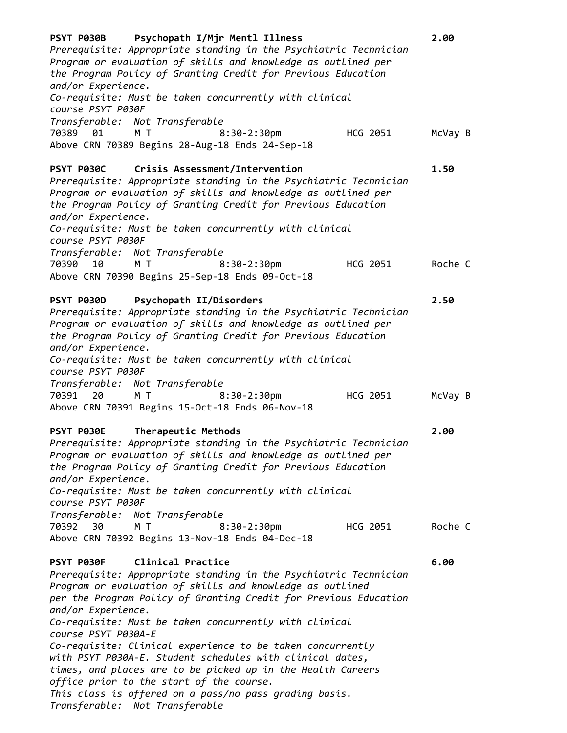**PSYT P030B Psychopath I/Mjr Mentl Illness** **2.00**

*Prerequisite: Appropriate standing in the Psychiatric Technician Program or evaluation of skills and knowledge as outlined per the Program Policy of Granting Credit for Previous Education and/or Experience.*
*Co-requisite: Must be taken concurrently with clinical course PSYT P030F*
*Transferable: Not Transferable*

| CRN | Sec | Days | Time | Room | Instructor |
|---|---|---|---|---|---|
| 70389 | 01 | M T | 8:30-2:30pm | HCG 2051 | McVay B |

Above CRN 70389 Begins 28-Aug-18 Ends 24-Sep-18

**PSYT P030C Crisis Assessment/Intervention** **1.50**

*Prerequisite: Appropriate standing in the Psychiatric Technician Program or evaluation of skills and knowledge as outlined per the Program Policy of Granting Credit for Previous Education and/or Experience.*
*Co-requisite: Must be taken concurrently with clinical course PSYT P030F*
*Transferable: Not Transferable*

| CRN | Sec | Days | Time | Room | Instructor |
|---|---|---|---|---|---|
| 70390 | 10 | M T | 8:30-2:30pm | HCG 2051 | Roche C |

Above CRN 70390 Begins 25-Sep-18 Ends 09-Oct-18

**PSYT P030D Psychopath II/Disorders** **2.50**

*Prerequisite: Appropriate standing in the Psychiatric Technician Program or evaluation of skills and knowledge as outlined per the Program Policy of Granting Credit for Previous Education and/or Experience.*
*Co-requisite: Must be taken concurrently with clinical course PSYT P030F*
*Transferable: Not Transferable*

| CRN | Sec | Days | Time | Room | Instructor |
|---|---|---|---|---|---|
| 70391 | 20 | M T | 8:30-2:30pm | HCG 2051 | McVay B |

Above CRN 70391 Begins 15-Oct-18 Ends 06-Nov-18

**PSYT P030E Therapeutic Methods** **2.00**

*Prerequisite: Appropriate standing in the Psychiatric Technician Program or evaluation of skills and knowledge as outlined per the Program Policy of Granting Credit for Previous Education and/or Experience.*
*Co-requisite: Must be taken concurrently with clinical course PSYT P030F*
*Transferable: Not Transferable*

| CRN | Sec | Days | Time | Room | Instructor |
|---|---|---|---|---|---|
| 70392 | 30 | M T | 8:30-2:30pm | HCG 2051 | Roche C |

Above CRN 70392 Begins 13-Nov-18 Ends 04-Dec-18

**PSYT P030F Clinical Practice** **6.00**

*Prerequisite: Appropriate standing in the Psychiatric Technician Program or evaluation of skills and knowledge as outlined per the Program Policy of Granting Credit for Previous Education and/or Experience.*
*Co-requisite: Must be taken concurrently with clinical course PSYT P030A-E*
*Co-requisite: Clinical experience to be taken concurrently with PSYT P030A-E. Student schedules with clinical dates, times, and places are to be picked up in the Health Careers office prior to the start of the course.*
*This class is offered on a pass/no pass grading basis.*
*Transferable: Not Transferable*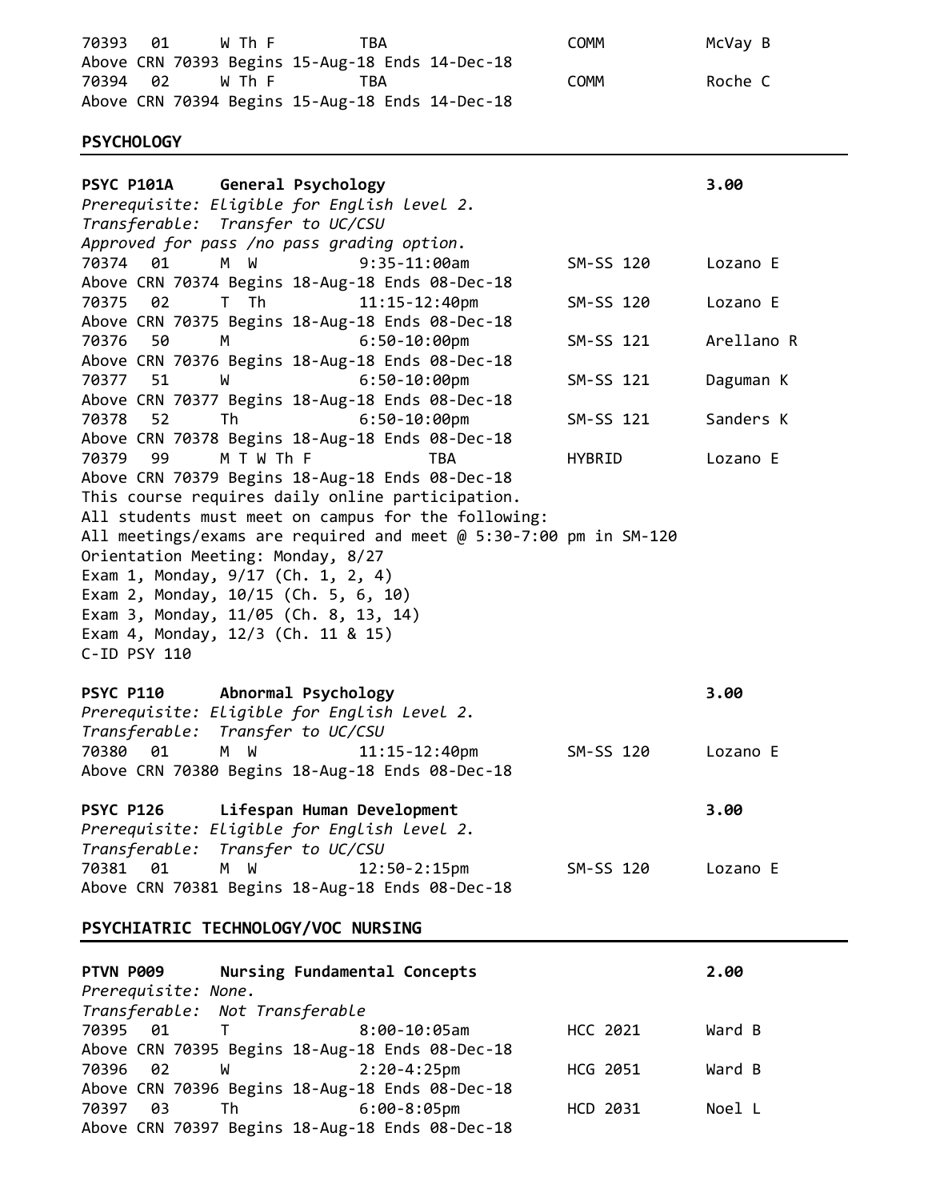70393   01   W Th F   TBA   COMM   McVay B
Above CRN 70393 Begins 15-Aug-18 Ends 14-Dec-18
70394   02   W Th F   TBA   COMM   Roche C
Above CRN 70394 Begins 15-Aug-18 Ends 14-Dec-18

## PSYCHOLOGY

**PSYC P101A   General Psychology   3.00**

*Prerequisite: Eligible for English level 2.*
*Transferable: Transfer to UC/CSU*
*Approved for pass /no pass grading option.*

| CRN | Sec | Days | Time | Location | Instructor |
|---|---|---|---|---|---|
| 70374 | 01 | M W | 9:35-11:00am | SM-SS 120 | Lozano E |
| Above CRN 70374 Begins 18-Aug-18 Ends 08-Dec-18 | | | | | |
| 70375 | 02 | T Th | 11:15-12:40pm | SM-SS 120 | Lozano E |
| Above CRN 70375 Begins 18-Aug-18 Ends 08-Dec-18 | | | | | |
| 70376 | 50 | M | 6:50-10:00pm | SM-SS 121 | Arellano R |
| Above CRN 70376 Begins 18-Aug-18 Ends 08-Dec-18 | | | | | |
| 70377 | 51 | W | 6:50-10:00pm | SM-SS 121 | Daguman K |
| Above CRN 70377 Begins 18-Aug-18 Ends 08-Dec-18 | | | | | |
| 70378 | 52 | Th | 6:50-10:00pm | SM-SS 121 | Sanders K |
| Above CRN 70378 Begins 18-Aug-18 Ends 08-Dec-18 | | | | | |
| 70379 | 99 | M T W Th F | TBA | HYBRID | Lozano E |
| Above CRN 70379 Begins 18-Aug-18 Ends 08-Dec-18 | | | | | |

This course requires daily online participation.
All students must meet on campus for the following:
All meetings/exams are required and meet @ 5:30-7:00 pm in SM-120
Orientation Meeting: Monday, 8/27
Exam 1, Monday, 9/17 (Ch. 1, 2, 4)
Exam 2, Monday, 10/15 (Ch. 5, 6, 10)
Exam 3, Monday, 11/05 (Ch. 8, 13, 14)
Exam 4, Monday, 12/3 (Ch. 11 & 15)
C-ID PSY 110

**PSYC P110   Abnormal Psychology   3.00**

*Prerequisite: Eligible for English Level 2.*
*Transferable: Transfer to UC/CSU*

| CRN | Sec | Days | Time | Location | Instructor |
|---|---|---|---|---|---|
| 70380 | 01 | M W | 11:15-12:40pm | SM-SS 120 | Lozano E |
| Above CRN 70380 Begins 18-Aug-18 Ends 08-Dec-18 | | | | | |

**PSYC P126   Lifespan Human Development   3.00**

*Prerequisite: Eligible for English level 2.*
*Transferable: Transfer to UC/CSU*

| CRN | Sec | Days | Time | Location | Instructor |
|---|---|---|---|---|---|
| 70381 | 01 | M W | 12:50-2:15pm | SM-SS 120 | Lozano E |
| Above CRN 70381 Begins 18-Aug-18 Ends 08-Dec-18 | | | | | |

## PSYCHIATRIC TECHNOLOGY/VOC NURSING

**PTVN P009   Nursing Fundamental Concepts   2.00**

*Prerequisite: None.*
*Transferable: Not Transferable*

| CRN | Sec | Days | Time | Location | Instructor |
|---|---|---|---|---|---|
| 70395 | 01 | T | 8:00-10:05am | HCC 2021 | Ward B |
| Above CRN 70395 Begins 18-Aug-18 Ends 08-Dec-18 | | | | | |
| 70396 | 02 | W | 2:20-4:25pm | HCG 2051 | Ward B |
| Above CRN 70396 Begins 18-Aug-18 Ends 08-Dec-18 | | | | | |
| 70397 | 03 | Th | 6:00-8:05pm | HCD 2031 | Noel L |
| Above CRN 70397 Begins 18-Aug-18 Ends 08-Dec-18 | | | | | |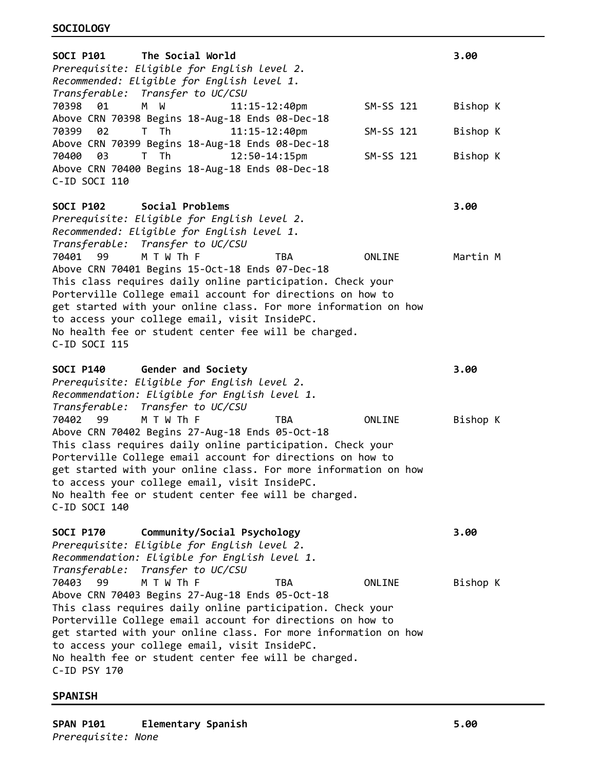## SOCIOLOGY

**SOCI P101 The Social World** **3.00**

*Prerequisite: Eligible for English level 2.*
*Recommended: Eligible for English level 1.*
*Transferable: Transfer to UC/CSU*

| CRN | Sec | Days | Time | Room | Instructor |
|---|---|---|---|---|---|
| 70398 | 01 | M W | 11:15-12:40pm | SM-SS 121 | Bishop K |

Above CRN 70398 Begins 18-Aug-18 Ends 08-Dec-18

| CRN | Sec | Days | Time | Room | Instructor |
|---|---|---|---|---|---|
| 70399 | 02 | T Th | 11:15-12:40pm | SM-SS 121 | Bishop K |

Above CRN 70399 Begins 18-Aug-18 Ends 08-Dec-18

| CRN | Sec | Days | Time | Room | Instructor |
|---|---|---|---|---|---|
| 70400 | 03 | T Th | 12:50-14:15pm | SM-SS 121 | Bishop K |

Above CRN 70400 Begins 18-Aug-18 Ends 08-Dec-18
C-ID SOCI 110

**SOCI P102 Social Problems** **3.00**

*Prerequisite: Eligible for English level 2.*
*Recommended: Eligible for English level 1.*
*Transferable: Transfer to UC/CSU*

| CRN | Sec | Days | Time | Room | Instructor |
|---|---|---|---|---|---|
| 70401 | 99 | M T W Th F | TBA | ONLINE | Martin M |

Above CRN 70401 Begins 15-Oct-18 Ends 07-Dec-18
This class requires daily online participation. Check your Porterville College email account for directions on how to get started with your online class. For more information on how to access your college email, visit InsidePC.
No health fee or student center fee will be charged.
C-ID SOCI 115

**SOCI P140 Gender and Society** **3.00**

*Prerequisite: Eligible for English level 2.*
*Recommendation: Eligible for English level 1.*
*Transferable: Transfer to UC/CSU*

| CRN | Sec | Days | Time | Room | Instructor |
|---|---|---|---|---|---|
| 70402 | 99 | M T W Th F | TBA | ONLINE | Bishop K |

Above CRN 70402 Begins 27-Aug-18 Ends 05-Oct-18
This class requires daily online participation. Check your Porterville College email account for directions on how to get started with your online class. For more information on how to access your college email, visit InsidePC.
No health fee or student center fee will be charged.
C-ID SOCI 140

**SOCI P170 Community/Social Psychology** **3.00**

*Prerequisite: Eligible for English level 2.*
*Recommendation: Eligible for English level 1.*
*Transferable: Transfer to UC/CSU*

| CRN | Sec | Days | Time | Room | Instructor |
|---|---|---|---|---|---|
| 70403 | 99 | M T W Th F | TBA | ONLINE | Bishop K |

Above CRN 70403 Begins 27-Aug-18 Ends 05-Oct-18
This class requires daily online participation. Check your Porterville College email account for directions on how to get started with your online class. For more information on how to access your college email, visit InsidePC.
No health fee or student center fee will be charged.
C-ID PSY 170

## SPANISH

**SPAN P101 Elementary Spanish** **5.00**

*Prerequisite: None*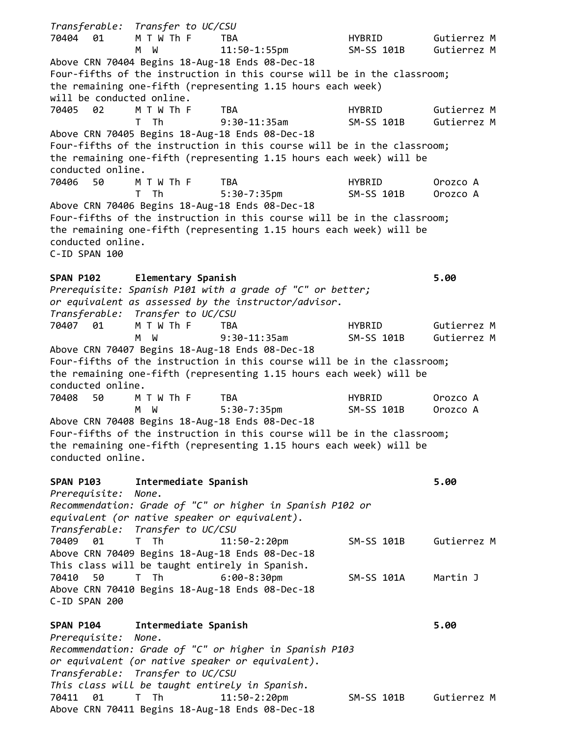*Transferable: Transfer to UC/CSU*

| CRN | Sec | Days | Time | Location | Instructor |
|---|---|---|---|---|---|
| 70404 | 01 | M T W Th F | TBA | HYBRID | Gutierrez M |
| | | M W | 11:50-1:55pm | SM-SS 101B | Gutierrez M |

Above CRN 70404 Begins 18-Aug-18 Ends 08-Dec-18
Four-fifths of the instruction in this course will be in the classroom; the remaining one-fifth (representing 1.15 hours each week) will be conducted online.

| CRN | Sec | Days | Time | Location | Instructor |
|---|---|---|---|---|---|
| 70405 | 02 | M T W Th F | TBA | HYBRID | Gutierrez M |
| | | T Th | 9:30-11:35am | SM-SS 101B | Gutierrez M |

Above CRN 70405 Begins 18-Aug-18 Ends 08-Dec-18
Four-fifths of the instruction in this course will be in the classroom; the remaining one-fifth (representing 1.15 hours each week) will be conducted online.

| CRN | Sec | Days | Time | Location | Instructor |
|---|---|---|---|---|---|
| 70406 | 50 | M T W Th F | TBA | HYBRID | Orozco A |
| | | T Th | 5:30-7:35pm | SM-SS 101B | Orozco A |

Above CRN 70406 Begins 18-Aug-18 Ends 08-Dec-18
Four-fifths of the instruction in this course will be in the classroom; the remaining one-fifth (representing 1.15 hours each week) will be conducted online.
C-ID SPAN 100

**SPAN P102 Elementary Spanish 5.00**

*Prerequisite: Spanish P101 with a grade of "C" or better; or equivalent as assessed by the instructor/advisor.*
*Transferable: Transfer to UC/CSU*

| CRN | Sec | Days | Time | Location | Instructor |
|---|---|---|---|---|---|
| 70407 | 01 | M T W Th F | TBA | HYBRID | Gutierrez M |
| | | M W | 9:30-11:35am | SM-SS 101B | Gutierrez M |

Above CRN 70407 Begins 18-Aug-18 Ends 08-Dec-18
Four-fifths of the instruction in this course will be in the classroom; the remaining one-fifth (representing 1.15 hours each week) will be conducted online.

| CRN | Sec | Days | Time | Location | Instructor |
|---|---|---|---|---|---|
| 70408 | 50 | M T W Th F | TBA | HYBRID | Orozco A |
| | | M W | 5:30-7:35pm | SM-SS 101B | Orozco A |

Above CRN 70408 Begins 18-Aug-18 Ends 08-Dec-18
Four-fifths of the instruction in this course will be in the classroom; the remaining one-fifth (representing 1.15 hours each week) will be conducted online.

**SPAN P103 Intermediate Spanish 5.00**

*Prerequisite: None.*
*Recommendation: Grade of "C" or higher in Spanish P102 or equivalent (or native speaker or equivalent).*
*Transferable: Transfer to UC/CSU*

| CRN | Sec | Days | Time | Location | Instructor |
|---|---|---|---|---|---|
| 70409 | 01 | T Th | 11:50-2:20pm | SM-SS 101B | Gutierrez M |

Above CRN 70409 Begins 18-Aug-18 Ends 08-Dec-18
This class will be taught entirely in Spanish.

| CRN | Sec | Days | Time | Location | Instructor |
|---|---|---|---|---|---|
| 70410 | 50 | T Th | 6:00-8:30pm | SM-SS 101A | Martin J |

Above CRN 70410 Begins 18-Aug-18 Ends 08-Dec-18
C-ID SPAN 200

**SPAN P104 Intermediate Spanish 5.00**

*Prerequisite: None.*
*Recommendation: Grade of "C" or higher in Spanish P103 or equivalent (or native speaker or equivalent).*
*Transferable: Transfer to UC/CSU*
*This class will be taught entirely in Spanish.*

| CRN | Sec | Days | Time | Location | Instructor |
|---|---|---|---|---|---|
| 70411 | 01 | T Th | 11:50-2:20pm | SM-SS 101B | Gutierrez M |

Above CRN 70411 Begins 18-Aug-18 Ends 08-Dec-18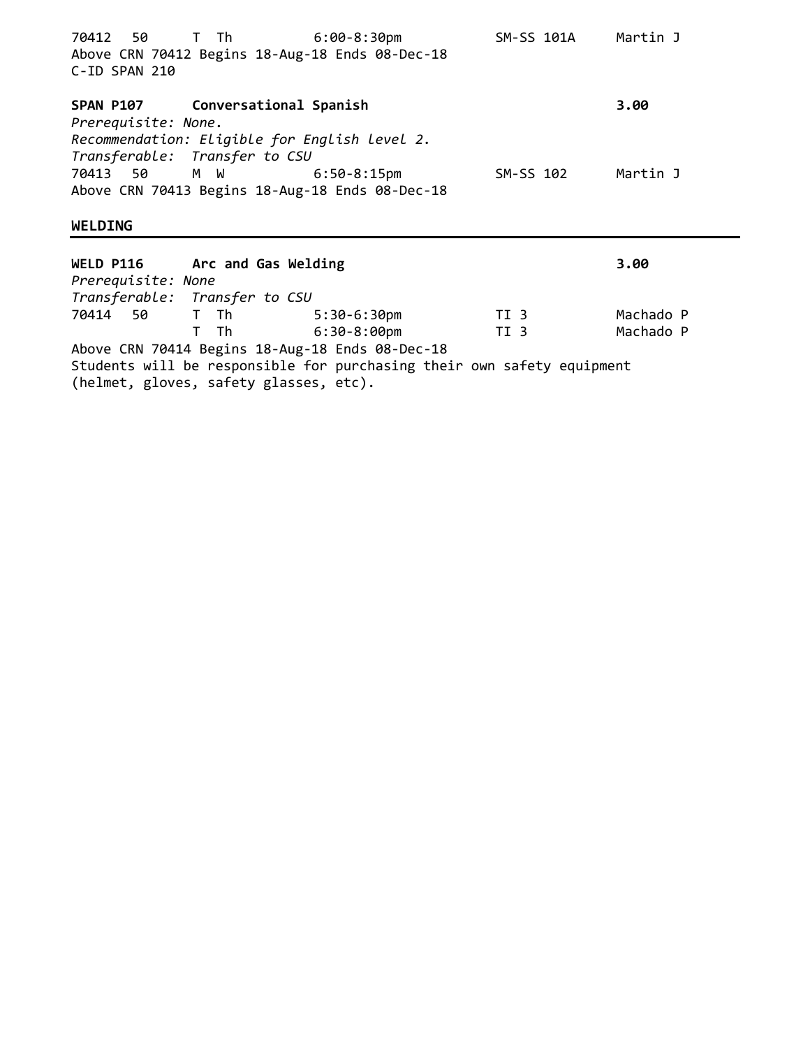| | | | | | |
|---|---|---|---|---|---|
| 70412 | 50 | T Th | 6:00-8:30pm | SM-SS 101A | Martin J |

Above CRN 70412 Begins 18-Aug-18 Ends 08-Dec-18
C-ID SPAN 210

**SPAN P107 Conversational Spanish** **3.00**

*Prerequisite: None.*
*Recommendation: Eligible for English level 2.*
*Transferable: Transfer to CSU*

| | | | | | |
|---|---|---|---|---|---|
| 70413 | 50 | M W | 6:50-8:15pm | SM-SS 102 | Martin J |

Above CRN 70413 Begins 18-Aug-18 Ends 08-Dec-18

## WELDING

**WELD P116 Arc and Gas Welding** **3.00**

*Prerequisite: None*
*Transferable: Transfer to CSU*

| | | | | | |
|---|---|---|---|---|---|
| 70414 | 50 | T Th | 5:30-6:30pm | TI 3 | Machado P |
| | | T Th | 6:30-8:00pm | TI 3 | Machado P |

Above CRN 70414 Begins 18-Aug-18 Ends 08-Dec-18
Students will be responsible for purchasing their own safety equipment (helmet, gloves, safety glasses, etc).